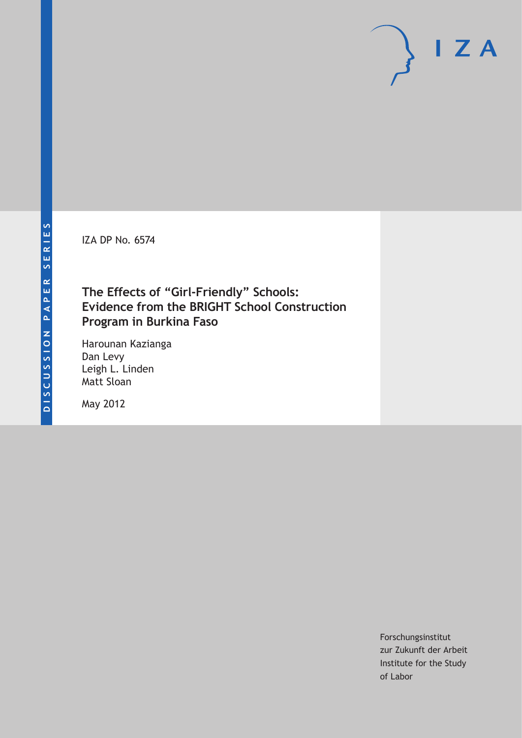DISCUSSION PAPER SERIES

IZA DP No. 6574

# The Effects of "Girl-Friendly" Schools: Evidence from the BRIGHT School Construction Program in Burkina Faso

Harounan Kazianga
Dan Levy
Leigh L. Linden
Matt Sloan

May 2012

Forschungsinstitut
zur Zukunft der Arbeit
Institute for the Study
of Labor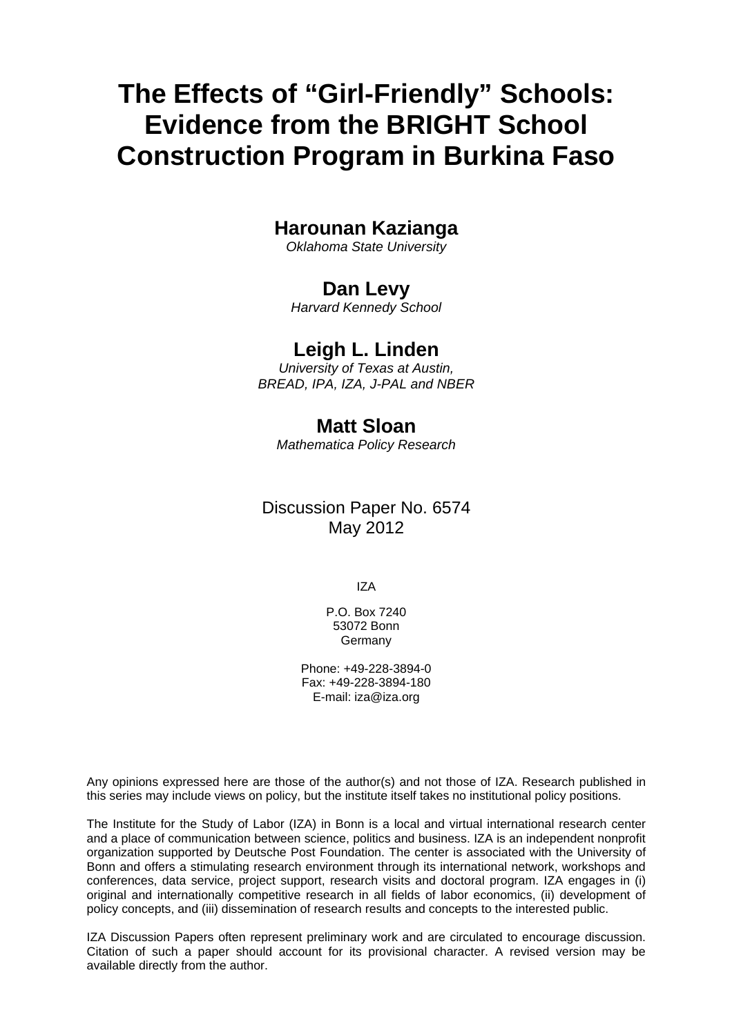# The Effects of "Girl-Friendly" Schools: Evidence from the BRIGHT School Construction Program in Burkina Faso

**Harounan Kazianga**
*Oklahoma State University*

**Dan Levy**
*Harvard Kennedy School*

**Leigh L. Linden**
*University of Texas at Austin, BREAD, IPA, IZA, J-PAL and NBER*

**Matt Sloan**
*Mathematica Policy Research*

Discussion Paper No. 6574
May 2012

IZA

P.O. Box 7240
53072 Bonn
Germany

Phone: +49-228-3894-0
Fax: +49-228-3894-180
E-mail: iza@iza.org

Any opinions expressed here are those of the author(s) and not those of IZA. Research published in this series may include views on policy, but the institute itself takes no institutional policy positions.

The Institute for the Study of Labor (IZA) in Bonn is a local and virtual international research center and a place of communication between science, politics and business. IZA is an independent nonprofit organization supported by Deutsche Post Foundation. The center is associated with the University of Bonn and offers a stimulating research environment through its international network, workshops and conferences, data service, project support, research visits and doctoral program. IZA engages in (i) original and internationally competitive research in all fields of labor economics, (ii) development of policy concepts, and (iii) dissemination of research results and concepts to the interested public.

IZA Discussion Papers often represent preliminary work and are circulated to encourage discussion. Citation of such a paper should account for its provisional character. A revised version may be available directly from the author.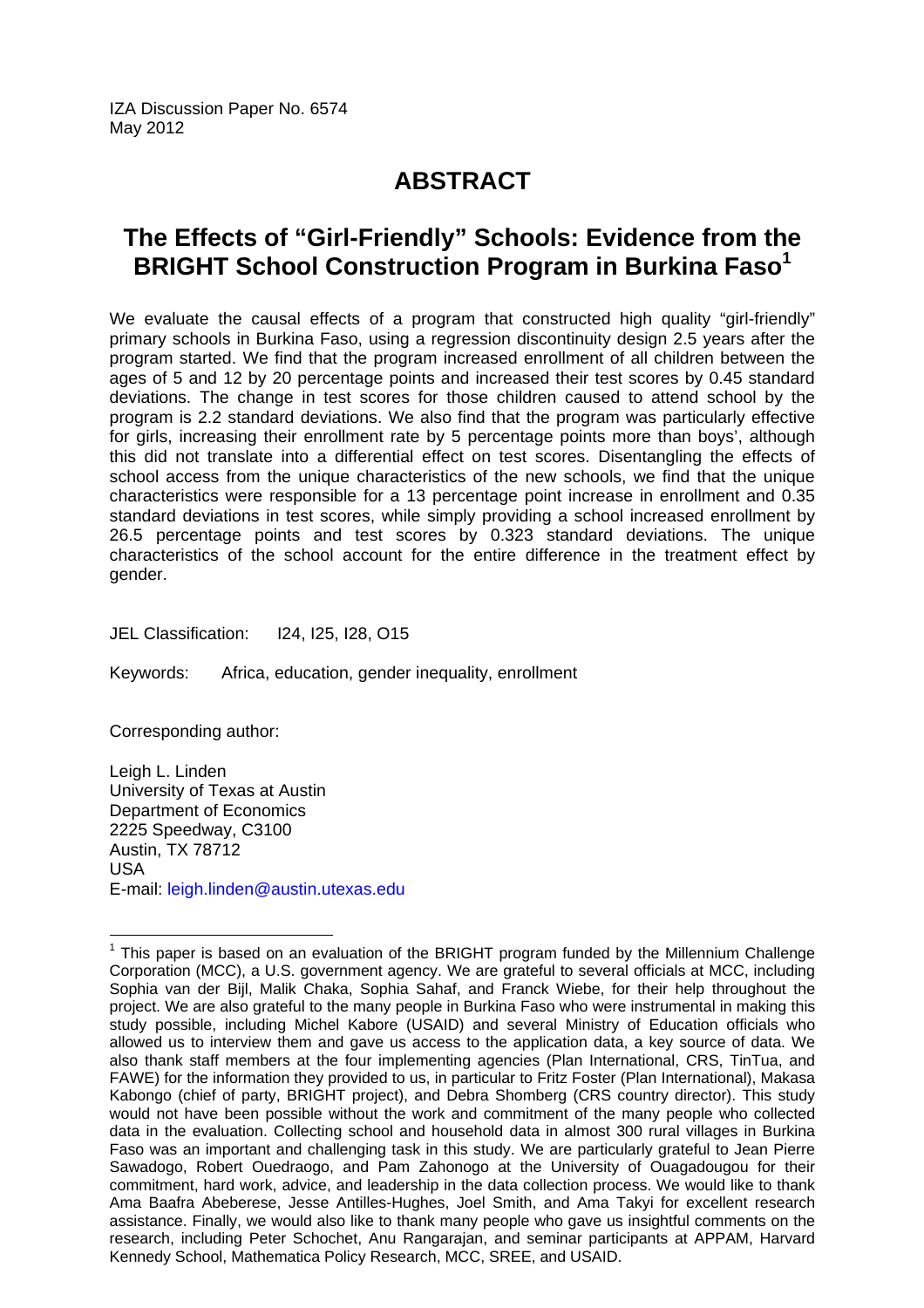IZA Discussion Paper No. 6574
May 2012

# ABSTRACT

## The Effects of "Girl-Friendly" Schools: Evidence from the BRIGHT School Construction Program in Burkina Faso[1]

We evaluate the causal effects of a program that constructed high quality "girl-friendly" primary schools in Burkina Faso, using a regression discontinuity design 2.5 years after the program started. We find that the program increased enrollment of all children between the ages of 5 and 12 by 20 percentage points and increased their test scores by 0.45 standard deviations. The change in test scores for those children caused to attend school by the program is 2.2 standard deviations. We also find that the program was particularly effective for girls, increasing their enrollment rate by 5 percentage points more than boys', although this did not translate into a differential effect on test scores. Disentangling the effects of school access from the unique characteristics of the new schools, we find that the unique characteristics were responsible for a 13 percentage point increase in enrollment and 0.35 standard deviations in test scores, while simply providing a school increased enrollment by 26.5 percentage points and test scores by 0.323 standard deviations. The unique characteristics of the school account for the entire difference in the treatment effect by gender.

JEL Classification: I24, I25, I28, O15

Keywords: Africa, education, gender inequality, enrollment

Corresponding author:

Leigh L. Linden
University of Texas at Austin
Department of Economics
2225 Speedway, C3100
Austin, TX 78712
USA
E-mail: leigh.linden@austin.utexas.edu

[1] This paper is based on an evaluation of the BRIGHT program funded by the Millennium Challenge Corporation (MCC), a U.S. government agency. We are grateful to several officials at MCC, including Sophia van der Bijl, Malik Chaka, Sophia Sahaf, and Franck Wiebe, for their help throughout the project. We are also grateful to the many people in Burkina Faso who were instrumental in making this study possible, including Michel Kabore (USAID) and several Ministry of Education officials who allowed us to interview them and gave us access to the application data, a key source of data. We also thank staff members at the four implementing agencies (Plan International, CRS, TinTua, and FAWE) for the information they provided to us, in particular to Fritz Foster (Plan International), Makasa Kabongo (chief of party, BRIGHT project), and Debra Shomberg (CRS country director). This study would not have been possible without the work and commitment of the many people who collected data in the evaluation. Collecting school and household data in almost 300 rural villages in Burkina Faso was an important and challenging task in this study. We are particularly grateful to Jean Pierre Sawadogo, Robert Ouedraogo, and Pam Zahonogo at the University of Ouagadougou for their commitment, hard work, advice, and leadership in the data collection process. We would like to thank Ama Baafra Abeberese, Jesse Antilles-Hughes, Joel Smith, and Ama Takyi for excellent research assistance. Finally, we would also like to thank many people who gave us insightful comments on the research, including Peter Schochet, Anu Rangarajan, and seminar participants at APPAM, Harvard Kennedy School, Mathematica Policy Research, MCC, SREE, and USAID.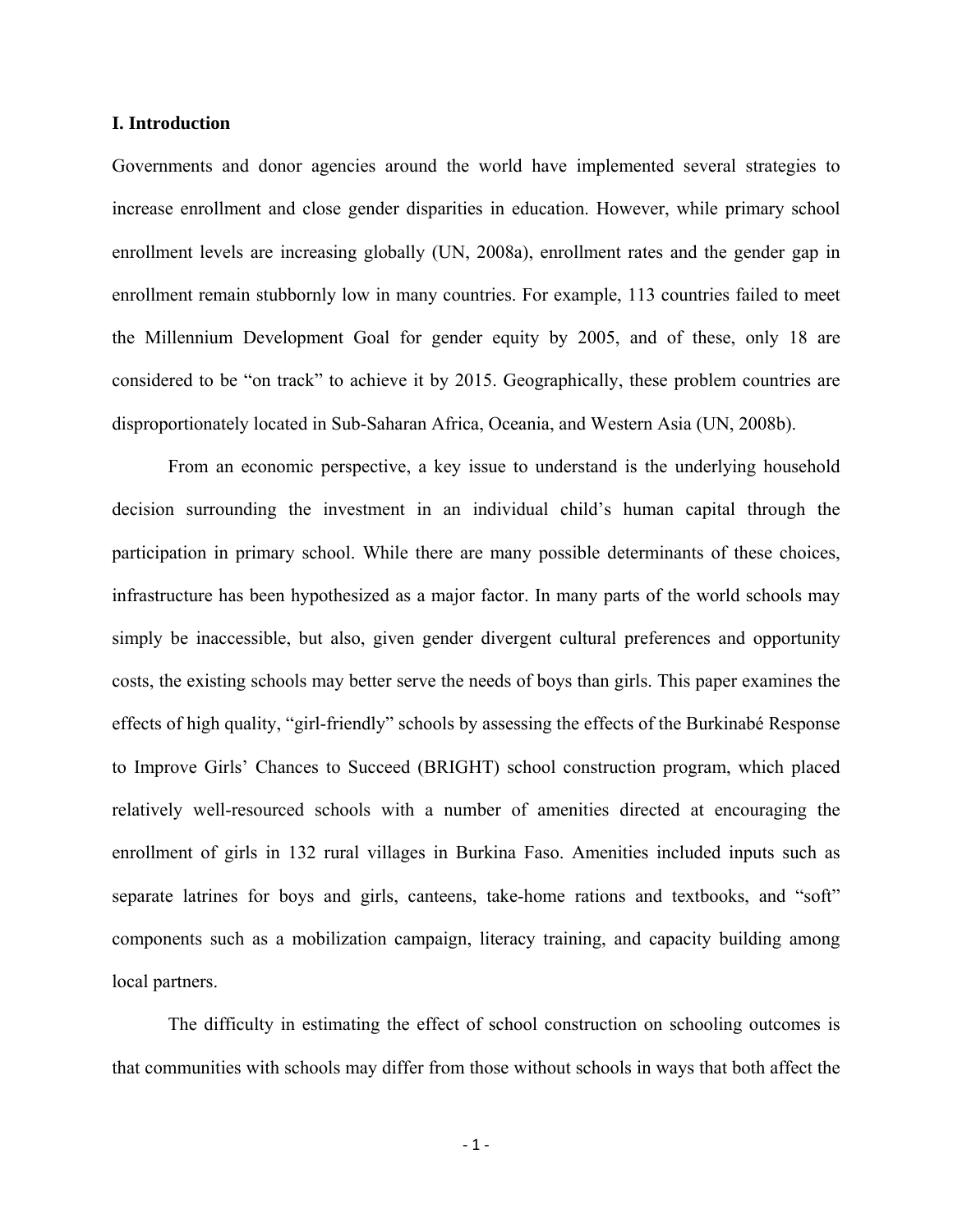## I. Introduction

Governments and donor agencies around the world have implemented several strategies to increase enrollment and close gender disparities in education. However, while primary school enrollment levels are increasing globally (UN, 2008a), enrollment rates and the gender gap in enrollment remain stubbornly low in many countries. For example, 113 countries failed to meet the Millennium Development Goal for gender equity by 2005, and of these, only 18 are considered to be "on track" to achieve it by 2015. Geographically, these problem countries are disproportionately located in Sub-Saharan Africa, Oceania, and Western Asia (UN, 2008b).

From an economic perspective, a key issue to understand is the underlying household decision surrounding the investment in an individual child's human capital through the participation in primary school. While there are many possible determinants of these choices, infrastructure has been hypothesized as a major factor. In many parts of the world schools may simply be inaccessible, but also, given gender divergent cultural preferences and opportunity costs, the existing schools may better serve the needs of boys than girls. This paper examines the effects of high quality, "girl-friendly" schools by assessing the effects of the Burkinabé Response to Improve Girls' Chances to Succeed (BRIGHT) school construction program, which placed relatively well-resourced schools with a number of amenities directed at encouraging the enrollment of girls in 132 rural villages in Burkina Faso. Amenities included inputs such as separate latrines for boys and girls, canteens, take-home rations and textbooks, and "soft" components such as a mobilization campaign, literacy training, and capacity building among local partners.

The difficulty in estimating the effect of school construction on schooling outcomes is that communities with schools may differ from those without schools in ways that both affect the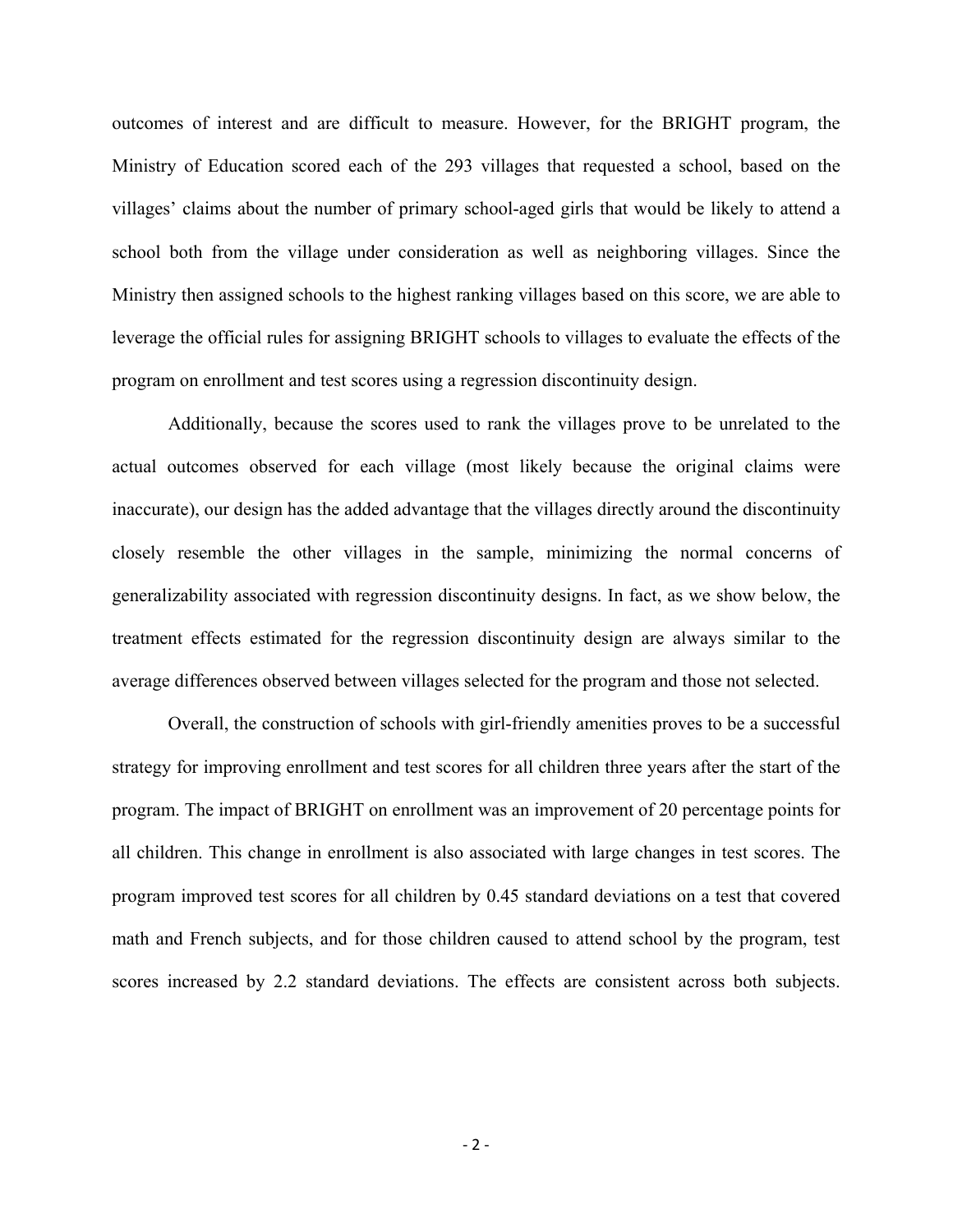outcomes of interest and are difficult to measure. However, for the BRIGHT program, the Ministry of Education scored each of the 293 villages that requested a school, based on the villages' claims about the number of primary school-aged girls that would be likely to attend a school both from the village under consideration as well as neighboring villages. Since the Ministry then assigned schools to the highest ranking villages based on this score, we are able to leverage the official rules for assigning BRIGHT schools to villages to evaluate the effects of the program on enrollment and test scores using a regression discontinuity design.

Additionally, because the scores used to rank the villages prove to be unrelated to the actual outcomes observed for each village (most likely because the original claims were inaccurate), our design has the added advantage that the villages directly around the discontinuity closely resemble the other villages in the sample, minimizing the normal concerns of generalizability associated with regression discontinuity designs. In fact, as we show below, the treatment effects estimated for the regression discontinuity design are always similar to the average differences observed between villages selected for the program and those not selected.

Overall, the construction of schools with girl-friendly amenities proves to be a successful strategy for improving enrollment and test scores for all children three years after the start of the program. The impact of BRIGHT on enrollment was an improvement of 20 percentage points for all children. This change in enrollment is also associated with large changes in test scores. The program improved test scores for all children by 0.45 standard deviations on a test that covered math and French subjects, and for those children caused to attend school by the program, test scores increased by 2.2 standard deviations. The effects are consistent across both subjects.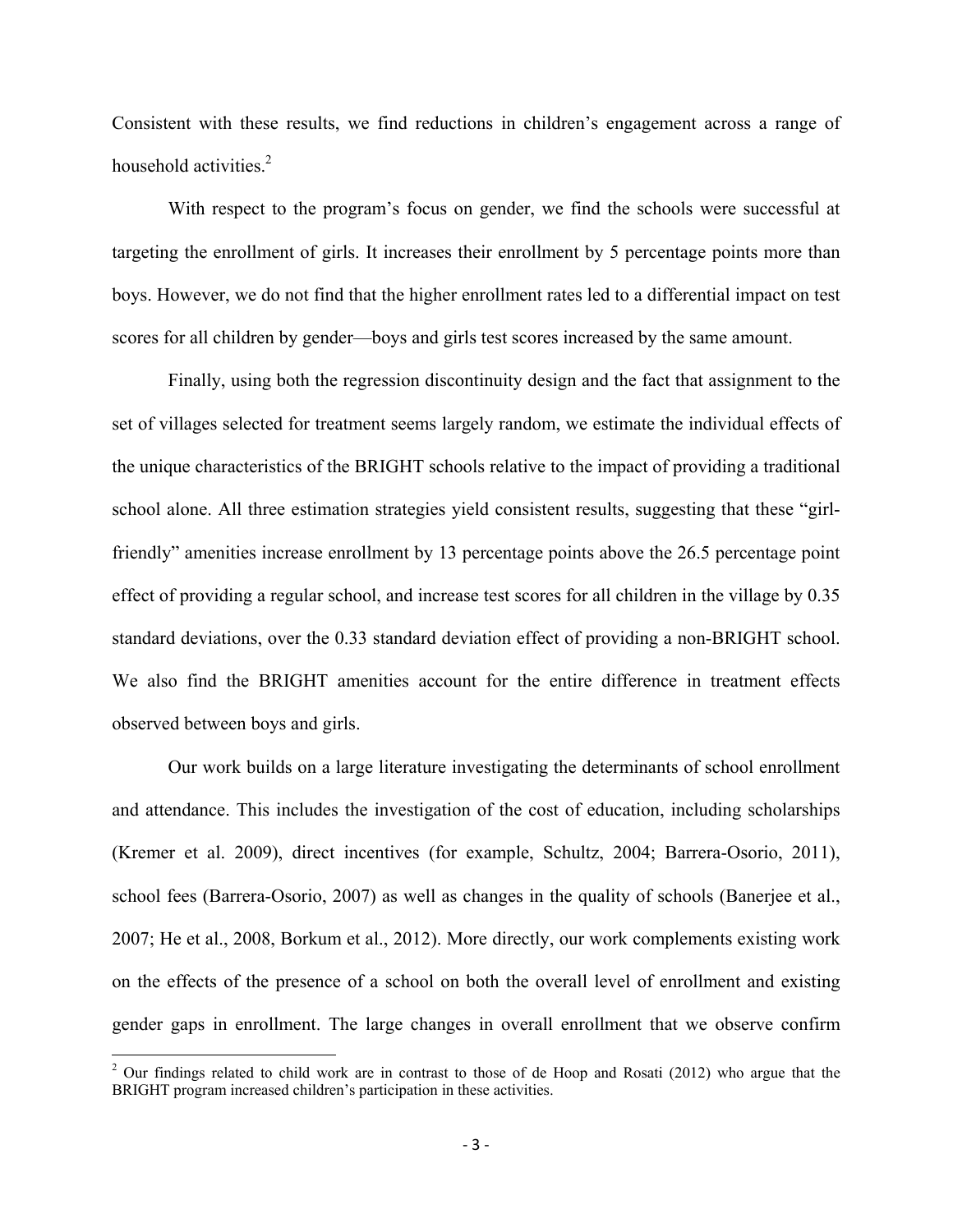Consistent with these results, we find reductions in children's engagement across a range of household activities.[2]

With respect to the program's focus on gender, we find the schools were successful at targeting the enrollment of girls. It increases their enrollment by 5 percentage points more than boys. However, we do not find that the higher enrollment rates led to a differential impact on test scores for all children by gender—boys and girls test scores increased by the same amount.

Finally, using both the regression discontinuity design and the fact that assignment to the set of villages selected for treatment seems largely random, we estimate the individual effects of the unique characteristics of the BRIGHT schools relative to the impact of providing a traditional school alone. All three estimation strategies yield consistent results, suggesting that these "girl-friendly" amenities increase enrollment by 13 percentage points above the 26.5 percentage point effect of providing a regular school, and increase test scores for all children in the village by 0.35 standard deviations, over the 0.33 standard deviation effect of providing a non-BRIGHT school. We also find the BRIGHT amenities account for the entire difference in treatment effects observed between boys and girls.

Our work builds on a large literature investigating the determinants of school enrollment and attendance. This includes the investigation of the cost of education, including scholarships (Kremer et al. 2009), direct incentives (for example, Schultz, 2004; Barrera-Osorio, 2011), school fees (Barrera-Osorio, 2007) as well as changes in the quality of schools (Banerjee et al., 2007; He et al., 2008, Borkum et al., 2012). More directly, our work complements existing work on the effects of the presence of a school on both the overall level of enrollment and existing gender gaps in enrollment. The large changes in overall enrollment that we observe confirm

[2] Our findings related to child work are in contrast to those of de Hoop and Rosati (2012) who argue that the BRIGHT program increased children's participation in these activities.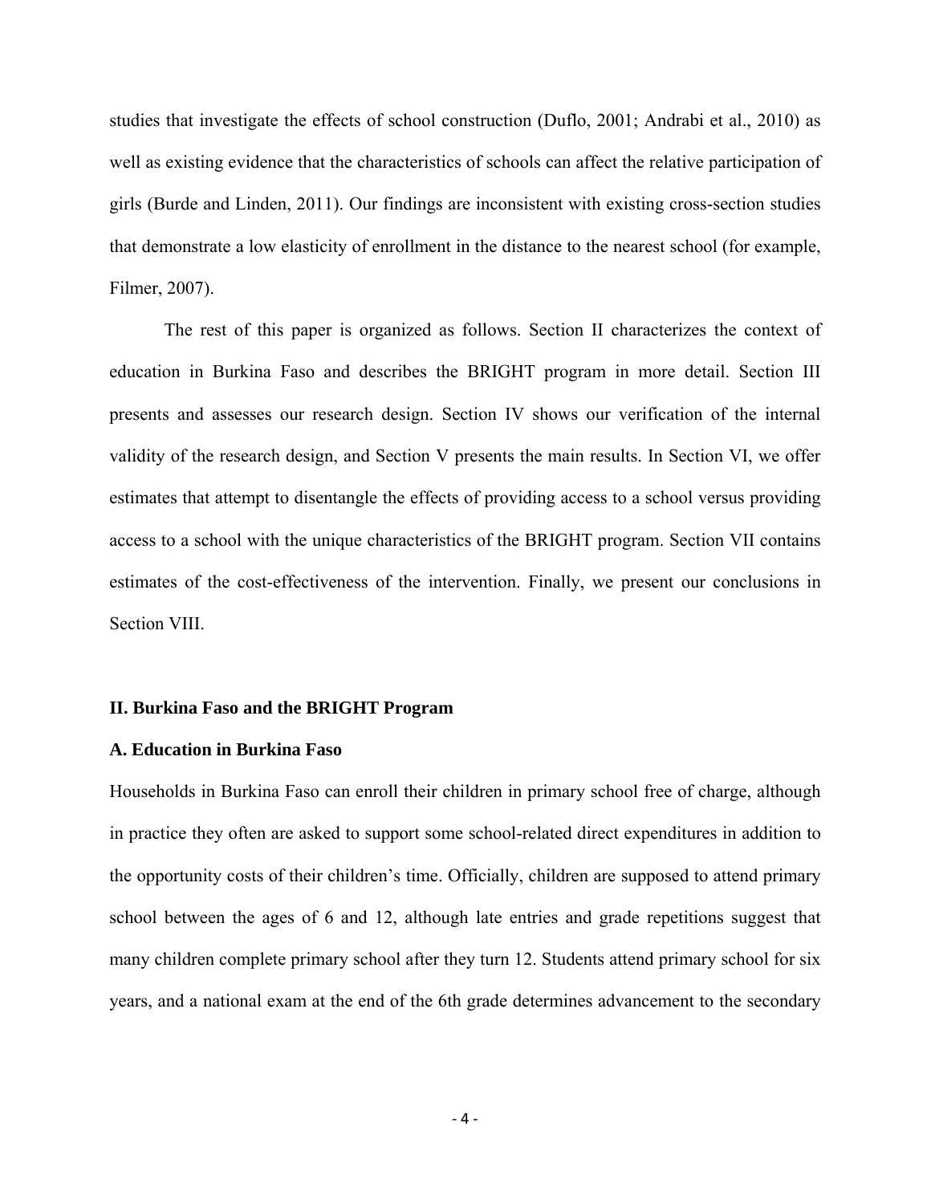studies that investigate the effects of school construction (Duflo, 2001; Andrabi et al., 2010) as well as existing evidence that the characteristics of schools can affect the relative participation of girls (Burde and Linden, 2011). Our findings are inconsistent with existing cross-section studies that demonstrate a low elasticity of enrollment in the distance to the nearest school (for example, Filmer, 2007).

The rest of this paper is organized as follows. Section II characterizes the context of education in Burkina Faso and describes the BRIGHT program in more detail. Section III presents and assesses our research design. Section IV shows our verification of the internal validity of the research design, and Section V presents the main results. In Section VI, we offer estimates that attempt to disentangle the effects of providing access to a school versus providing access to a school with the unique characteristics of the BRIGHT program. Section VII contains estimates of the cost-effectiveness of the intervention. Finally, we present our conclusions in Section VIII.

## II. Burkina Faso and the BRIGHT Program

### A. Education in Burkina Faso

Households in Burkina Faso can enroll their children in primary school free of charge, although in practice they often are asked to support some school-related direct expenditures in addition to the opportunity costs of their children's time. Officially, children are supposed to attend primary school between the ages of 6 and 12, although late entries and grade repetitions suggest that many children complete primary school after they turn 12. Students attend primary school for six years, and a national exam at the end of the 6th grade determines advancement to the secondary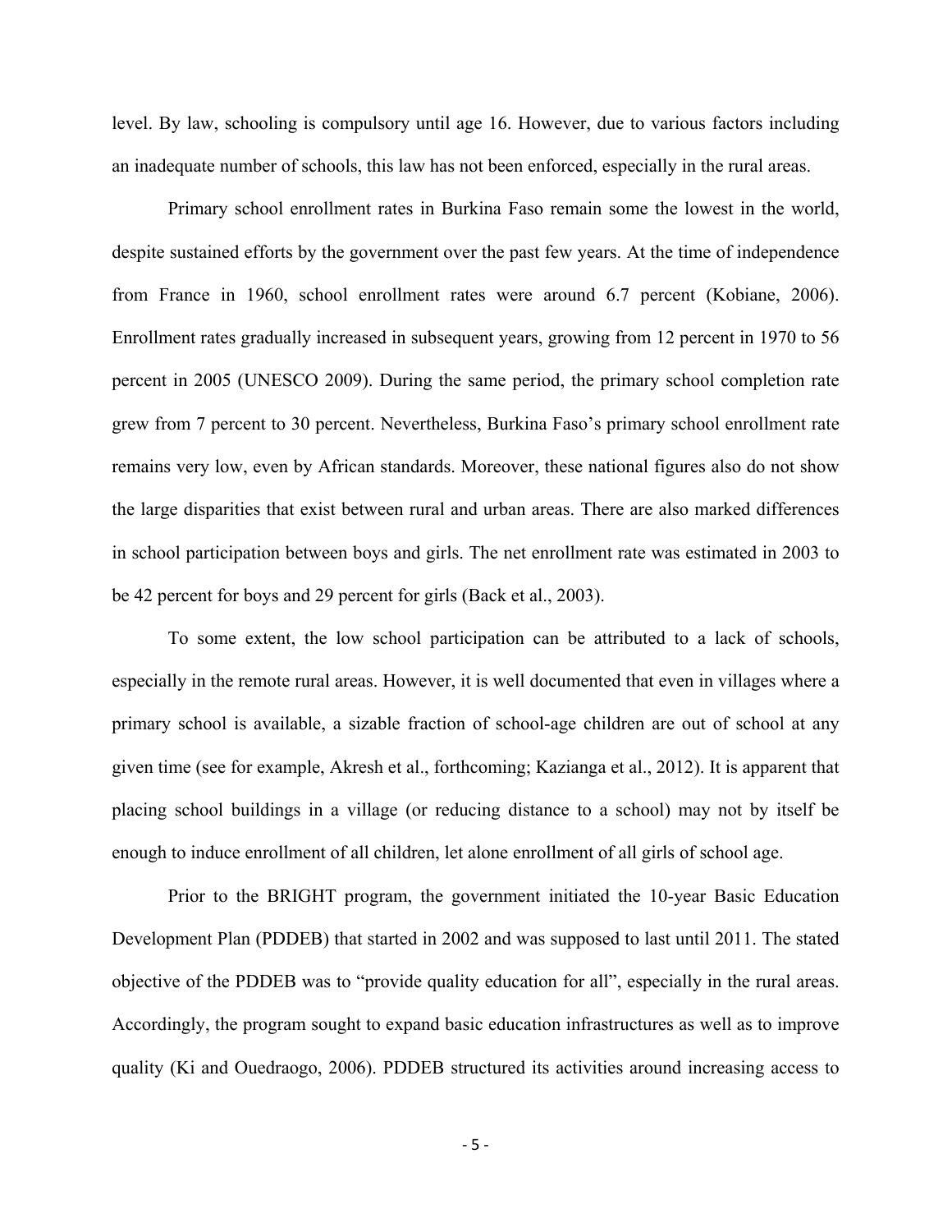level. By law, schooling is compulsory until age 16. However, due to various factors including an inadequate number of schools, this law has not been enforced, especially in the rural areas.

Primary school enrollment rates in Burkina Faso remain some the lowest in the world, despite sustained efforts by the government over the past few years. At the time of independence from France in 1960, school enrollment rates were around 6.7 percent (Kobiane, 2006). Enrollment rates gradually increased in subsequent years, growing from 12 percent in 1970 to 56 percent in 2005 (UNESCO 2009). During the same period, the primary school completion rate grew from 7 percent to 30 percent. Nevertheless, Burkina Faso's primary school enrollment rate remains very low, even by African standards. Moreover, these national figures also do not show the large disparities that exist between rural and urban areas. There are also marked differences in school participation between boys and girls. The net enrollment rate was estimated in 2003 to be 42 percent for boys and 29 percent for girls (Back et al., 2003).

To some extent, the low school participation can be attributed to a lack of schools, especially in the remote rural areas. However, it is well documented that even in villages where a primary school is available, a sizable fraction of school-age children are out of school at any given time (see for example, Akresh et al., forthcoming; Kazianga et al., 2012). It is apparent that placing school buildings in a village (or reducing distance to a school) may not by itself be enough to induce enrollment of all children, let alone enrollment of all girls of school age.

Prior to the BRIGHT program, the government initiated the 10-year Basic Education Development Plan (PDDEB) that started in 2002 and was supposed to last until 2011. The stated objective of the PDDEB was to "provide quality education for all", especially in the rural areas. Accordingly, the program sought to expand basic education infrastructures as well as to improve quality (Ki and Ouedraogo, 2006). PDDEB structured its activities around increasing access to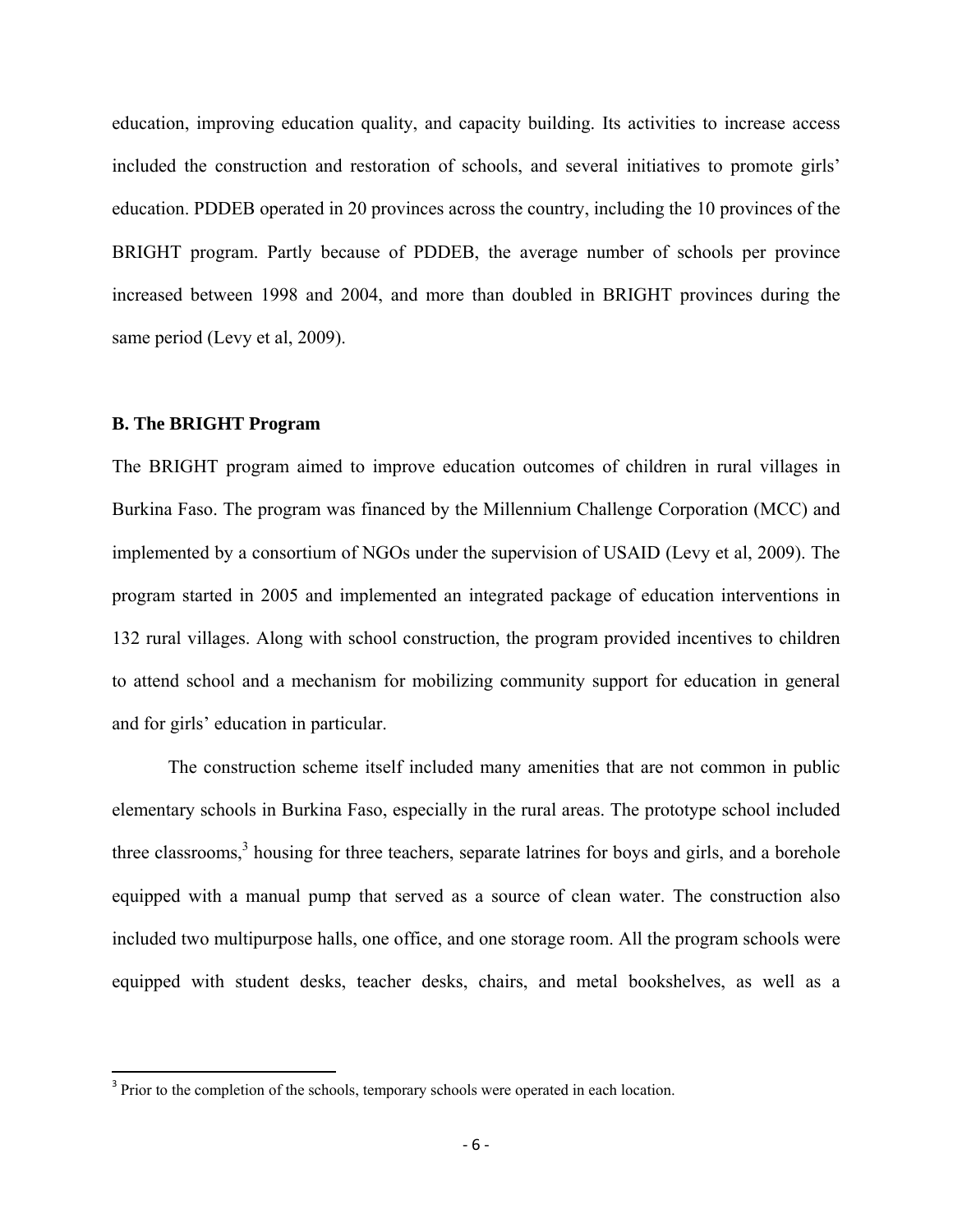education, improving education quality, and capacity building. Its activities to increase access included the construction and restoration of schools, and several initiatives to promote girls' education. PDDEB operated in 20 provinces across the country, including the 10 provinces of the BRIGHT program. Partly because of PDDEB, the average number of schools per province increased between 1998 and 2004, and more than doubled in BRIGHT provinces during the same period (Levy et al, 2009).

### B. The BRIGHT Program

The BRIGHT program aimed to improve education outcomes of children in rural villages in Burkina Faso. The program was financed by the Millennium Challenge Corporation (MCC) and implemented by a consortium of NGOs under the supervision of USAID (Levy et al, 2009). The program started in 2005 and implemented an integrated package of education interventions in 132 rural villages. Along with school construction, the program provided incentives to children to attend school and a mechanism for mobilizing community support for education in general and for girls' education in particular.

The construction scheme itself included many amenities that are not common in public elementary schools in Burkina Faso, especially in the rural areas. The prototype school included three classrooms,[3] housing for three teachers, separate latrines for boys and girls, and a borehole equipped with a manual pump that served as a source of clean water. The construction also included two multipurpose halls, one office, and one storage room. All the program schools were equipped with student desks, teacher desks, chairs, and metal bookshelves, as well as a

[3] Prior to the completion of the schools, temporary schools were operated in each location.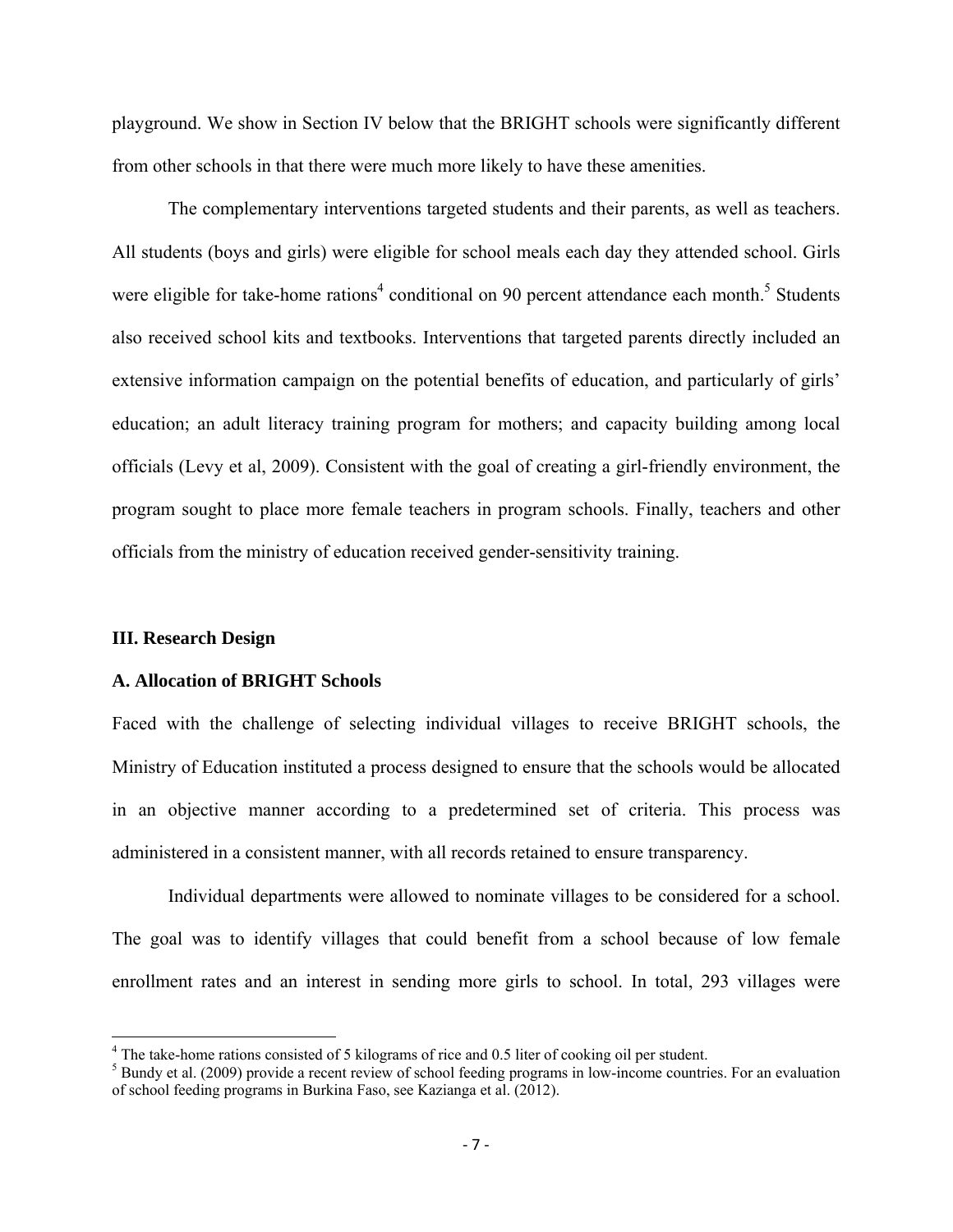playground. We show in Section IV below that the BRIGHT schools were significantly different from other schools in that there were much more likely to have these amenities.

The complementary interventions targeted students and their parents, as well as teachers. All students (boys and girls) were eligible for school meals each day they attended school. Girls were eligible for take-home rations[4] conditional on 90 percent attendance each month.[5] Students also received school kits and textbooks. Interventions that targeted parents directly included an extensive information campaign on the potential benefits of education, and particularly of girls' education; an adult literacy training program for mothers; and capacity building among local officials (Levy et al, 2009). Consistent with the goal of creating a girl-friendly environment, the program sought to place more female teachers in program schools. Finally, teachers and other officials from the ministry of education received gender-sensitivity training.

## III. Research Design

### A. Allocation of BRIGHT Schools

Faced with the challenge of selecting individual villages to receive BRIGHT schools, the Ministry of Education instituted a process designed to ensure that the schools would be allocated in an objective manner according to a predetermined set of criteria. This process was administered in a consistent manner, with all records retained to ensure transparency.

Individual departments were allowed to nominate villages to be considered for a school. The goal was to identify villages that could benefit from a school because of low female enrollment rates and an interest in sending more girls to school. In total, 293 villages were

---

[4] The take-home rations consisted of 5 kilograms of rice and 0.5 liter of cooking oil per student.

[5] Bundy et al. (2009) provide a recent review of school feeding programs in low-income countries. For an evaluation of school feeding programs in Burkina Faso, see Kazianga et al. (2012).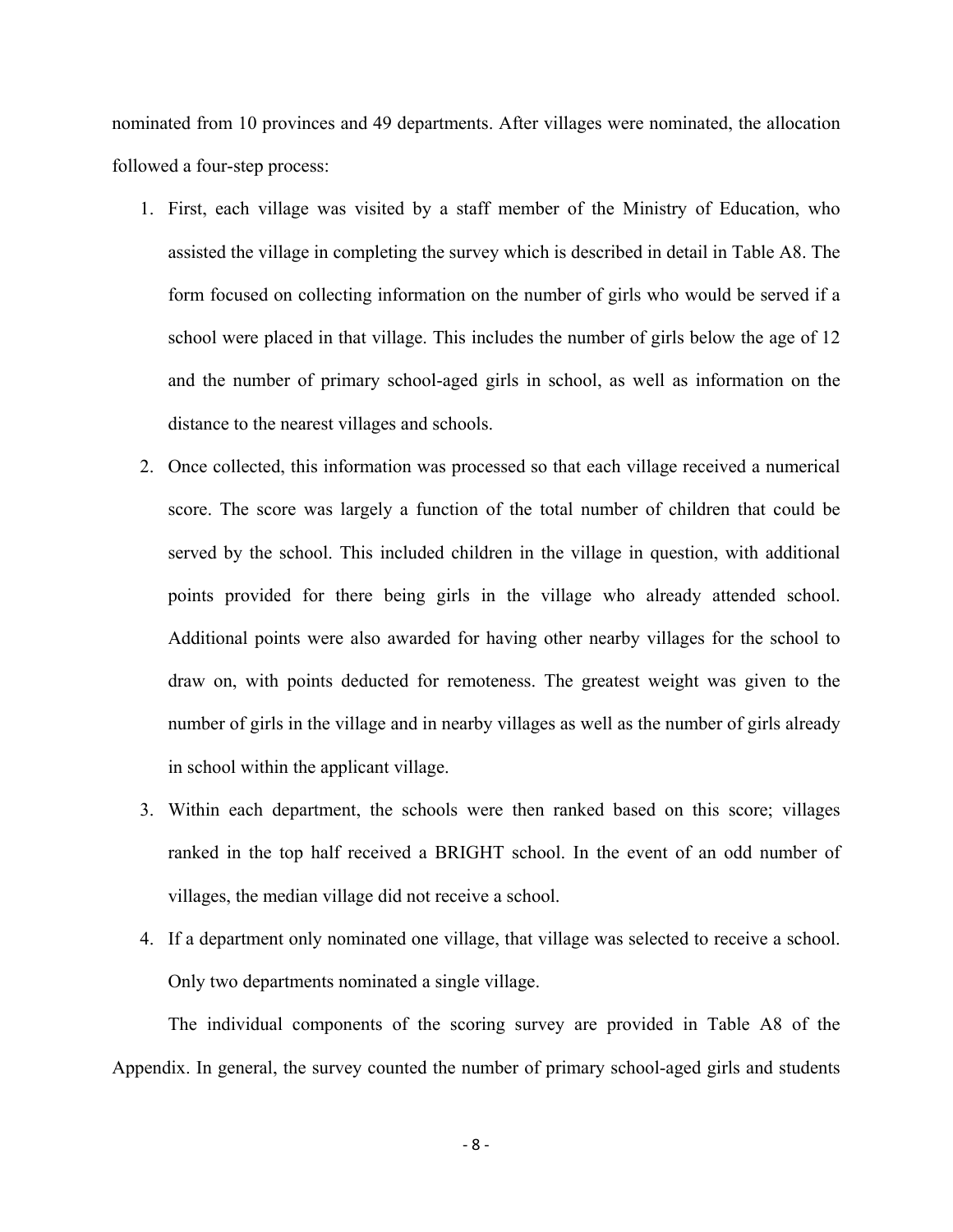nominated from 10 provinces and 49 departments. After villages were nominated, the allocation followed a four-step process:

1. First, each village was visited by a staff member of the Ministry of Education, who assisted the village in completing the survey which is described in detail in Table A8. The form focused on collecting information on the number of girls who would be served if a school were placed in that village. This includes the number of girls below the age of 12 and the number of primary school-aged girls in school, as well as information on the distance to the nearest villages and schools.
2. Once collected, this information was processed so that each village received a numerical score. The score was largely a function of the total number of children that could be served by the school. This included children in the village in question, with additional points provided for there being girls in the village who already attended school. Additional points were also awarded for having other nearby villages for the school to draw on, with points deducted for remoteness. The greatest weight was given to the number of girls in the village and in nearby villages as well as the number of girls already in school within the applicant village.
3. Within each department, the schools were then ranked based on this score; villages ranked in the top half received a BRIGHT school. In the event of an odd number of villages, the median village did not receive a school.
4. If a department only nominated one village, that village was selected to receive a school. Only two departments nominated a single village.

The individual components of the scoring survey are provided in Table A8 of the Appendix. In general, the survey counted the number of primary school-aged girls and students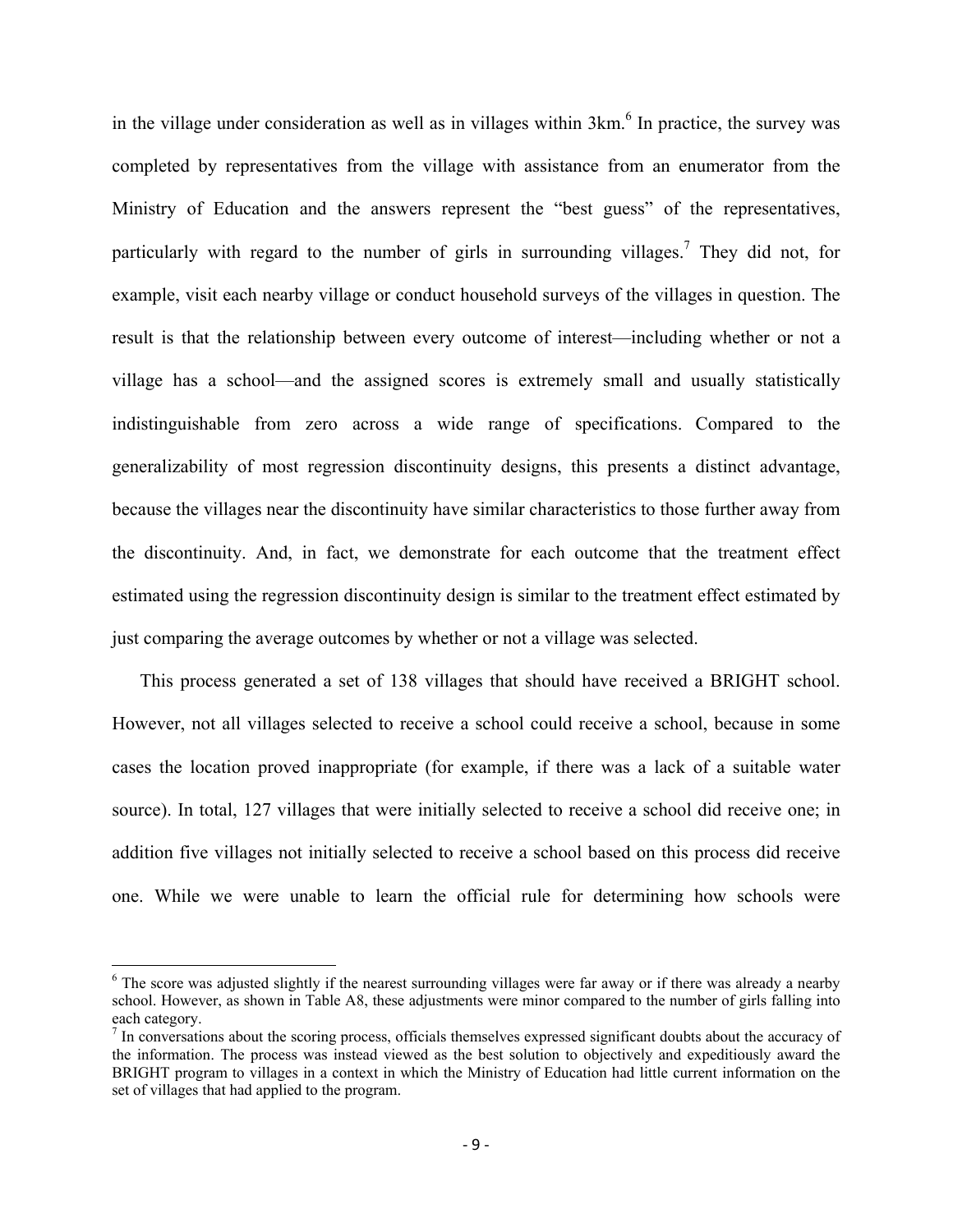in the village under consideration as well as in villages within 3km.[6] In practice, the survey was completed by representatives from the village with assistance from an enumerator from the Ministry of Education and the answers represent the "best guess" of the representatives, particularly with regard to the number of girls in surrounding villages.[7] They did not, for example, visit each nearby village or conduct household surveys of the villages in question. The result is that the relationship between every outcome of interest—including whether or not a village has a school—and the assigned scores is extremely small and usually statistically indistinguishable from zero across a wide range of specifications. Compared to the generalizability of most regression discontinuity designs, this presents a distinct advantage, because the villages near the discontinuity have similar characteristics to those further away from the discontinuity. And, in fact, we demonstrate for each outcome that the treatment effect estimated using the regression discontinuity design is similar to the treatment effect estimated by just comparing the average outcomes by whether or not a village was selected.

This process generated a set of 138 villages that should have received a BRIGHT school. However, not all villages selected to receive a school could receive a school, because in some cases the location proved inappropriate (for example, if there was a lack of a suitable water source). In total, 127 villages that were initially selected to receive a school did receive one; in addition five villages not initially selected to receive a school based on this process did receive one. While we were unable to learn the official rule for determining how schools were

[6] The score was adjusted slightly if the nearest surrounding villages were far away or if there was already a nearby school. However, as shown in Table A8, these adjustments were minor compared to the number of girls falling into each category.

[7] In conversations about the scoring process, officials themselves expressed significant doubts about the accuracy of the information. The process was instead viewed as the best solution to objectively and expeditiously award the BRIGHT program to villages in a context in which the Ministry of Education had little current information on the set of villages that had applied to the program.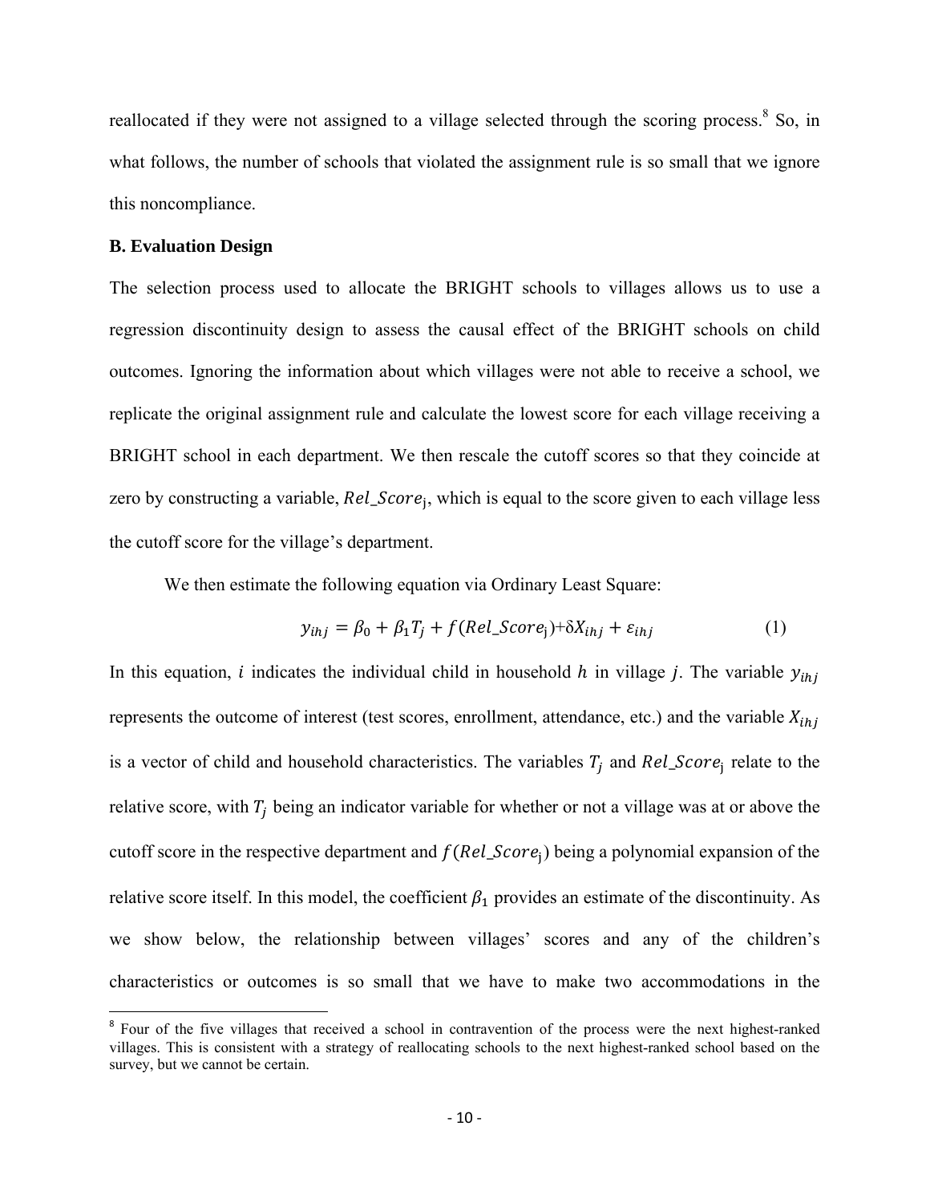reallocated if they were not assigned to a village selected through the scoring process.[8] So, in what follows, the number of schools that violated the assignment rule is so small that we ignore this noncompliance.

**B. Evaluation Design**

The selection process used to allocate the BRIGHT schools to villages allows us to use a regression discontinuity design to assess the causal effect of the BRIGHT schools on child outcomes. Ignoring the information about which villages were not able to receive a school, we replicate the original assignment rule and calculate the lowest score for each village receiving a BRIGHT school in each department. We then rescale the cutoff scores so that they coincide at zero by constructing a variable, $Rel\_Score_j$, which is equal to the score given to each village less the cutoff score for the village's department.

We then estimate the following equation via Ordinary Least Square:

$$y_{ihj} = \beta_0 + \beta_1 T_j + f(Rel\_Score_j) + \delta X_{ihj} + \varepsilon_{ihj} \quad (1)$$

In this equation, $i$ indicates the individual child in household $h$ in village $j$. The variable $y_{ihj}$ represents the outcome of interest (test scores, enrollment, attendance, etc.) and the variable $X_{ihj}$ is a vector of child and household characteristics. The variables $T_j$ and $Rel\_Score_j$ relate to the relative score, with $T_j$ being an indicator variable for whether or not a village was at or above the cutoff score in the respective department and $f(Rel\_Score_j)$ being a polynomial expansion of the relative score itself. In this model, the coefficient $\beta_1$ provides an estimate of the discontinuity. As we show below, the relationship between villages' scores and any of the children's characteristics or outcomes is so small that we have to make two accommodations in the

[8] Four of the five villages that received a school in contravention of the process were the next highest-ranked villages. This is consistent with a strategy of reallocating schools to the next highest-ranked school based on the survey, but we cannot be certain.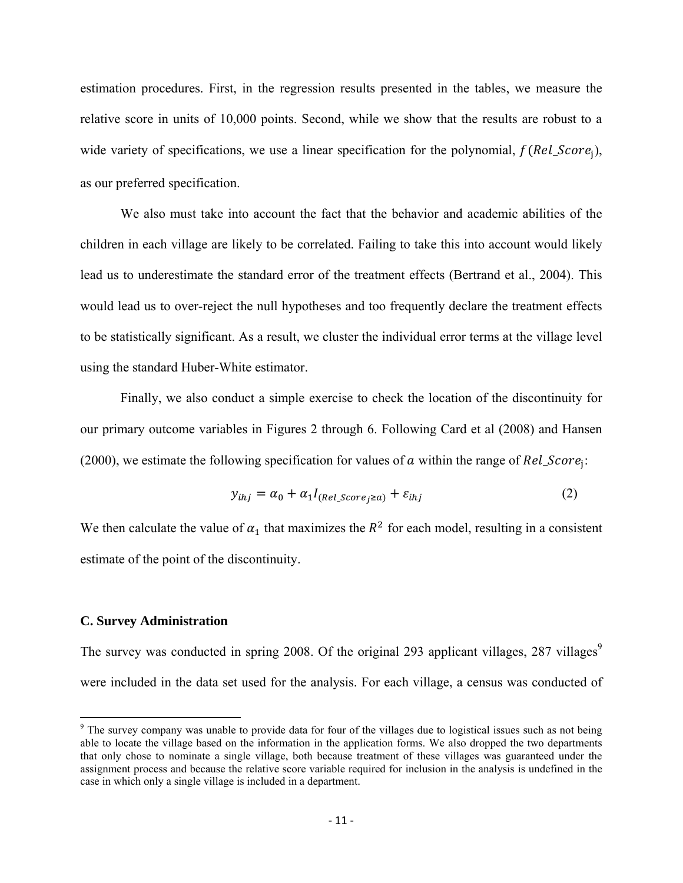estimation procedures. First, in the regression results presented in the tables, we measure the relative score in units of 10,000 points. Second, while we show that the results are robust to a wide variety of specifications, we use a linear specification for the polynomial, $f(Rel\_Score_j)$, as our preferred specification.

We also must take into account the fact that the behavior and academic abilities of the children in each village are likely to be correlated. Failing to take this into account would likely lead us to underestimate the standard error of the treatment effects (Bertrand et al., 2004). This would lead us to over-reject the null hypotheses and too frequently declare the treatment effects to be statistically significant. As a result, we cluster the individual error terms at the village level using the standard Huber-White estimator.

Finally, we also conduct a simple exercise to check the location of the discontinuity for our primary outcome variables in Figures 2 through 6. Following Card et al (2008) and Hansen (2000), we estimate the following specification for values of $a$ within the range of $Rel\_Score_j$:

$$y_{ihj} = \alpha_0 + \alpha_1 I_{(Rel\_Score_j \geq a)} + \varepsilon_{ihj} \tag{2}$$

We then calculate the value of $\alpha_1$ that maximizes the $R^2$ for each model, resulting in a consistent estimate of the point of the discontinuity.

### C. Survey Administration

The survey was conducted in spring 2008. Of the original 293 applicant villages, 287 villages[9] were included in the data set used for the analysis. For each village, a census was conducted of

---

[9] The survey company was unable to provide data for four of the villages due to logistical issues such as not being able to locate the village based on the information in the application forms. We also dropped the two departments that only chose to nominate a single village, both because treatment of these villages was guaranteed under the assignment process and because the relative score variable required for inclusion in the analysis is undefined in the case in which only a single village is included in a department.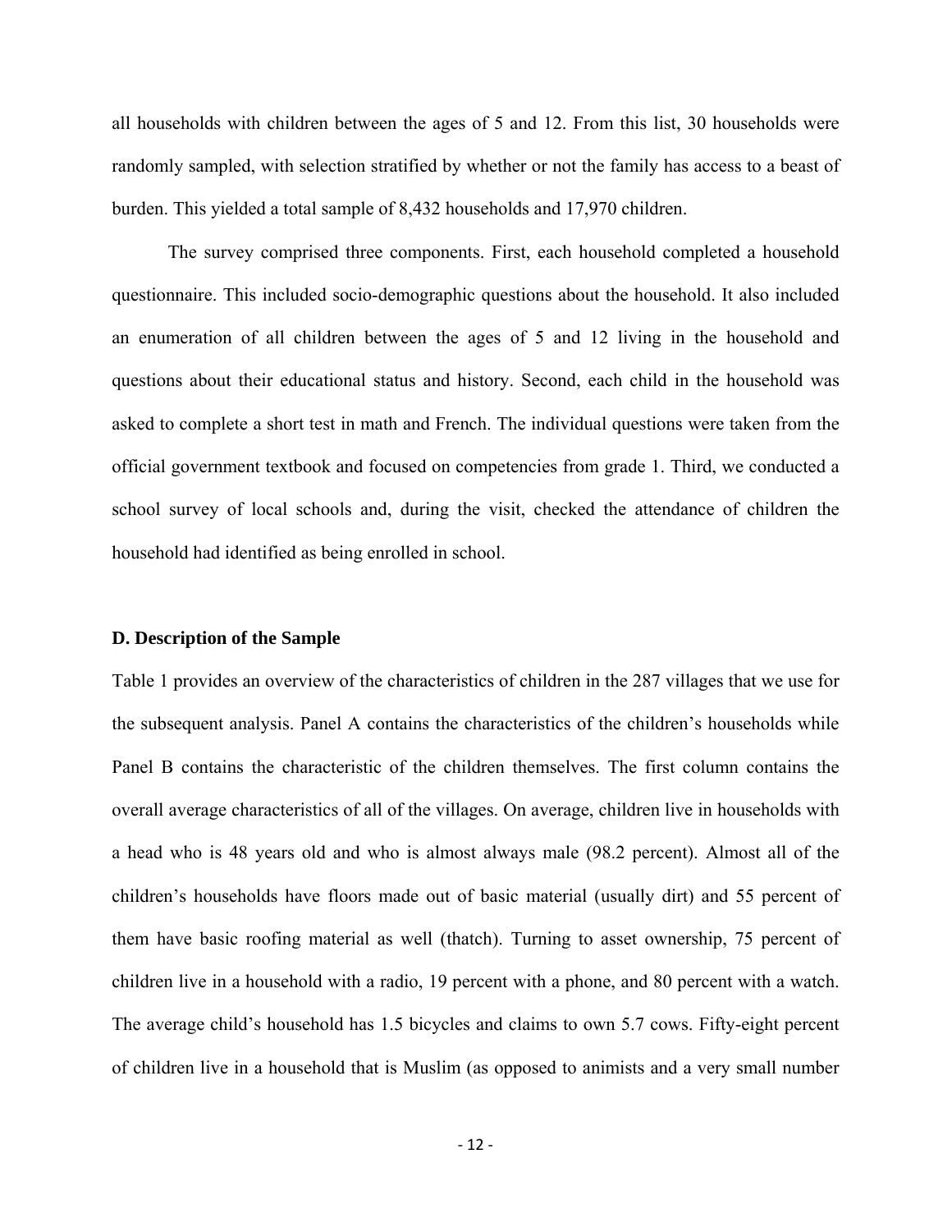all households with children between the ages of 5 and 12. From this list, 30 households were randomly sampled, with selection stratified by whether or not the family has access to a beast of burden. This yielded a total sample of 8,432 households and 17,970 children.

The survey comprised three components. First, each household completed a household questionnaire. This included socio-demographic questions about the household. It also included an enumeration of all children between the ages of 5 and 12 living in the household and questions about their educational status and history. Second, each child in the household was asked to complete a short test in math and French. The individual questions were taken from the official government textbook and focused on competencies from grade 1. Third, we conducted a school survey of local schools and, during the visit, checked the attendance of children the household had identified as being enrolled in school.

### D. Description of the Sample

Table 1 provides an overview of the characteristics of children in the 287 villages that we use for the subsequent analysis. Panel A contains the characteristics of the children's households while Panel B contains the characteristic of the children themselves. The first column contains the overall average characteristics of all of the villages. On average, children live in households with a head who is 48 years old and who is almost always male (98.2 percent). Almost all of the children's households have floors made out of basic material (usually dirt) and 55 percent of them have basic roofing material as well (thatch). Turning to asset ownership, 75 percent of children live in a household with a radio, 19 percent with a phone, and 80 percent with a watch. The average child's household has 1.5 bicycles and claims to own 5.7 cows. Fifty-eight percent of children live in a household that is Muslim (as opposed to animists and a very small number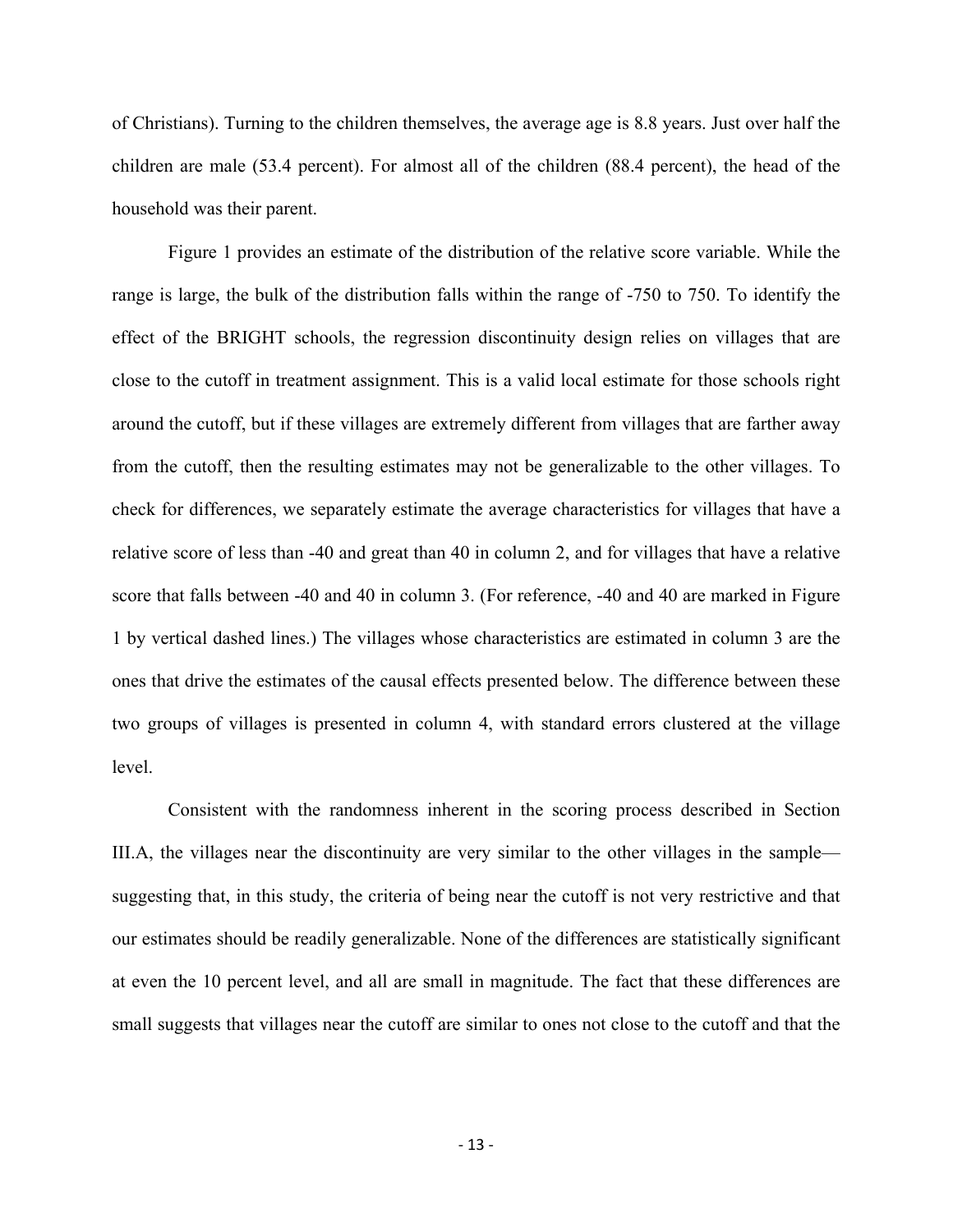of Christians). Turning to the children themselves, the average age is 8.8 years. Just over half the children are male (53.4 percent). For almost all of the children (88.4 percent), the head of the household was their parent.

Figure 1 provides an estimate of the distribution of the relative score variable. While the range is large, the bulk of the distribution falls within the range of -750 to 750. To identify the effect of the BRIGHT schools, the regression discontinuity design relies on villages that are close to the cutoff in treatment assignment. This is a valid local estimate for those schools right around the cutoff, but if these villages are extremely different from villages that are farther away from the cutoff, then the resulting estimates may not be generalizable to the other villages. To check for differences, we separately estimate the average characteristics for villages that have a relative score of less than -40 and great than 40 in column 2, and for villages that have a relative score that falls between -40 and 40 in column 3. (For reference, -40 and 40 are marked in Figure 1 by vertical dashed lines.) The villages whose characteristics are estimated in column 3 are the ones that drive the estimates of the causal effects presented below. The difference between these two groups of villages is presented in column 4, with standard errors clustered at the village level.

Consistent with the randomness inherent in the scoring process described in Section III.A, the villages near the discontinuity are very similar to the other villages in the sample—suggesting that, in this study, the criteria of being near the cutoff is not very restrictive and that our estimates should be readily generalizable. None of the differences are statistically significant at even the 10 percent level, and all are small in magnitude. The fact that these differences are small suggests that villages near the cutoff are similar to ones not close to the cutoff and that the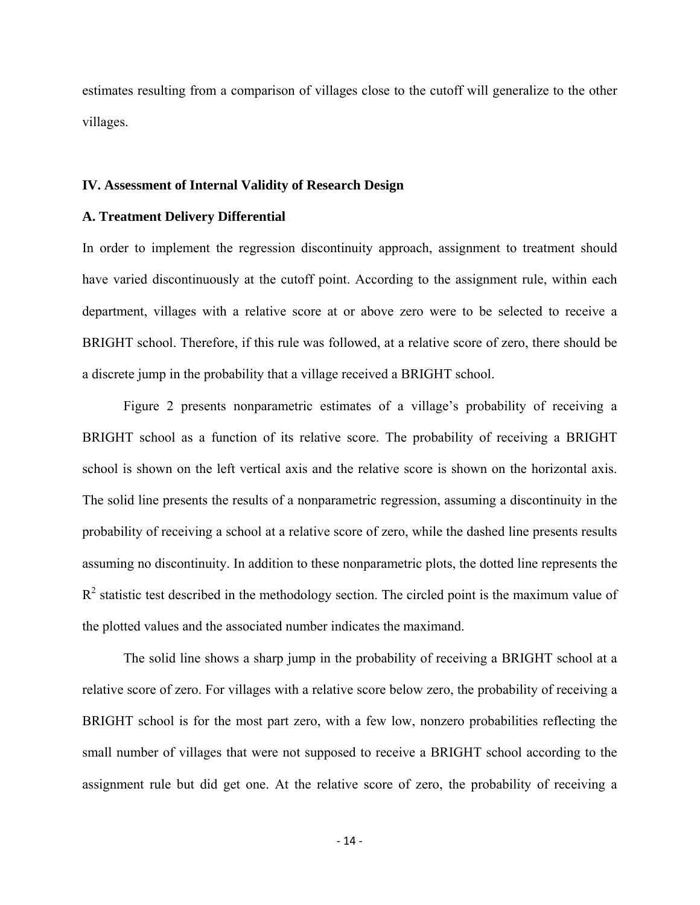estimates resulting from a comparison of villages close to the cutoff will generalize to the other villages.

## IV. Assessment of Internal Validity of Research Design

### A. Treatment Delivery Differential

In order to implement the regression discontinuity approach, assignment to treatment should have varied discontinuously at the cutoff point. According to the assignment rule, within each department, villages with a relative score at or above zero were to be selected to receive a BRIGHT school. Therefore, if this rule was followed, at a relative score of zero, there should be a discrete jump in the probability that a village received a BRIGHT school.

Figure 2 presents nonparametric estimates of a village's probability of receiving a BRIGHT school as a function of its relative score. The probability of receiving a BRIGHT school is shown on the left vertical axis and the relative score is shown on the horizontal axis. The solid line presents the results of a nonparametric regression, assuming a discontinuity in the probability of receiving a school at a relative score of zero, while the dashed line presents results assuming no discontinuity. In addition to these nonparametric plots, the dotted line represents the $R^2$ statistic test described in the methodology section. The circled point is the maximum value of the plotted values and the associated number indicates the maximand.

The solid line shows a sharp jump in the probability of receiving a BRIGHT school at a relative score of zero. For villages with a relative score below zero, the probability of receiving a BRIGHT school is for the most part zero, with a few low, nonzero probabilities reflecting the small number of villages that were not supposed to receive a BRIGHT school according to the assignment rule but did get one. At the relative score of zero, the probability of receiving a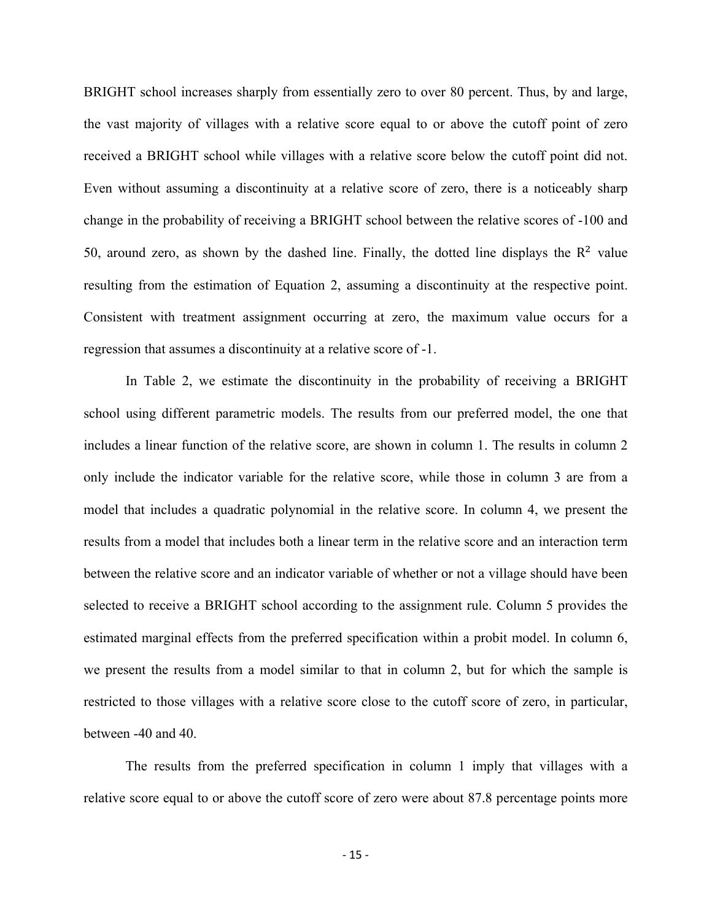BRIGHT school increases sharply from essentially zero to over 80 percent. Thus, by and large, the vast majority of villages with a relative score equal to or above the cutoff point of zero received a BRIGHT school while villages with a relative score below the cutoff point did not. Even without assuming a discontinuity at a relative score of zero, there is a noticeably sharp change in the probability of receiving a BRIGHT school between the relative scores of -100 and 50, around zero, as shown by the dashed line. Finally, the dotted line displays the $R^2$ value resulting from the estimation of Equation 2, assuming a discontinuity at the respective point. Consistent with treatment assignment occurring at zero, the maximum value occurs for a regression that assumes a discontinuity at a relative score of -1.

In Table 2, we estimate the discontinuity in the probability of receiving a BRIGHT school using different parametric models. The results from our preferred model, the one that includes a linear function of the relative score, are shown in column 1. The results in column 2 only include the indicator variable for the relative score, while those in column 3 are from a model that includes a quadratic polynomial in the relative score. In column 4, we present the results from a model that includes both a linear term in the relative score and an interaction term between the relative score and an indicator variable of whether or not a village should have been selected to receive a BRIGHT school according to the assignment rule. Column 5 provides the estimated marginal effects from the preferred specification within a probit model. In column 6, we present the results from a model similar to that in column 2, but for which the sample is restricted to those villages with a relative score close to the cutoff score of zero, in particular, between -40 and 40.

The results from the preferred specification in column 1 imply that villages with a relative score equal to or above the cutoff score of zero were about 87.8 percentage points more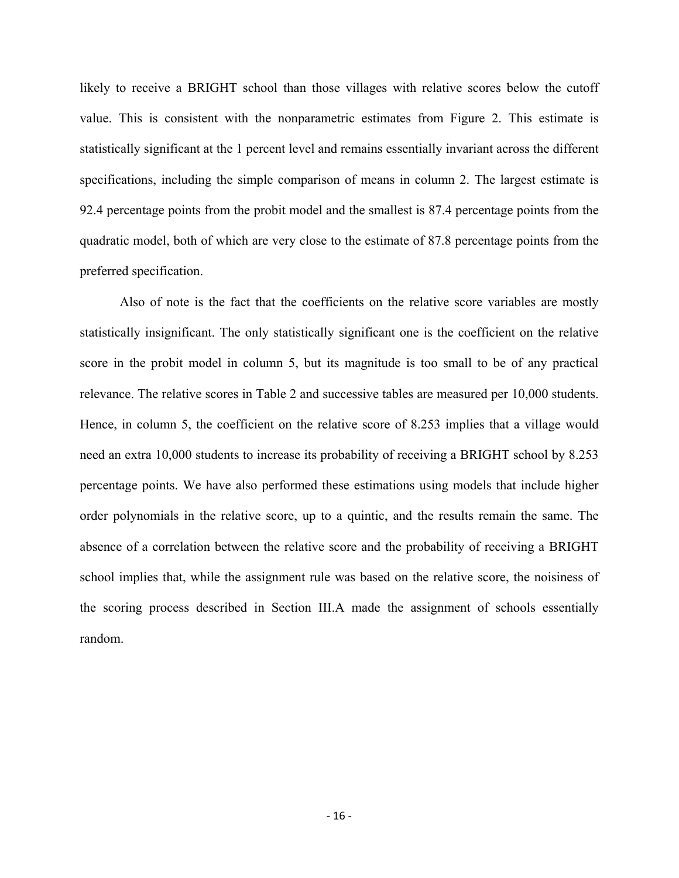likely to receive a BRIGHT school than those villages with relative scores below the cutoff value. This is consistent with the nonparametric estimates from Figure 2. This estimate is statistically significant at the 1 percent level and remains essentially invariant across the different specifications, including the simple comparison of means in column 2. The largest estimate is 92.4 percentage points from the probit model and the smallest is 87.4 percentage points from the quadratic model, both of which are very close to the estimate of 87.8 percentage points from the preferred specification.

Also of note is the fact that the coefficients on the relative score variables are mostly statistically insignificant. The only statistically significant one is the coefficient on the relative score in the probit model in column 5, but its magnitude is too small to be of any practical relevance. The relative scores in Table 2 and successive tables are measured per 10,000 students. Hence, in column 5, the coefficient on the relative score of 8.253 implies that a village would need an extra 10,000 students to increase its probability of receiving a BRIGHT school by 8.253 percentage points. We have also performed these estimations using models that include higher order polynomials in the relative score, up to a quintic, and the results remain the same. The absence of a correlation between the relative score and the probability of receiving a BRIGHT school implies that, while the assignment rule was based on the relative score, the noisiness of the scoring process described in Section III.A made the assignment of schools essentially random.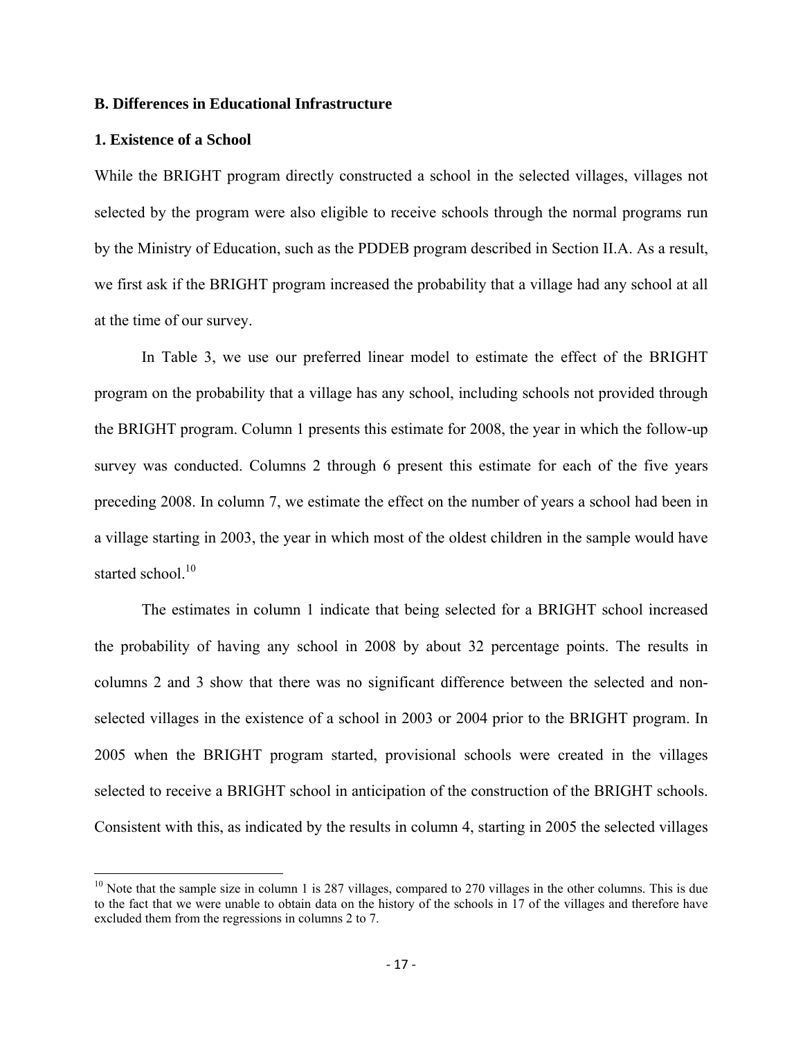### B. Differences in Educational Infrastructure

#### 1. Existence of a School

While the BRIGHT program directly constructed a school in the selected villages, villages not selected by the program were also eligible to receive schools through the normal programs run by the Ministry of Education, such as the PDDEB program described in Section II.A. As a result, we first ask if the BRIGHT program increased the probability that a village had any school at all at the time of our survey.

In Table 3, we use our preferred linear model to estimate the effect of the BRIGHT program on the probability that a village has any school, including schools not provided through the BRIGHT program. Column 1 presents this estimate for 2008, the year in which the follow-up survey was conducted. Columns 2 through 6 present this estimate for each of the five years preceding 2008. In column 7, we estimate the effect on the number of years a school had been in a village starting in 2003, the year in which most of the oldest children in the sample would have started school.[10]

The estimates in column 1 indicate that being selected for a BRIGHT school increased the probability of having any school in 2008 by about 32 percentage points. The results in columns 2 and 3 show that there was no significant difference between the selected and non-selected villages in the existence of a school in 2003 or 2004 prior to the BRIGHT program. In 2005 when the BRIGHT program started, provisional schools were created in the villages selected to receive a BRIGHT school in anticipation of the construction of the BRIGHT schools. Consistent with this, as indicated by the results in column 4, starting in 2005 the selected villages

[10] Note that the sample size in column 1 is 287 villages, compared to 270 villages in the other columns. This is due to the fact that we were unable to obtain data on the history of the schools in 17 of the villages and therefore have excluded them from the regressions in columns 2 to 7.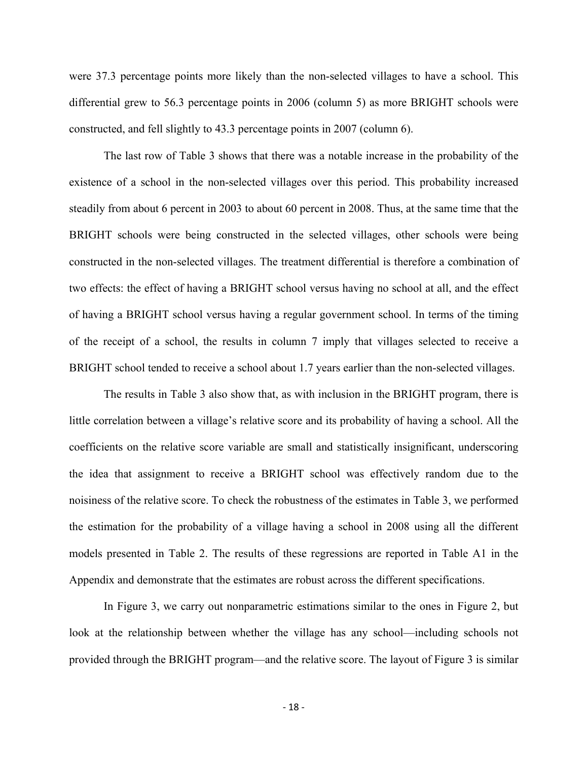were 37.3 percentage points more likely than the non-selected villages to have a school. This differential grew to 56.3 percentage points in 2006 (column 5) as more BRIGHT schools were constructed, and fell slightly to 43.3 percentage points in 2007 (column 6).

The last row of Table 3 shows that there was a notable increase in the probability of the existence of a school in the non-selected villages over this period. This probability increased steadily from about 6 percent in 2003 to about 60 percent in 2008. Thus, at the same time that the BRIGHT schools were being constructed in the selected villages, other schools were being constructed in the non-selected villages. The treatment differential is therefore a combination of two effects: the effect of having a BRIGHT school versus having no school at all, and the effect of having a BRIGHT school versus having a regular government school. In terms of the timing of the receipt of a school, the results in column 7 imply that villages selected to receive a BRIGHT school tended to receive a school about 1.7 years earlier than the non-selected villages.

The results in Table 3 also show that, as with inclusion in the BRIGHT program, there is little correlation between a village's relative score and its probability of having a school. All the coefficients on the relative score variable are small and statistically insignificant, underscoring the idea that assignment to receive a BRIGHT school was effectively random due to the noisiness of the relative score. To check the robustness of the estimates in Table 3, we performed the estimation for the probability of a village having a school in 2008 using all the different models presented in Table 2. The results of these regressions are reported in Table A1 in the Appendix and demonstrate that the estimates are robust across the different specifications.

In Figure 3, we carry out nonparametric estimations similar to the ones in Figure 2, but look at the relationship between whether the village has any school—including schools not provided through the BRIGHT program—and the relative score. The layout of Figure 3 is similar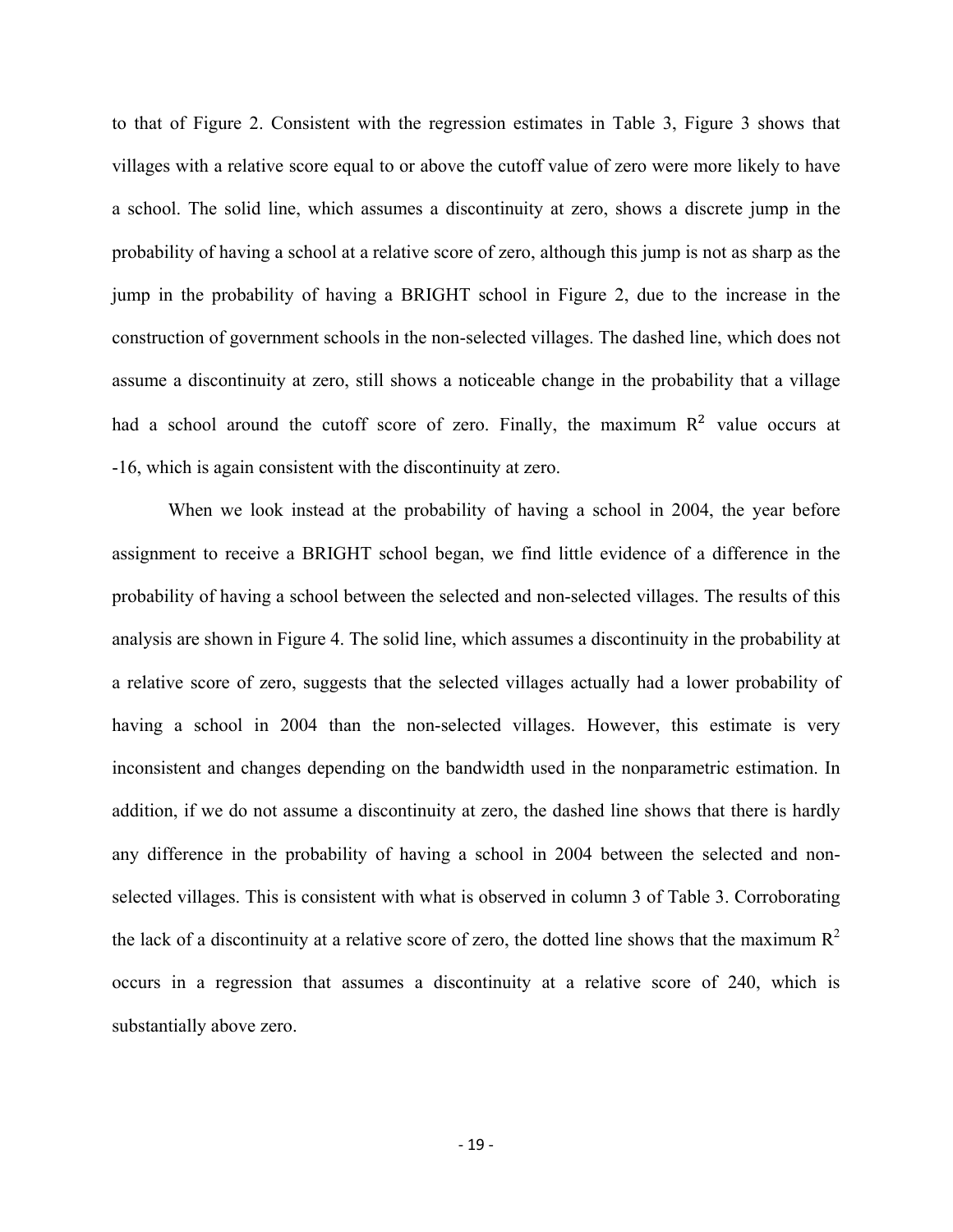to that of Figure 2. Consistent with the regression estimates in Table 3, Figure 3 shows that villages with a relative score equal to or above the cutoff value of zero were more likely to have a school. The solid line, which assumes a discontinuity at zero, shows a discrete jump in the probability of having a school at a relative score of zero, although this jump is not as sharp as the jump in the probability of having a BRIGHT school in Figure 2, due to the increase in the construction of government schools in the non-selected villages. The dashed line, which does not assume a discontinuity at zero, still shows a noticeable change in the probability that a village had a school around the cutoff score of zero. Finally, the maximum $R^2$ value occurs at -16, which is again consistent with the discontinuity at zero.

When we look instead at the probability of having a school in 2004, the year before assignment to receive a BRIGHT school began, we find little evidence of a difference in the probability of having a school between the selected and non-selected villages. The results of this analysis are shown in Figure 4. The solid line, which assumes a discontinuity in the probability at a relative score of zero, suggests that the selected villages actually had a lower probability of having a school in 2004 than the non-selected villages. However, this estimate is very inconsistent and changes depending on the bandwidth used in the nonparametric estimation. In addition, if we do not assume a discontinuity at zero, the dashed line shows that there is hardly any difference in the probability of having a school in 2004 between the selected and non-selected villages. This is consistent with what is observed in column 3 of Table 3. Corroborating the lack of a discontinuity at a relative score of zero, the dotted line shows that the maximum $R^2$ occurs in a regression that assumes a discontinuity at a relative score of 240, which is substantially above zero.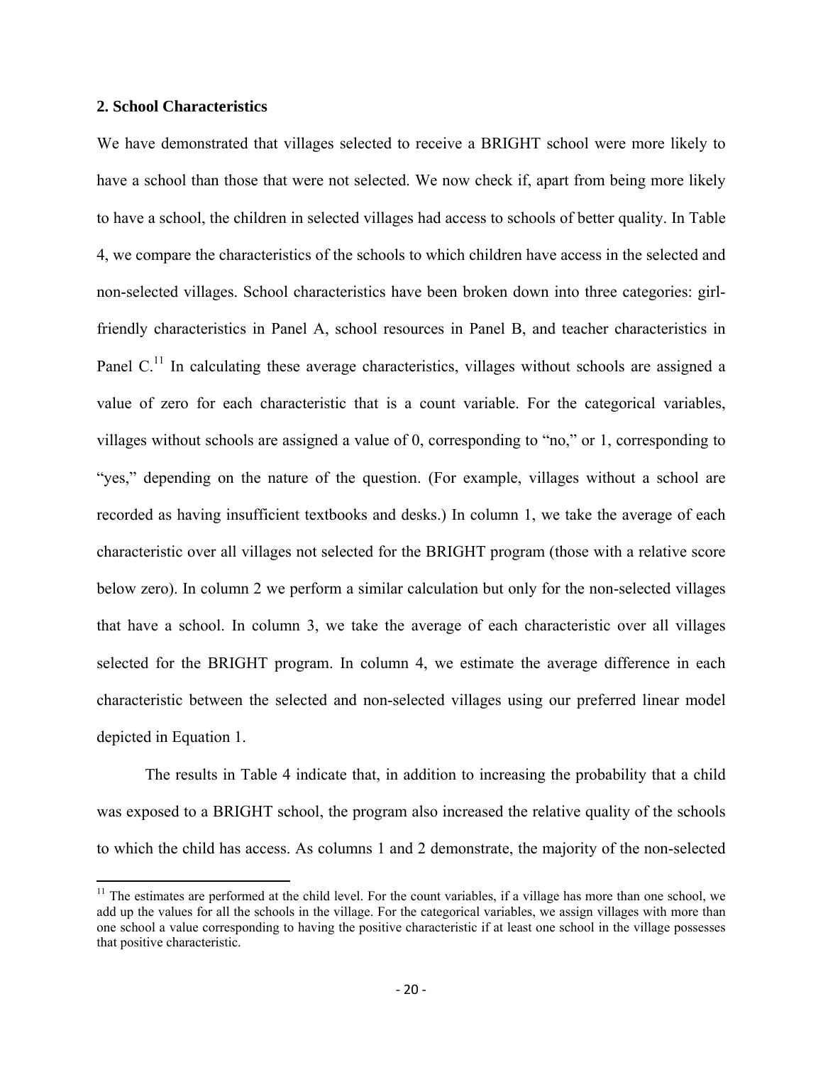## 2. School Characteristics

We have demonstrated that villages selected to receive a BRIGHT school were more likely to have a school than those that were not selected. We now check if, apart from being more likely to have a school, the children in selected villages had access to schools of better quality. In Table 4, we compare the characteristics of the schools to which children have access in the selected and non-selected villages. School characteristics have been broken down into three categories: girl-friendly characteristics in Panel A, school resources in Panel B, and teacher characteristics in Panel C.[11] In calculating these average characteristics, villages without schools are assigned a value of zero for each characteristic that is a count variable. For the categorical variables, villages without schools are assigned a value of 0, corresponding to "no," or 1, corresponding to "yes," depending on the nature of the question. (For example, villages without a school are recorded as having insufficient textbooks and desks.) In column 1, we take the average of each characteristic over all villages not selected for the BRIGHT program (those with a relative score below zero). In column 2 we perform a similar calculation but only for the non-selected villages that have a school. In column 3, we take the average of each characteristic over all villages selected for the BRIGHT program. In column 4, we estimate the average difference in each characteristic between the selected and non-selected villages using our preferred linear model depicted in Equation 1.

The results in Table 4 indicate that, in addition to increasing the probability that a child was exposed to a BRIGHT school, the program also increased the relative quality of the schools to which the child has access. As columns 1 and 2 demonstrate, the majority of the non-selected

[11] The estimates are performed at the child level. For the count variables, if a village has more than one school, we add up the values for all the schools in the village. For the categorical variables, we assign villages with more than one school a value corresponding to having the positive characteristic if at least one school in the village possesses that positive characteristic.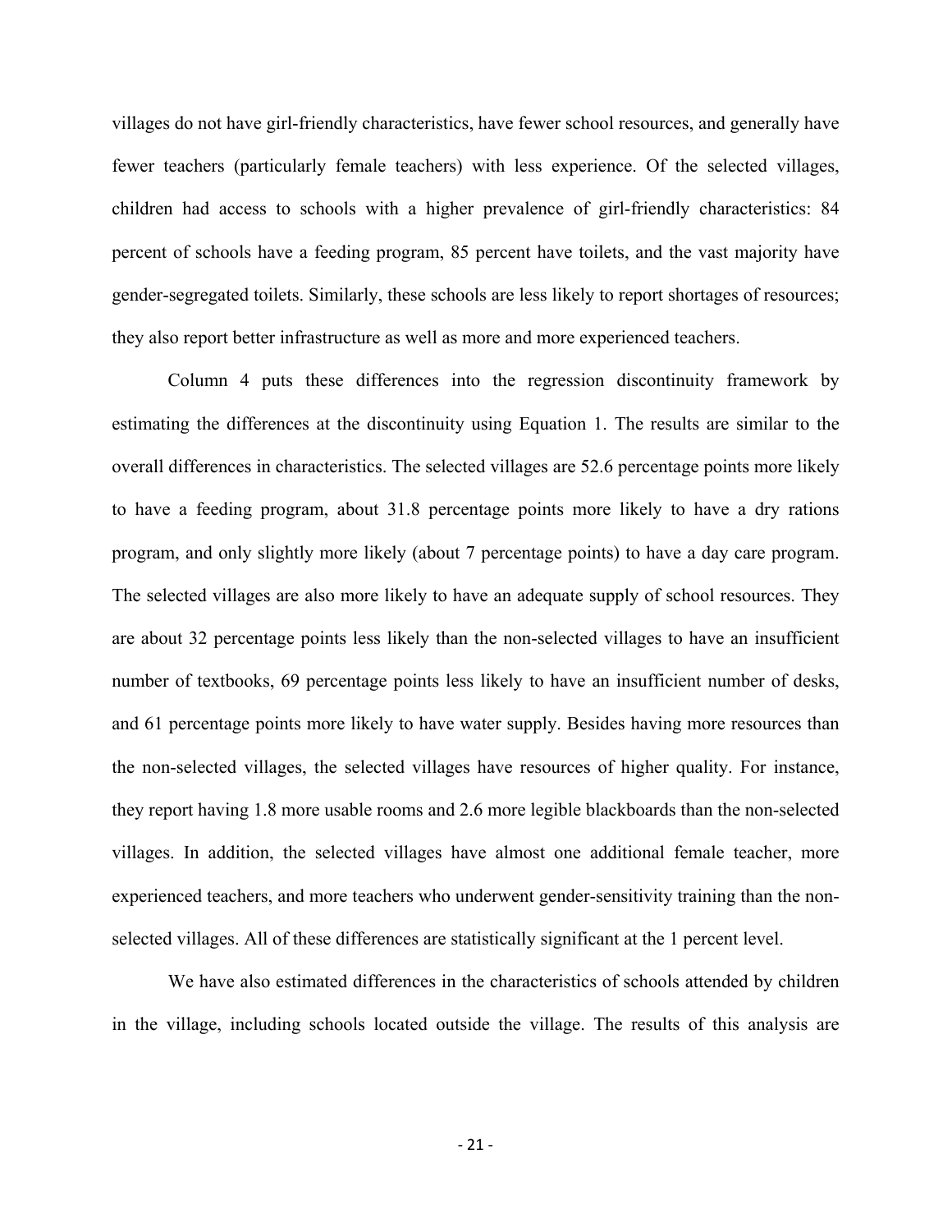villages do not have girl-friendly characteristics, have fewer school resources, and generally have fewer teachers (particularly female teachers) with less experience. Of the selected villages, children had access to schools with a higher prevalence of girl-friendly characteristics: 84 percent of schools have a feeding program, 85 percent have toilets, and the vast majority have gender-segregated toilets. Similarly, these schools are less likely to report shortages of resources; they also report better infrastructure as well as more and more experienced teachers.

Column 4 puts these differences into the regression discontinuity framework by estimating the differences at the discontinuity using Equation 1. The results are similar to the overall differences in characteristics. The selected villages are 52.6 percentage points more likely to have a feeding program, about 31.8 percentage points more likely to have a dry rations program, and only slightly more likely (about 7 percentage points) to have a day care program. The selected villages are also more likely to have an adequate supply of school resources. They are about 32 percentage points less likely than the non-selected villages to have an insufficient number of textbooks, 69 percentage points less likely to have an insufficient number of desks, and 61 percentage points more likely to have water supply. Besides having more resources than the non-selected villages, the selected villages have resources of higher quality. For instance, they report having 1.8 more usable rooms and 2.6 more legible blackboards than the non-selected villages. In addition, the selected villages have almost one additional female teacher, more experienced teachers, and more teachers who underwent gender-sensitivity training than the non-selected villages. All of these differences are statistically significant at the 1 percent level.

We have also estimated differences in the characteristics of schools attended by children in the village, including schools located outside the village. The results of this analysis are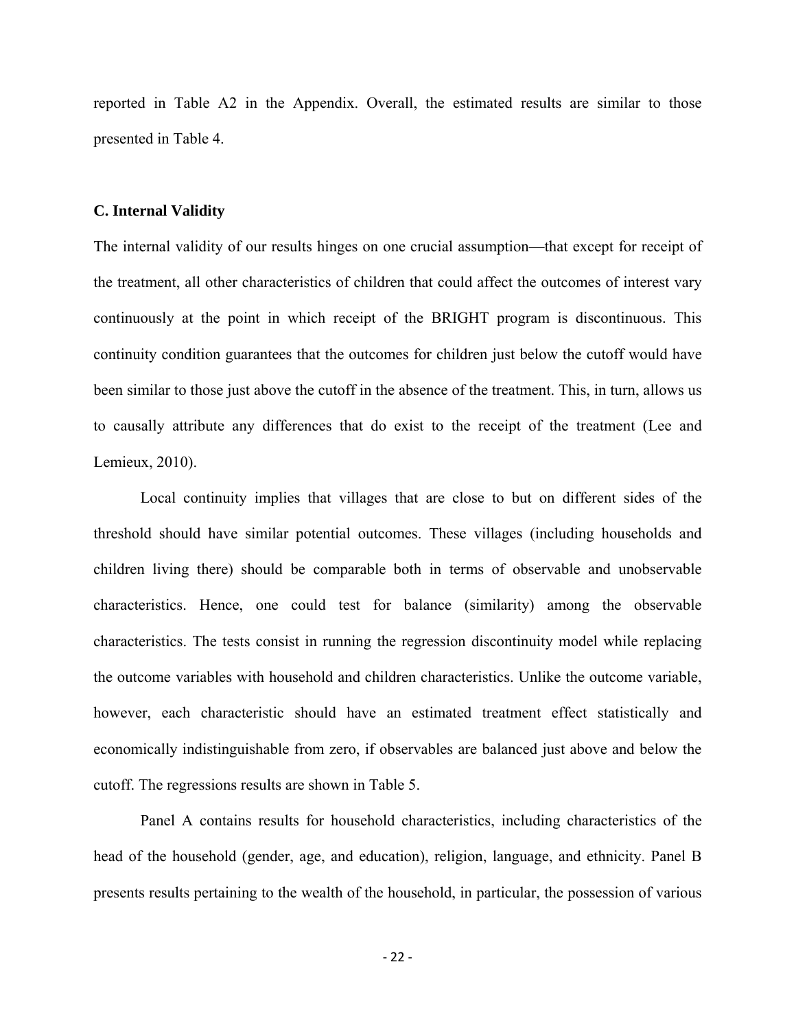reported in Table A2 in the Appendix. Overall, the estimated results are similar to those presented in Table 4.

### C. Internal Validity

The internal validity of our results hinges on one crucial assumption—that except for receipt of the treatment, all other characteristics of children that could affect the outcomes of interest vary continuously at the point in which receipt of the BRIGHT program is discontinuous. This continuity condition guarantees that the outcomes for children just below the cutoff would have been similar to those just above the cutoff in the absence of the treatment. This, in turn, allows us to causally attribute any differences that do exist to the receipt of the treatment (Lee and Lemieux, 2010).

Local continuity implies that villages that are close to but on different sides of the threshold should have similar potential outcomes. These villages (including households and children living there) should be comparable both in terms of observable and unobservable characteristics. Hence, one could test for balance (similarity) among the observable characteristics. The tests consist in running the regression discontinuity model while replacing the outcome variables with household and children characteristics. Unlike the outcome variable, however, each characteristic should have an estimated treatment effect statistically and economically indistinguishable from zero, if observables are balanced just above and below the cutoff. The regressions results are shown in Table 5.

Panel A contains results for household characteristics, including characteristics of the head of the household (gender, age, and education), religion, language, and ethnicity. Panel B presents results pertaining to the wealth of the household, in particular, the possession of various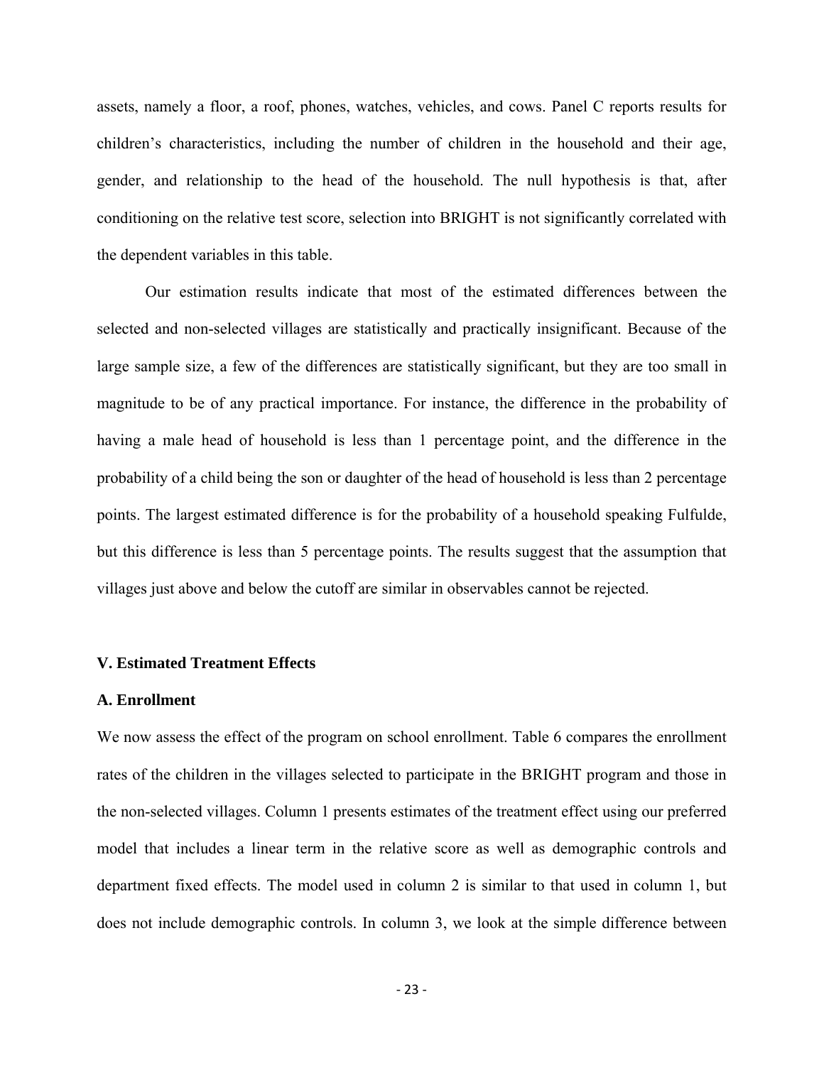assets, namely a floor, a roof, phones, watches, vehicles, and cows. Panel C reports results for children's characteristics, including the number of children in the household and their age, gender, and relationship to the head of the household. The null hypothesis is that, after conditioning on the relative test score, selection into BRIGHT is not significantly correlated with the dependent variables in this table.

Our estimation results indicate that most of the estimated differences between the selected and non-selected villages are statistically and practically insignificant. Because of the large sample size, a few of the differences are statistically significant, but they are too small in magnitude to be of any practical importance. For instance, the difference in the probability of having a male head of household is less than 1 percentage point, and the difference in the probability of a child being the son or daughter of the head of household is less than 2 percentage points. The largest estimated difference is for the probability of a household speaking Fulfulde, but this difference is less than 5 percentage points. The results suggest that the assumption that villages just above and below the cutoff are similar in observables cannot be rejected.

## V. Estimated Treatment Effects

### A. Enrollment

We now assess the effect of the program on school enrollment. Table 6 compares the enrollment rates of the children in the villages selected to participate in the BRIGHT program and those in the non-selected villages. Column 1 presents estimates of the treatment effect using our preferred model that includes a linear term in the relative score as well as demographic controls and department fixed effects. The model used in column 2 is similar to that used in column 1, but does not include demographic controls. In column 3, we look at the simple difference between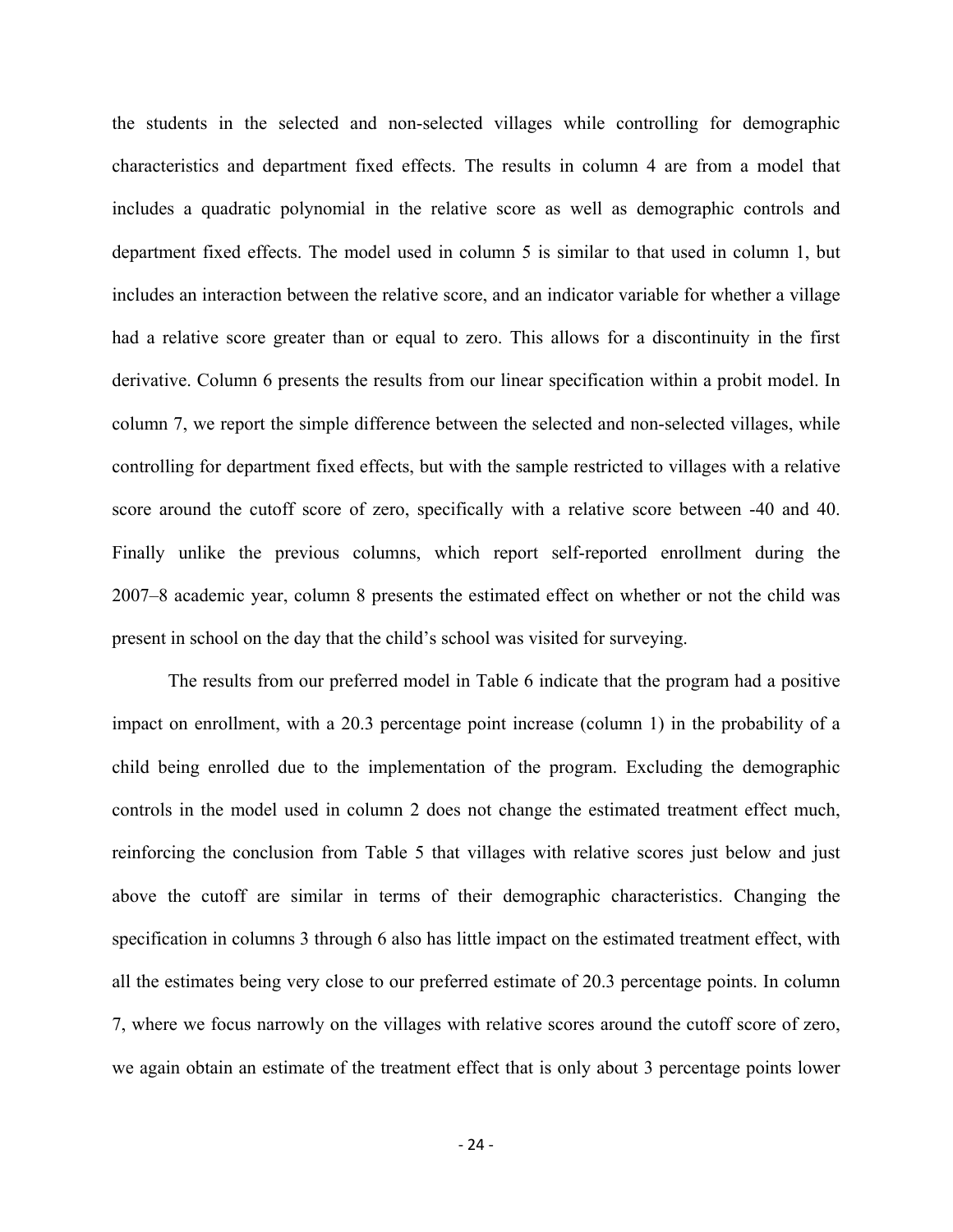the students in the selected and non-selected villages while controlling for demographic characteristics and department fixed effects. The results in column 4 are from a model that includes a quadratic polynomial in the relative score as well as demographic controls and department fixed effects. The model used in column 5 is similar to that used in column 1, but includes an interaction between the relative score, and an indicator variable for whether a village had a relative score greater than or equal to zero. This allows for a discontinuity in the first derivative. Column 6 presents the results from our linear specification within a probit model. In column 7, we report the simple difference between the selected and non-selected villages, while controlling for department fixed effects, but with the sample restricted to villages with a relative score around the cutoff score of zero, specifically with a relative score between -40 and 40. Finally unlike the previous columns, which report self-reported enrollment during the 2007–8 academic year, column 8 presents the estimated effect on whether or not the child was present in school on the day that the child's school was visited for surveying.

The results from our preferred model in Table 6 indicate that the program had a positive impact on enrollment, with a 20.3 percentage point increase (column 1) in the probability of a child being enrolled due to the implementation of the program. Excluding the demographic controls in the model used in column 2 does not change the estimated treatment effect much, reinforcing the conclusion from Table 5 that villages with relative scores just below and just above the cutoff are similar in terms of their demographic characteristics. Changing the specification in columns 3 through 6 also has little impact on the estimated treatment effect, with all the estimates being very close to our preferred estimate of 20.3 percentage points. In column 7, where we focus narrowly on the villages with relative scores around the cutoff score of zero, we again obtain an estimate of the treatment effect that is only about 3 percentage points lower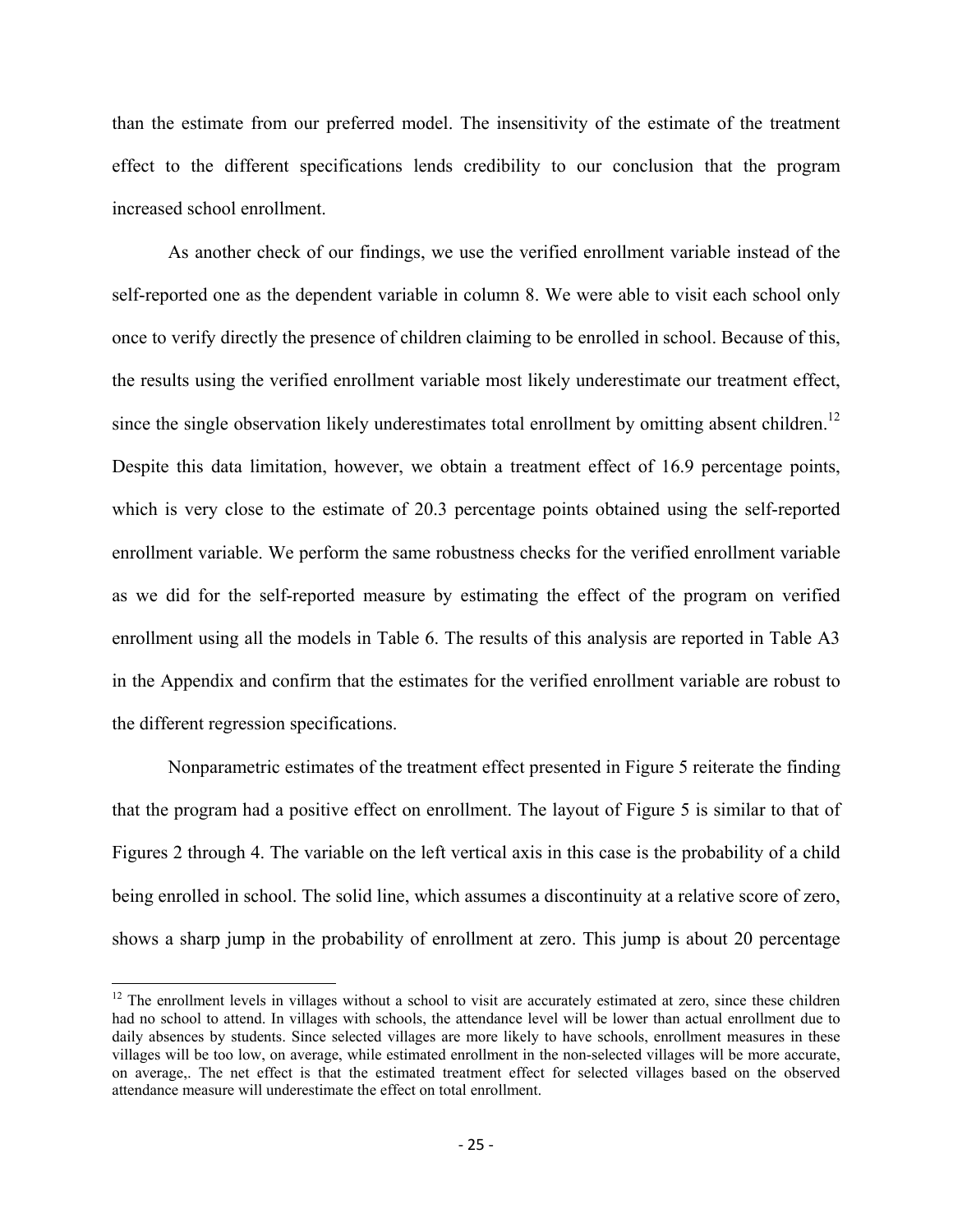than the estimate from our preferred model. The insensitivity of the estimate of the treatment effect to the different specifications lends credibility to our conclusion that the program increased school enrollment.

As another check of our findings, we use the verified enrollment variable instead of the self-reported one as the dependent variable in column 8. We were able to visit each school only once to verify directly the presence of children claiming to be enrolled in school. Because of this, the results using the verified enrollment variable most likely underestimate our treatment effect, since the single observation likely underestimates total enrollment by omitting absent children.[12] Despite this data limitation, however, we obtain a treatment effect of 16.9 percentage points, which is very close to the estimate of 20.3 percentage points obtained using the self-reported enrollment variable. We perform the same robustness checks for the verified enrollment variable as we did for the self-reported measure by estimating the effect of the program on verified enrollment using all the models in Table 6. The results of this analysis are reported in Table A3 in the Appendix and confirm that the estimates for the verified enrollment variable are robust to the different regression specifications.

Nonparametric estimates of the treatment effect presented in Figure 5 reiterate the finding that the program had a positive effect on enrollment. The layout of Figure 5 is similar to that of Figures 2 through 4. The variable on the left vertical axis in this case is the probability of a child being enrolled in school. The solid line, which assumes a discontinuity at a relative score of zero, shows a sharp jump in the probability of enrollment at zero. This jump is about 20 percentage

[12] The enrollment levels in villages without a school to visit are accurately estimated at zero, since these children had no school to attend. In villages with schools, the attendance level will be lower than actual enrollment due to daily absences by students. Since selected villages are more likely to have schools, enrollment measures in these villages will be too low, on average, while estimated enrollment in the non-selected villages will be more accurate, on average,. The net effect is that the estimated treatment effect for selected villages based on the observed attendance measure will underestimate the effect on total enrollment.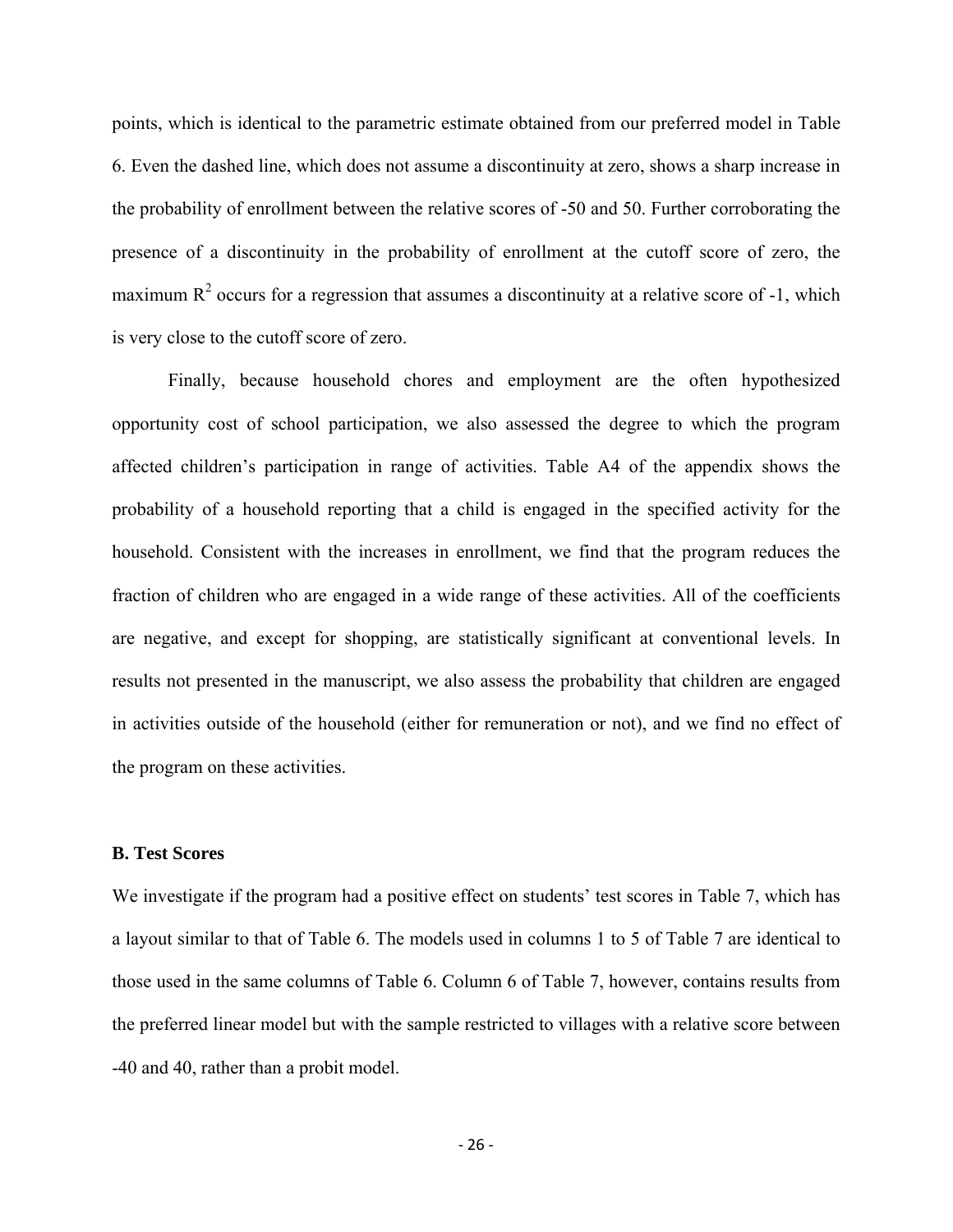points, which is identical to the parametric estimate obtained from our preferred model in Table 6. Even the dashed line, which does not assume a discontinuity at zero, shows a sharp increase in the probability of enrollment between the relative scores of -50 and 50. Further corroborating the presence of a discontinuity in the probability of enrollment at the cutoff score of zero, the maximum $R^2$ occurs for a regression that assumes a discontinuity at a relative score of -1, which is very close to the cutoff score of zero.

Finally, because household chores and employment are the often hypothesized opportunity cost of school participation, we also assessed the degree to which the program affected children's participation in range of activities. Table A4 of the appendix shows the probability of a household reporting that a child is engaged in the specified activity for the household. Consistent with the increases in enrollment, we find that the program reduces the fraction of children who are engaged in a wide range of these activities. All of the coefficients are negative, and except for shopping, are statistically significant at conventional levels. In results not presented in the manuscript, we also assess the probability that children are engaged in activities outside of the household (either for remuneration or not), and we find no effect of the program on these activities.

### B. Test Scores

We investigate if the program had a positive effect on students' test scores in Table 7, which has a layout similar to that of Table 6. The models used in columns 1 to 5 of Table 7 are identical to those used in the same columns of Table 6. Column 6 of Table 7, however, contains results from the preferred linear model but with the sample restricted to villages with a relative score between -40 and 40, rather than a probit model.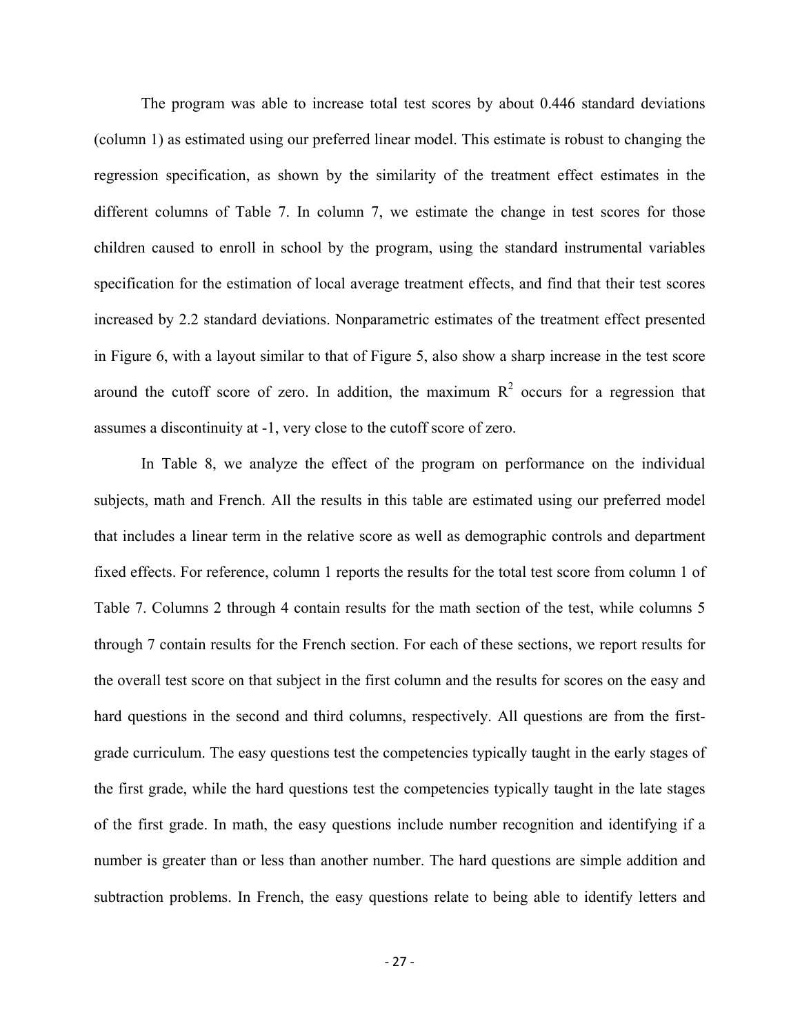The program was able to increase total test scores by about 0.446 standard deviations (column 1) as estimated using our preferred linear model. This estimate is robust to changing the regression specification, as shown by the similarity of the treatment effect estimates in the different columns of Table 7. In column 7, we estimate the change in test scores for those children caused to enroll in school by the program, using the standard instrumental variables specification for the estimation of local average treatment effects, and find that their test scores increased by 2.2 standard deviations. Nonparametric estimates of the treatment effect presented in Figure 6, with a layout similar to that of Figure 5, also show a sharp increase in the test score around the cutoff score of zero. In addition, the maximum $R^2$ occurs for a regression that assumes a discontinuity at -1, very close to the cutoff score of zero.

In Table 8, we analyze the effect of the program on performance on the individual subjects, math and French. All the results in this table are estimated using our preferred model that includes a linear term in the relative score as well as demographic controls and department fixed effects. For reference, column 1 reports the results for the total test score from column 1 of Table 7. Columns 2 through 4 contain results for the math section of the test, while columns 5 through 7 contain results for the French section. For each of these sections, we report results for the overall test score on that subject in the first column and the results for scores on the easy and hard questions in the second and third columns, respectively. All questions are from the first-grade curriculum. The easy questions test the competencies typically taught in the early stages of the first grade, while the hard questions test the competencies typically taught in the late stages of the first grade. In math, the easy questions include number recognition and identifying if a number is greater than or less than another number. The hard questions are simple addition and subtraction problems. In French, the easy questions relate to being able to identify letters and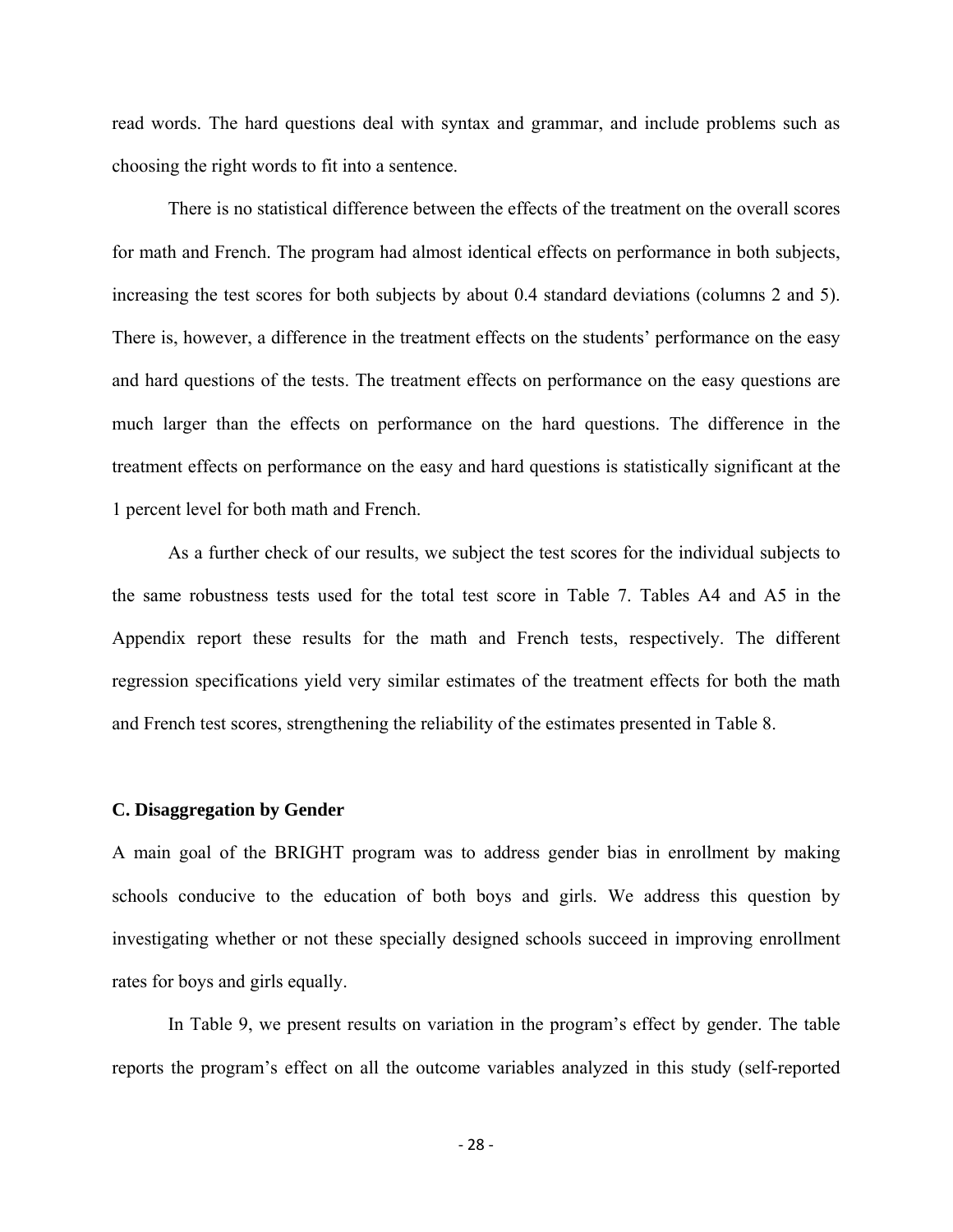read words. The hard questions deal with syntax and grammar, and include problems such as choosing the right words to fit into a sentence.

There is no statistical difference between the effects of the treatment on the overall scores for math and French. The program had almost identical effects on performance in both subjects, increasing the test scores for both subjects by about 0.4 standard deviations (columns 2 and 5). There is, however, a difference in the treatment effects on the students' performance on the easy and hard questions of the tests. The treatment effects on performance on the easy questions are much larger than the effects on performance on the hard questions. The difference in the treatment effects on performance on the easy and hard questions is statistically significant at the 1 percent level for both math and French.

As a further check of our results, we subject the test scores for the individual subjects to the same robustness tests used for the total test score in Table 7. Tables A4 and A5 in the Appendix report these results for the math and French tests, respectively. The different regression specifications yield very similar estimates of the treatment effects for both the math and French test scores, strengthening the reliability of the estimates presented in Table 8.

### C. Disaggregation by Gender

A main goal of the BRIGHT program was to address gender bias in enrollment by making schools conducive to the education of both boys and girls. We address this question by investigating whether or not these specially designed schools succeed in improving enrollment rates for boys and girls equally.

In Table 9, we present results on variation in the program's effect by gender. The table reports the program's effect on all the outcome variables analyzed in this study (self-reported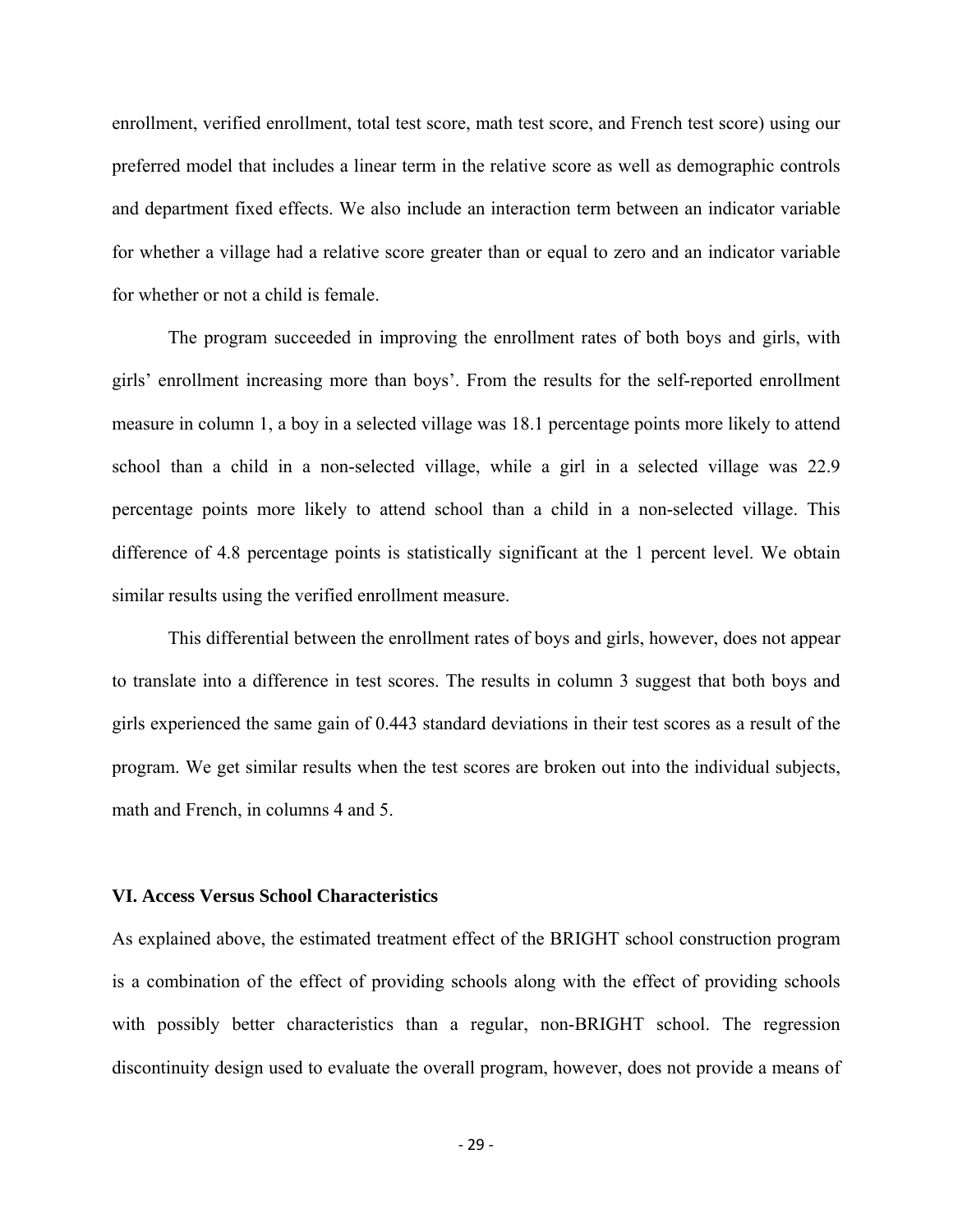enrollment, verified enrollment, total test score, math test score, and French test score) using our preferred model that includes a linear term in the relative score as well as demographic controls and department fixed effects. We also include an interaction term between an indicator variable for whether a village had a relative score greater than or equal to zero and an indicator variable for whether or not a child is female.

The program succeeded in improving the enrollment rates of both boys and girls, with girls' enrollment increasing more than boys'. From the results for the self-reported enrollment measure in column 1, a boy in a selected village was 18.1 percentage points more likely to attend school than a child in a non-selected village, while a girl in a selected village was 22.9 percentage points more likely to attend school than a child in a non-selected village. This difference of 4.8 percentage points is statistically significant at the 1 percent level. We obtain similar results using the verified enrollment measure.

This differential between the enrollment rates of boys and girls, however, does not appear to translate into a difference in test scores. The results in column 3 suggest that both boys and girls experienced the same gain of 0.443 standard deviations in their test scores as a result of the program. We get similar results when the test scores are broken out into the individual subjects, math and French, in columns 4 and 5.

### VI. Access Versus School Characteristics

As explained above, the estimated treatment effect of the BRIGHT school construction program is a combination of the effect of providing schools along with the effect of providing schools with possibly better characteristics than a regular, non-BRIGHT school. The regression discontinuity design used to evaluate the overall program, however, does not provide a means of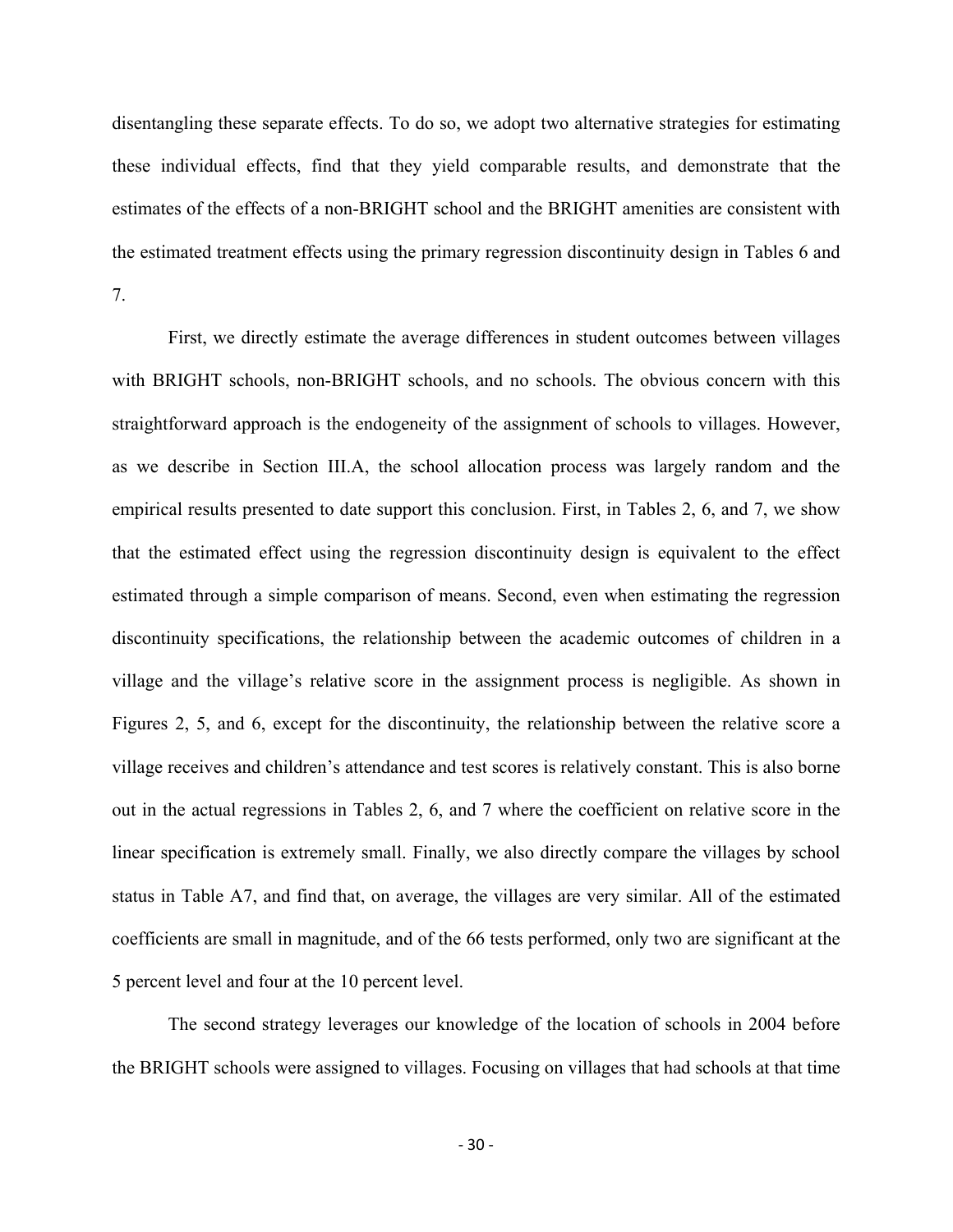disentangling these separate effects. To do so, we adopt two alternative strategies for estimating these individual effects, find that they yield comparable results, and demonstrate that the estimates of the effects of a non-BRIGHT school and the BRIGHT amenities are consistent with the estimated treatment effects using the primary regression discontinuity design in Tables 6 and 7.

First, we directly estimate the average differences in student outcomes between villages with BRIGHT schools, non-BRIGHT schools, and no schools. The obvious concern with this straightforward approach is the endogeneity of the assignment of schools to villages. However, as we describe in Section III.A, the school allocation process was largely random and the empirical results presented to date support this conclusion. First, in Tables 2, 6, and 7, we show that the estimated effect using the regression discontinuity design is equivalent to the effect estimated through a simple comparison of means. Second, even when estimating the regression discontinuity specifications, the relationship between the academic outcomes of children in a village and the village's relative score in the assignment process is negligible. As shown in Figures 2, 5, and 6, except for the discontinuity, the relationship between the relative score a village receives and children's attendance and test scores is relatively constant. This is also borne out in the actual regressions in Tables 2, 6, and 7 where the coefficient on relative score in the linear specification is extremely small. Finally, we also directly compare the villages by school status in Table A7, and find that, on average, the villages are very similar. All of the estimated coefficients are small in magnitude, and of the 66 tests performed, only two are significant at the 5 percent level and four at the 10 percent level.

The second strategy leverages our knowledge of the location of schools in 2004 before the BRIGHT schools were assigned to villages. Focusing on villages that had schools at that time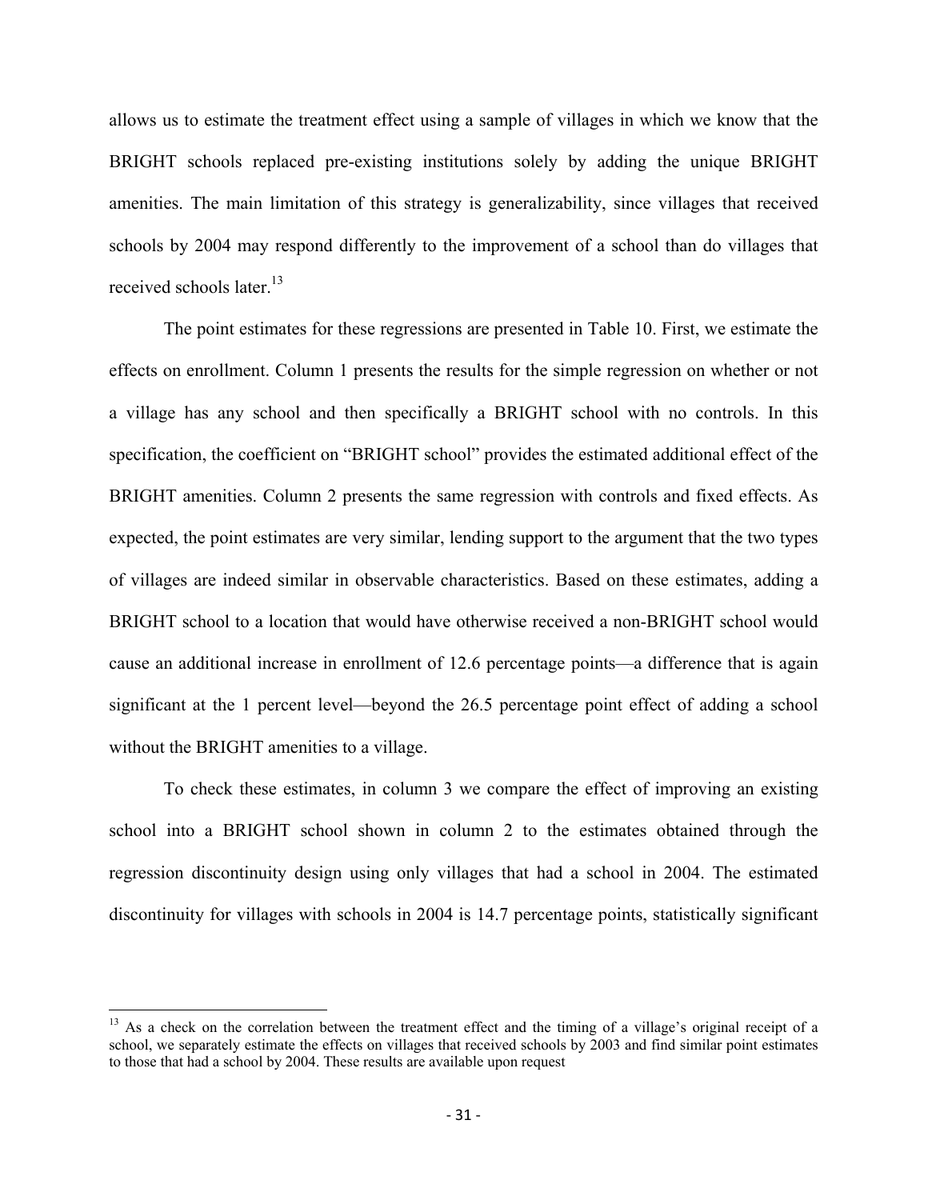allows us to estimate the treatment effect using a sample of villages in which we know that the BRIGHT schools replaced pre-existing institutions solely by adding the unique BRIGHT amenities. The main limitation of this strategy is generalizability, since villages that received schools by 2004 may respond differently to the improvement of a school than do villages that received schools later.[13]

The point estimates for these regressions are presented in Table 10. First, we estimate the effects on enrollment. Column 1 presents the results for the simple regression on whether or not a village has any school and then specifically a BRIGHT school with no controls. In this specification, the coefficient on "BRIGHT school" provides the estimated additional effect of the BRIGHT amenities. Column 2 presents the same regression with controls and fixed effects. As expected, the point estimates are very similar, lending support to the argument that the two types of villages are indeed similar in observable characteristics. Based on these estimates, adding a BRIGHT school to a location that would have otherwise received a non-BRIGHT school would cause an additional increase in enrollment of 12.6 percentage points—a difference that is again significant at the 1 percent level—beyond the 26.5 percentage point effect of adding a school without the BRIGHT amenities to a village.

To check these estimates, in column 3 we compare the effect of improving an existing school into a BRIGHT school shown in column 2 to the estimates obtained through the regression discontinuity design using only villages that had a school in 2004. The estimated discontinuity for villages with schools in 2004 is 14.7 percentage points, statistically significant

[13] As a check on the correlation between the treatment effect and the timing of a village's original receipt of a school, we separately estimate the effects on villages that received schools by 2003 and find similar point estimates to those that had a school by 2004. These results are available upon request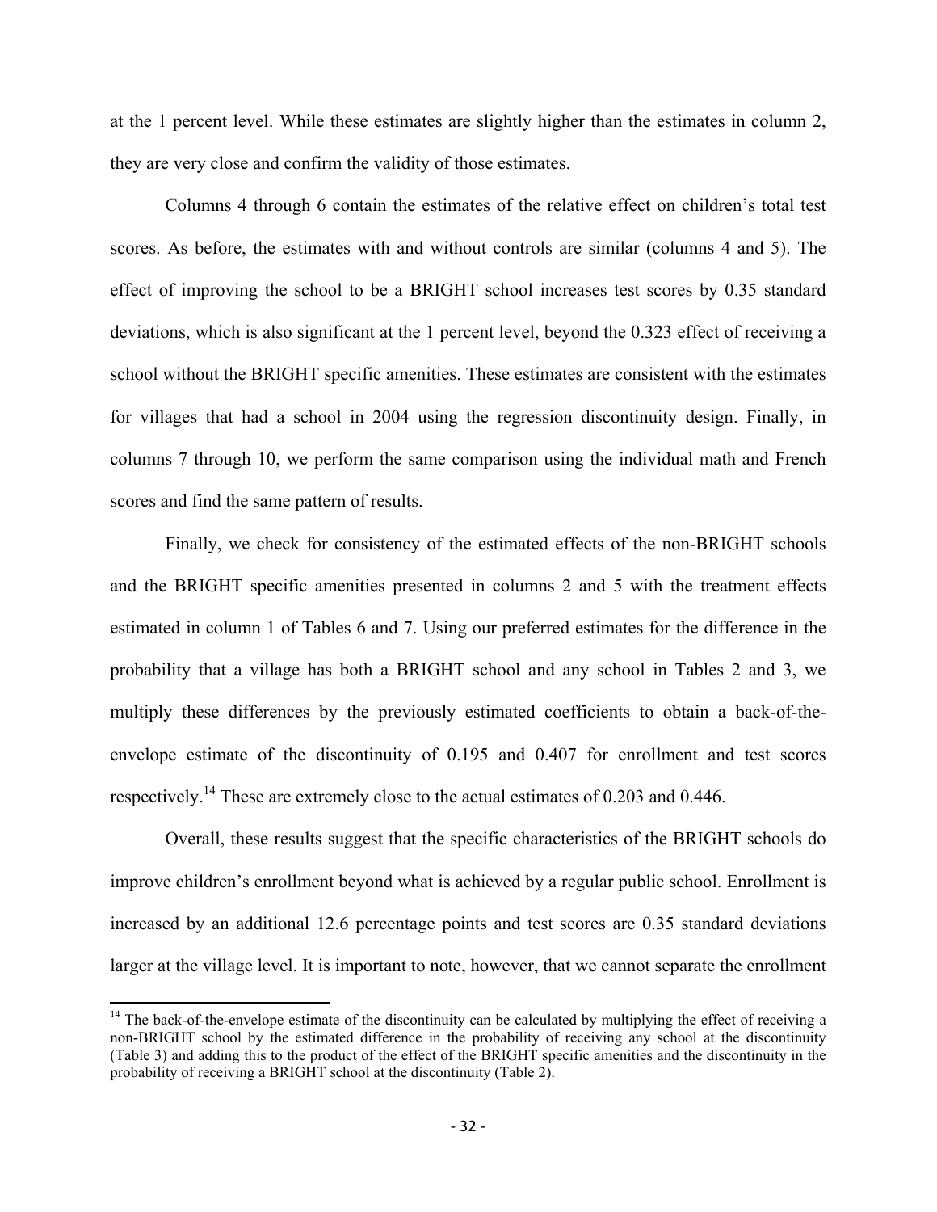at the 1 percent level. While these estimates are slightly higher than the estimates in column 2, they are very close and confirm the validity of those estimates.

Columns 4 through 6 contain the estimates of the relative effect on children's total test scores. As before, the estimates with and without controls are similar (columns 4 and 5). The effect of improving the school to be a BRIGHT school increases test scores by 0.35 standard deviations, which is also significant at the 1 percent level, beyond the 0.323 effect of receiving a school without the BRIGHT specific amenities. These estimates are consistent with the estimates for villages that had a school in 2004 using the regression discontinuity design. Finally, in columns 7 through 10, we perform the same comparison using the individual math and French scores and find the same pattern of results.

Finally, we check for consistency of the estimated effects of the non-BRIGHT schools and the BRIGHT specific amenities presented in columns 2 and 5 with the treatment effects estimated in column 1 of Tables 6 and 7. Using our preferred estimates for the difference in the probability that a village has both a BRIGHT school and any school in Tables 2 and 3, we multiply these differences by the previously estimated coefficients to obtain a back-of-the-envelope estimate of the discontinuity of 0.195 and 0.407 for enrollment and test scores respectively.[14] These are extremely close to the actual estimates of 0.203 and 0.446.

Overall, these results suggest that the specific characteristics of the BRIGHT schools do improve children's enrollment beyond what is achieved by a regular public school. Enrollment is increased by an additional 12.6 percentage points and test scores are 0.35 standard deviations larger at the village level. It is important to note, however, that we cannot separate the enrollment

[14] The back-of-the-envelope estimate of the discontinuity can be calculated by multiplying the effect of receiving a non-BRIGHT school by the estimated difference in the probability of receiving any school at the discontinuity (Table 3) and adding this to the product of the effect of the BRIGHT specific amenities and the discontinuity in the probability of receiving a BRIGHT school at the discontinuity (Table 2).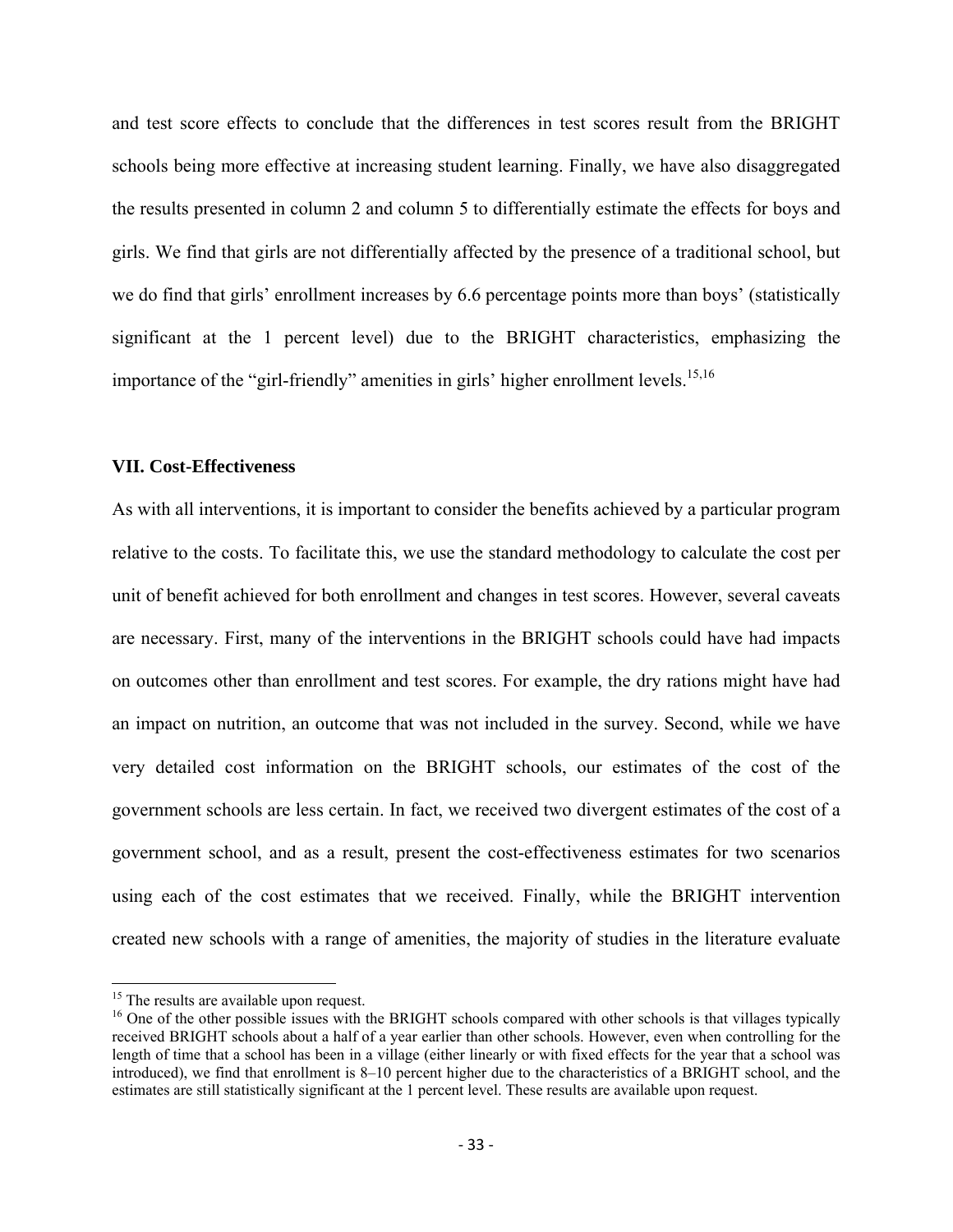and test score effects to conclude that the differences in test scores result from the BRIGHT schools being more effective at increasing student learning. Finally, we have also disaggregated the results presented in column 2 and column 5 to differentially estimate the effects for boys and girls. We find that girls are not differentially affected by the presence of a traditional school, but we do find that girls' enrollment increases by 6.6 percentage points more than boys' (statistically significant at the 1 percent level) due to the BRIGHT characteristics, emphasizing the importance of the "girl-friendly" amenities in girls' higher enrollment levels.[15,16]

### VII. Cost-Effectiveness

As with all interventions, it is important to consider the benefits achieved by a particular program relative to the costs. To facilitate this, we use the standard methodology to calculate the cost per unit of benefit achieved for both enrollment and changes in test scores. However, several caveats are necessary. First, many of the interventions in the BRIGHT schools could have had impacts on outcomes other than enrollment and test scores. For example, the dry rations might have had an impact on nutrition, an outcome that was not included in the survey. Second, while we have very detailed cost information on the BRIGHT schools, our estimates of the cost of the government schools are less certain. In fact, we received two divergent estimates of the cost of a government school, and as a result, present the cost-effectiveness estimates for two scenarios using each of the cost estimates that we received. Finally, while the BRIGHT intervention created new schools with a range of amenities, the majority of studies in the literature evaluate

[15] The results are available upon request.

[16] One of the other possible issues with the BRIGHT schools compared with other schools is that villages typically received BRIGHT schools about a half of a year earlier than other schools. However, even when controlling for the length of time that a school has been in a village (either linearly or with fixed effects for the year that a school was introduced), we find that enrollment is 8–10 percent higher due to the characteristics of a BRIGHT school, and the estimates are still statistically significant at the 1 percent level. These results are available upon request.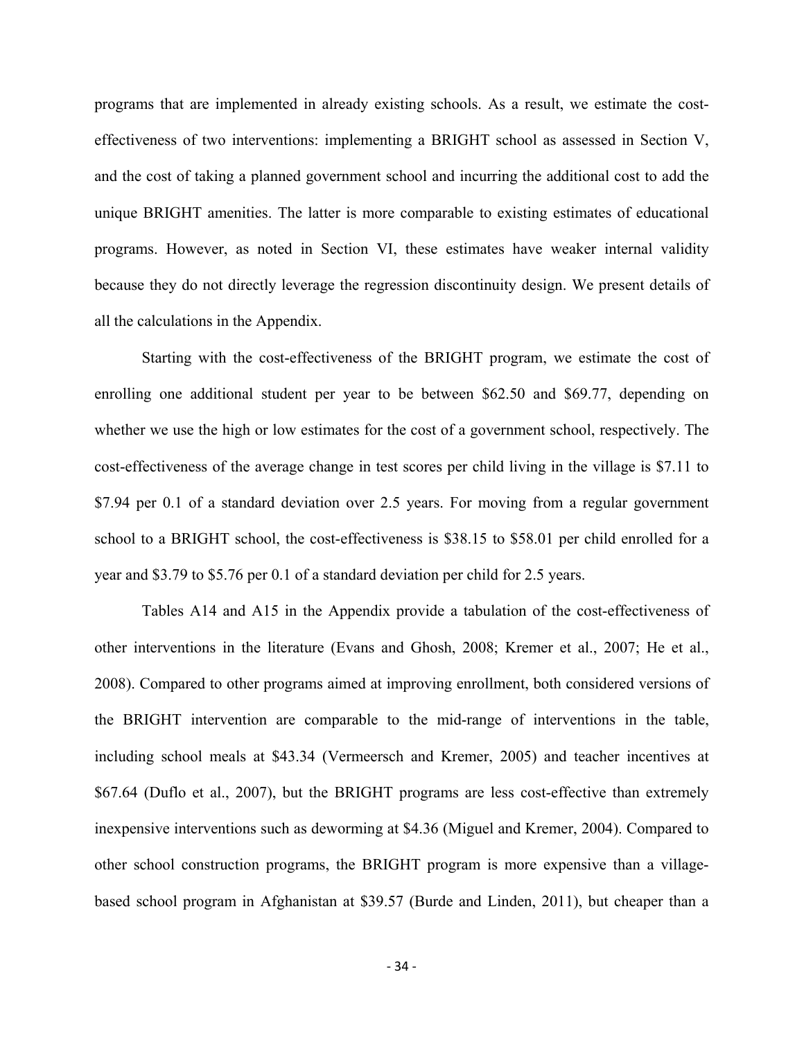programs that are implemented in already existing schools. As a result, we estimate the cost-effectiveness of two interventions: implementing a BRIGHT school as assessed in Section V, and the cost of taking a planned government school and incurring the additional cost to add the unique BRIGHT amenities. The latter is more comparable to existing estimates of educational programs. However, as noted in Section VI, these estimates have weaker internal validity because they do not directly leverage the regression discontinuity design. We present details of all the calculations in the Appendix.

Starting with the cost-effectiveness of the BRIGHT program, we estimate the cost of enrolling one additional student per year to be between $62.50 and $69.77, depending on whether we use the high or low estimates for the cost of a government school, respectively. The cost-effectiveness of the average change in test scores per child living in the village is $7.11 to $7.94 per 0.1 of a standard deviation over 2.5 years. For moving from a regular government school to a BRIGHT school, the cost-effectiveness is $38.15 to $58.01 per child enrolled for a year and $3.79 to $5.76 per 0.1 of a standard deviation per child for 2.5 years.

Tables A14 and A15 in the Appendix provide a tabulation of the cost-effectiveness of other interventions in the literature (Evans and Ghosh, 2008; Kremer et al., 2007; He et al., 2008). Compared to other programs aimed at improving enrollment, both considered versions of the BRIGHT intervention are comparable to the mid-range of interventions in the table, including school meals at $43.34 (Vermeersch and Kremer, 2005) and teacher incentives at $67.64 (Duflo et al., 2007), but the BRIGHT programs are less cost-effective than extremely inexpensive interventions such as deworming at $4.36 (Miguel and Kremer, 2004). Compared to other school construction programs, the BRIGHT program is more expensive than a village-based school program in Afghanistan at $39.57 (Burde and Linden, 2011), but cheaper than a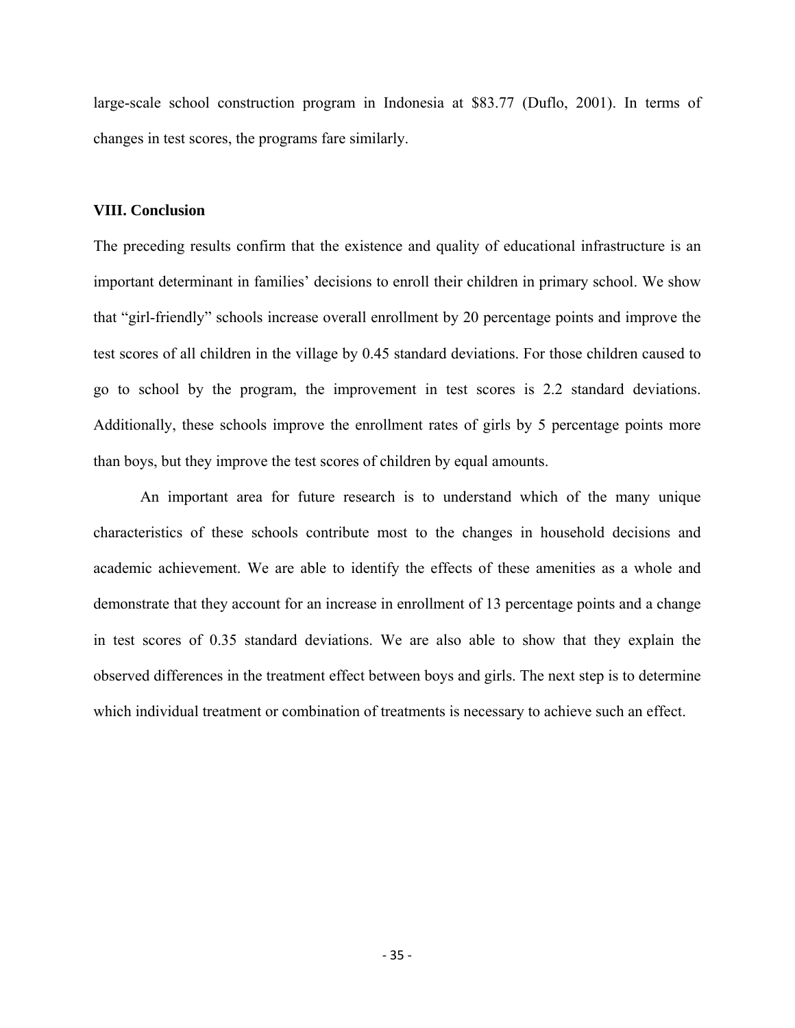large-scale school construction program in Indonesia at \$83.77 (Duflo, 2001). In terms of changes in test scores, the programs fare similarly.

### VIII. Conclusion

The preceding results confirm that the existence and quality of educational infrastructure is an important determinant in families' decisions to enroll their children in primary school. We show that "girl-friendly" schools increase overall enrollment by 20 percentage points and improve the test scores of all children in the village by 0.45 standard deviations. For those children caused to go to school by the program, the improvement in test scores is 2.2 standard deviations. Additionally, these schools improve the enrollment rates of girls by 5 percentage points more than boys, but they improve the test scores of children by equal amounts.

An important area for future research is to understand which of the many unique characteristics of these schools contribute most to the changes in household decisions and academic achievement. We are able to identify the effects of these amenities as a whole and demonstrate that they account for an increase in enrollment of 13 percentage points and a change in test scores of 0.35 standard deviations. We are also able to show that they explain the observed differences in the treatment effect between boys and girls. The next step is to determine which individual treatment or combination of treatments is necessary to achieve such an effect.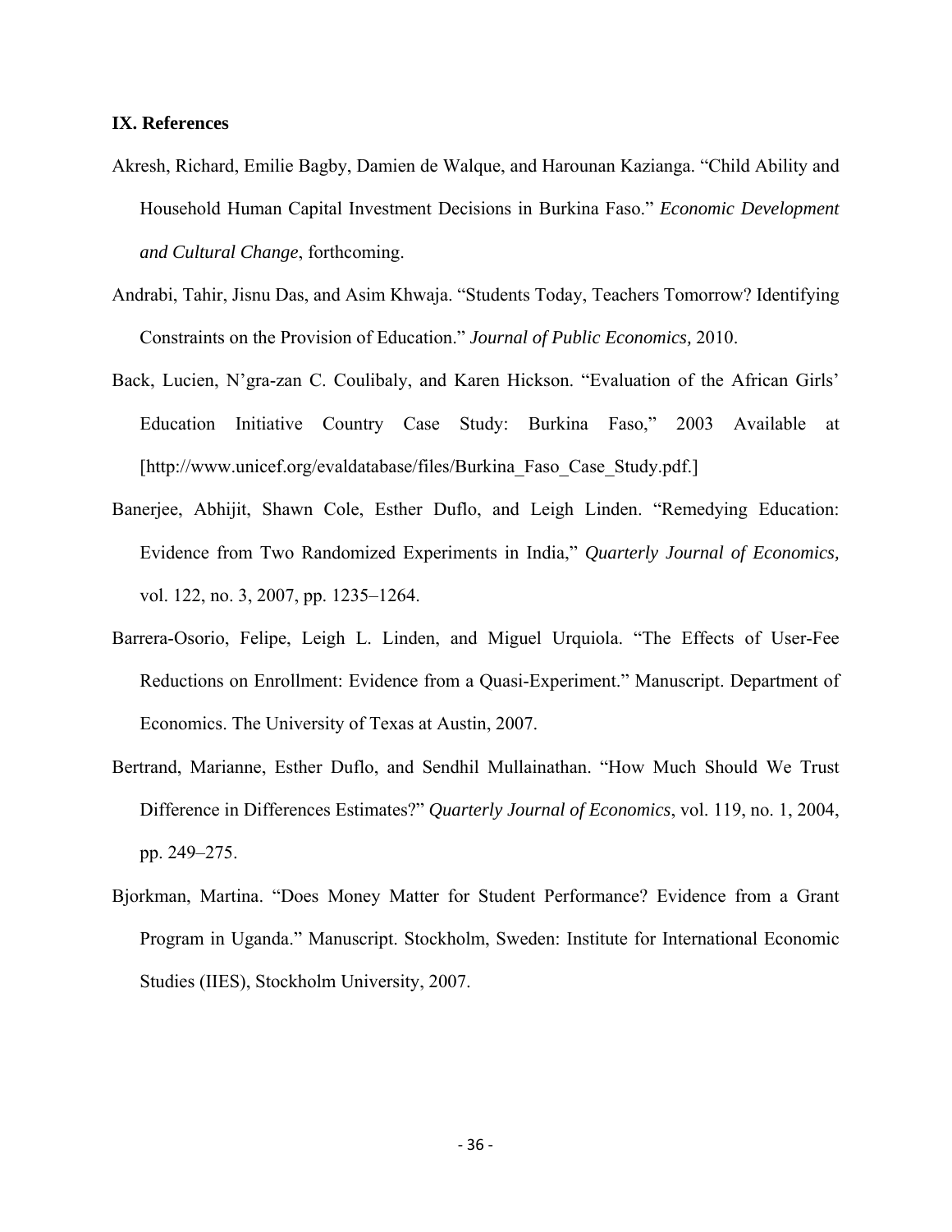## IX. References

Akresh, Richard, Emilie Bagby, Damien de Walque, and Harounan Kazianga. "Child Ability and Household Human Capital Investment Decisions in Burkina Faso." *Economic Development and Cultural Change*, forthcoming.

Andrabi, Tahir, Jisnu Das, and Asim Khwaja. "Students Today, Teachers Tomorrow? Identifying Constraints on the Provision of Education." *Journal of Public Economics,* 2010.

Back, Lucien, N'gra-zan C. Coulibaly, and Karen Hickson. "Evaluation of the African Girls' Education Initiative Country Case Study: Burkina Faso," 2003 Available at [http://www.unicef.org/evaldatabase/files/Burkina_Faso_Case_Study.pdf.]

Banerjee, Abhijit, Shawn Cole, Esther Duflo, and Leigh Linden. "Remedying Education: Evidence from Two Randomized Experiments in India," *Quarterly Journal of Economics,* vol. 122, no. 3, 2007, pp. 1235–1264.

Barrera-Osorio, Felipe, Leigh L. Linden, and Miguel Urquiola. "The Effects of User-Fee Reductions on Enrollment: Evidence from a Quasi-Experiment." Manuscript. Department of Economics. The University of Texas at Austin, 2007.

Bertrand, Marianne, Esther Duflo, and Sendhil Mullainathan. "How Much Should We Trust Difference in Differences Estimates?" *Quarterly Journal of Economics*, vol. 119, no. 1, 2004, pp. 249–275.

Bjorkman, Martina. "Does Money Matter for Student Performance? Evidence from a Grant Program in Uganda." Manuscript. Stockholm, Sweden: Institute for International Economic Studies (IIES), Stockholm University, 2007.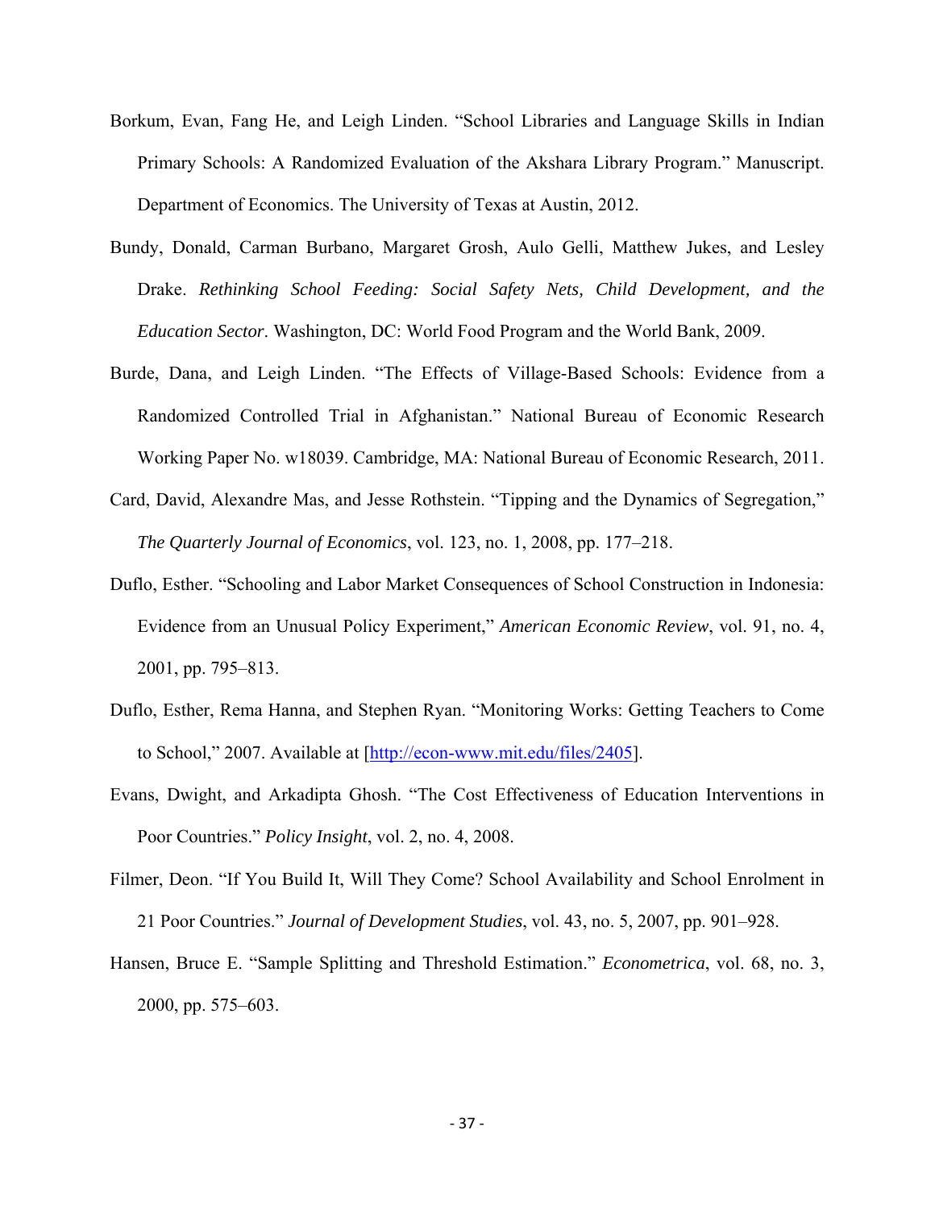Borkum, Evan, Fang He, and Leigh Linden. "School Libraries and Language Skills in Indian Primary Schools: A Randomized Evaluation of the Akshara Library Program." Manuscript. Department of Economics. The University of Texas at Austin, 2012.

Bundy, Donald, Carman Burbano, Margaret Grosh, Aulo Gelli, Matthew Jukes, and Lesley Drake. *Rethinking School Feeding: Social Safety Nets, Child Development, and the Education Sector*. Washington, DC: World Food Program and the World Bank, 2009.

Burde, Dana, and Leigh Linden. "The Effects of Village-Based Schools: Evidence from a Randomized Controlled Trial in Afghanistan." National Bureau of Economic Research Working Paper No. w18039. Cambridge, MA: National Bureau of Economic Research, 2011.

Card, David, Alexandre Mas, and Jesse Rothstein. "Tipping and the Dynamics of Segregation," *The Quarterly Journal of Economics*, vol. 123, no. 1, 2008, pp. 177–218.

Duflo, Esther. "Schooling and Labor Market Consequences of School Construction in Indonesia: Evidence from an Unusual Policy Experiment," *American Economic Review*, vol. 91, no. 4, 2001, pp. 795–813.

Duflo, Esther, Rema Hanna, and Stephen Ryan. "Monitoring Works: Getting Teachers to Come to School," 2007. Available at [http://econ-www.mit.edu/files/2405].

Evans, Dwight, and Arkadipta Ghosh. "The Cost Effectiveness of Education Interventions in Poor Countries." *Policy Insight*, vol. 2, no. 4, 2008.

Filmer, Deon. "If You Build It, Will They Come? School Availability and School Enrolment in 21 Poor Countries." *Journal of Development Studies*, vol. 43, no. 5, 2007, pp. 901–928.

Hansen, Bruce E. "Sample Splitting and Threshold Estimation." *Econometrica*, vol. 68, no. 3, 2000, pp. 575–603.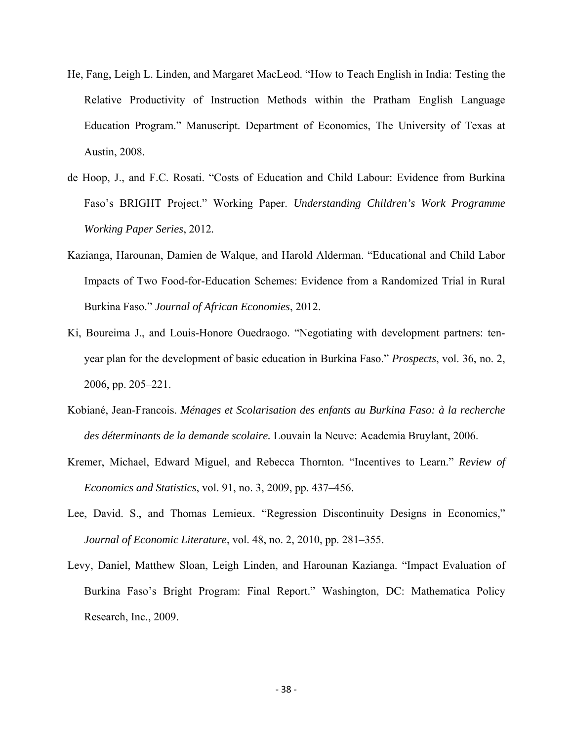He, Fang, Leigh L. Linden, and Margaret MacLeod. "How to Teach English in India: Testing the Relative Productivity of Instruction Methods within the Pratham English Language Education Program." Manuscript. Department of Economics, The University of Texas at Austin, 2008.

de Hoop, J., and F.C. Rosati. "Costs of Education and Child Labour: Evidence from Burkina Faso's BRIGHT Project." Working Paper. *Understanding Children's Work Programme Working Paper Series*, 2012.

Kazianga, Harounan, Damien de Walque, and Harold Alderman. "Educational and Child Labor Impacts of Two Food-for-Education Schemes: Evidence from a Randomized Trial in Rural Burkina Faso." *Journal of African Economies*, 2012.

Ki, Boureima J., and Louis-Honore Ouedraogo. "Negotiating with development partners: ten-year plan for the development of basic education in Burkina Faso." *Prospects*, vol. 36, no. 2, 2006, pp. 205–221.

Kobiané, Jean-Francois. *Ménages et Scolarisation des enfants au Burkina Faso: à la recherche des déterminants de la demande scolaire.* Louvain la Neuve: Academia Bruylant, 2006.

Kremer, Michael, Edward Miguel, and Rebecca Thornton. "Incentives to Learn." *Review of Economics and Statistics*, vol. 91, no. 3, 2009, pp. 437–456.

Lee, David. S., and Thomas Lemieux. "Regression Discontinuity Designs in Economics," *Journal of Economic Literature*, vol. 48, no. 2, 2010, pp. 281–355.

Levy, Daniel, Matthew Sloan, Leigh Linden, and Harounan Kazianga. "Impact Evaluation of Burkina Faso's Bright Program: Final Report." Washington, DC: Mathematica Policy Research, Inc., 2009.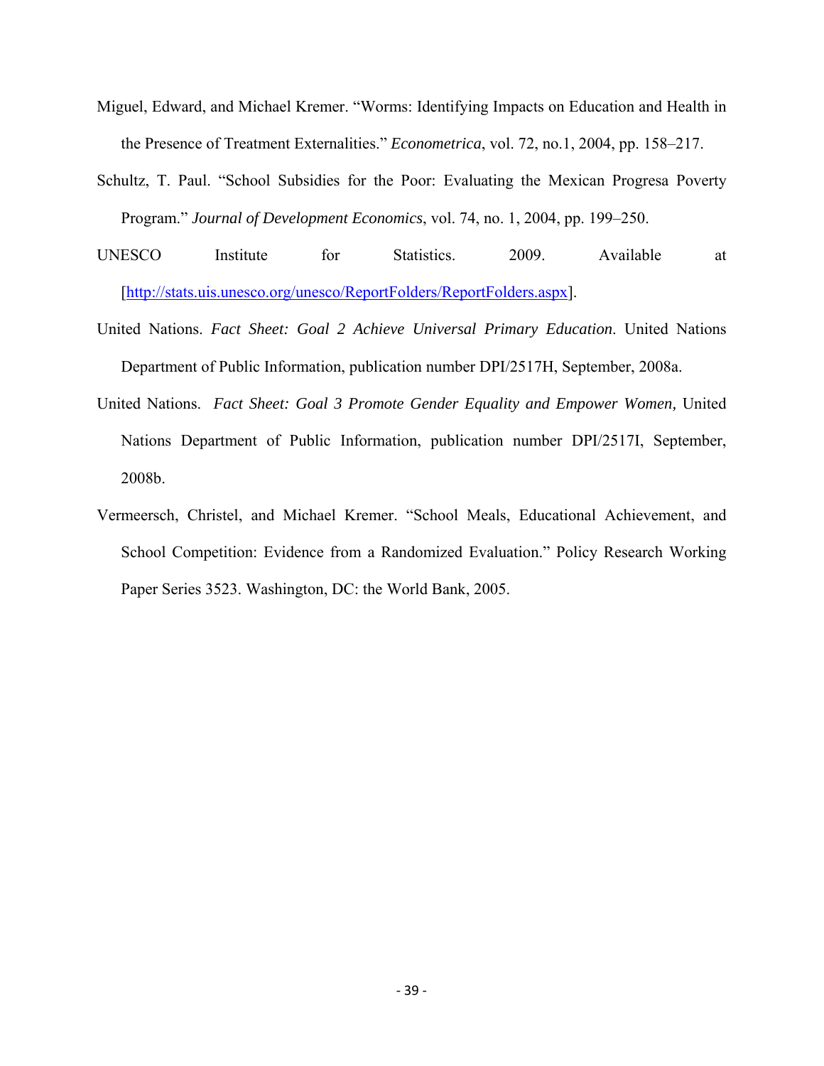Miguel, Edward, and Michael Kremer. "Worms: Identifying Impacts on Education and Health in the Presence of Treatment Externalities." *Econometrica*, vol. 72, no.1, 2004, pp. 158–217.

Schultz, T. Paul. "School Subsidies for the Poor: Evaluating the Mexican Progresa Poverty Program." *Journal of Development Economics*, vol. 74, no. 1, 2004, pp. 199–250.

UNESCO Institute for Statistics. 2009. Available at [http://stats.uis.unesco.org/unesco/ReportFolders/ReportFolders.aspx].

United Nations. *Fact Sheet: Goal 2 Achieve Universal Primary Education*. United Nations Department of Public Information, publication number DPI/2517H, September, 2008a.

United Nations. *Fact Sheet: Goal 3 Promote Gender Equality and Empower Women,* United Nations Department of Public Information, publication number DPI/2517I, September, 2008b.

Vermeersch, Christel, and Michael Kremer. "School Meals, Educational Achievement, and School Competition: Evidence from a Randomized Evaluation." Policy Research Working Paper Series 3523. Washington, DC: the World Bank, 2005.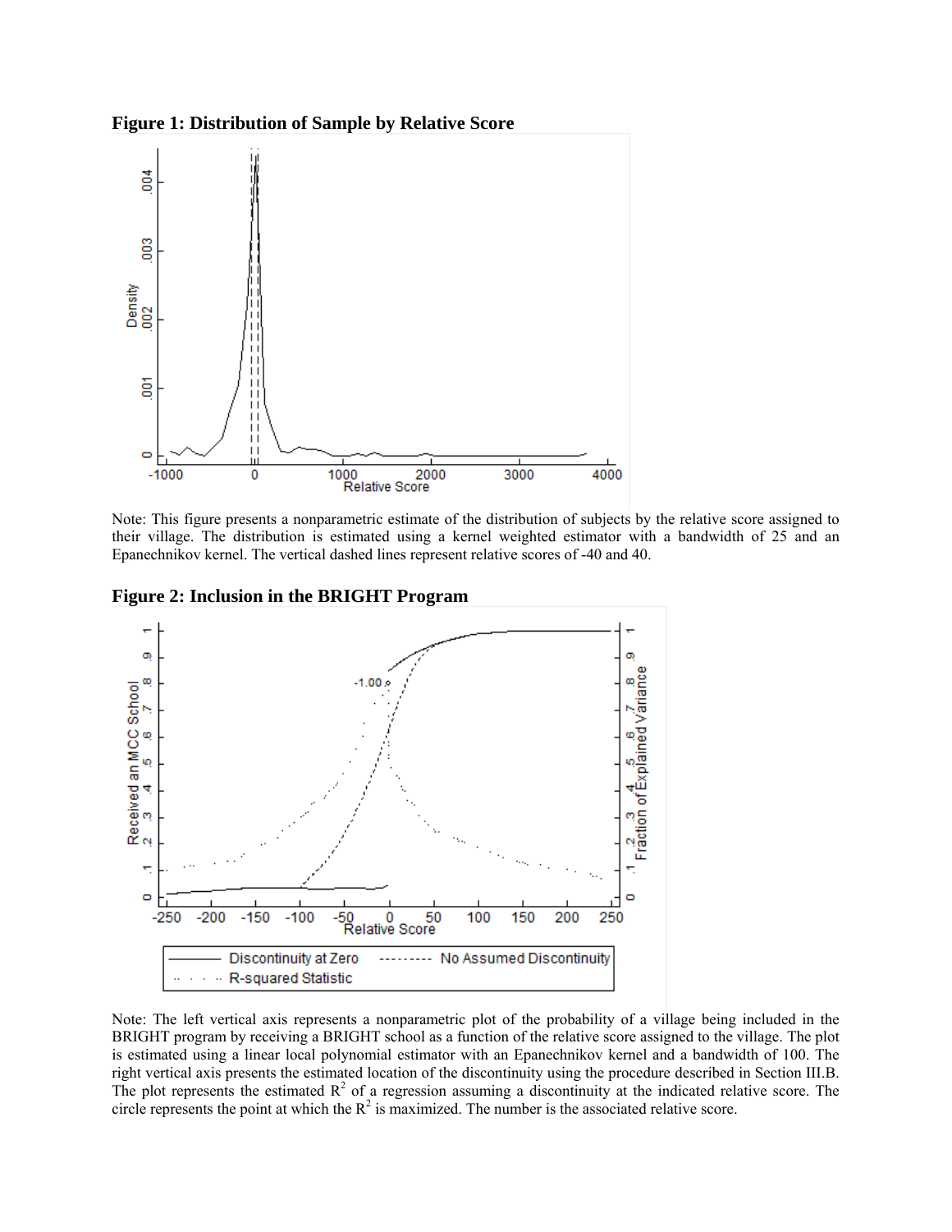**Figure 1: Distribution of Sample by Relative Score**

Note: This figure presents a nonparametric estimate of the distribution of subjects by the relative score assigned to their village. The distribution is estimated using a kernel weighted estimator with a bandwidth of 25 and an Epanechnikov kernel. The vertical dashed lines represent relative scores of -40 and 40.

**Figure 2: Inclusion in the BRIGHT Program**

Note: The left vertical axis represents a nonparametric plot of the probability of a village being included in the BRIGHT program by receiving a BRIGHT school as a function of the relative score assigned to the village. The plot is estimated using a linear local polynomial estimator with an Epanechnikov kernel and a bandwidth of 100. The right vertical axis presents the estimated location of the discontinuity using the procedure described in Section III.B. The plot represents the estimated $R^2$ of a regression assuming a discontinuity at the indicated relative score. The circle represents the point at which the $R^2$ is maximized. The number is the associated relative score.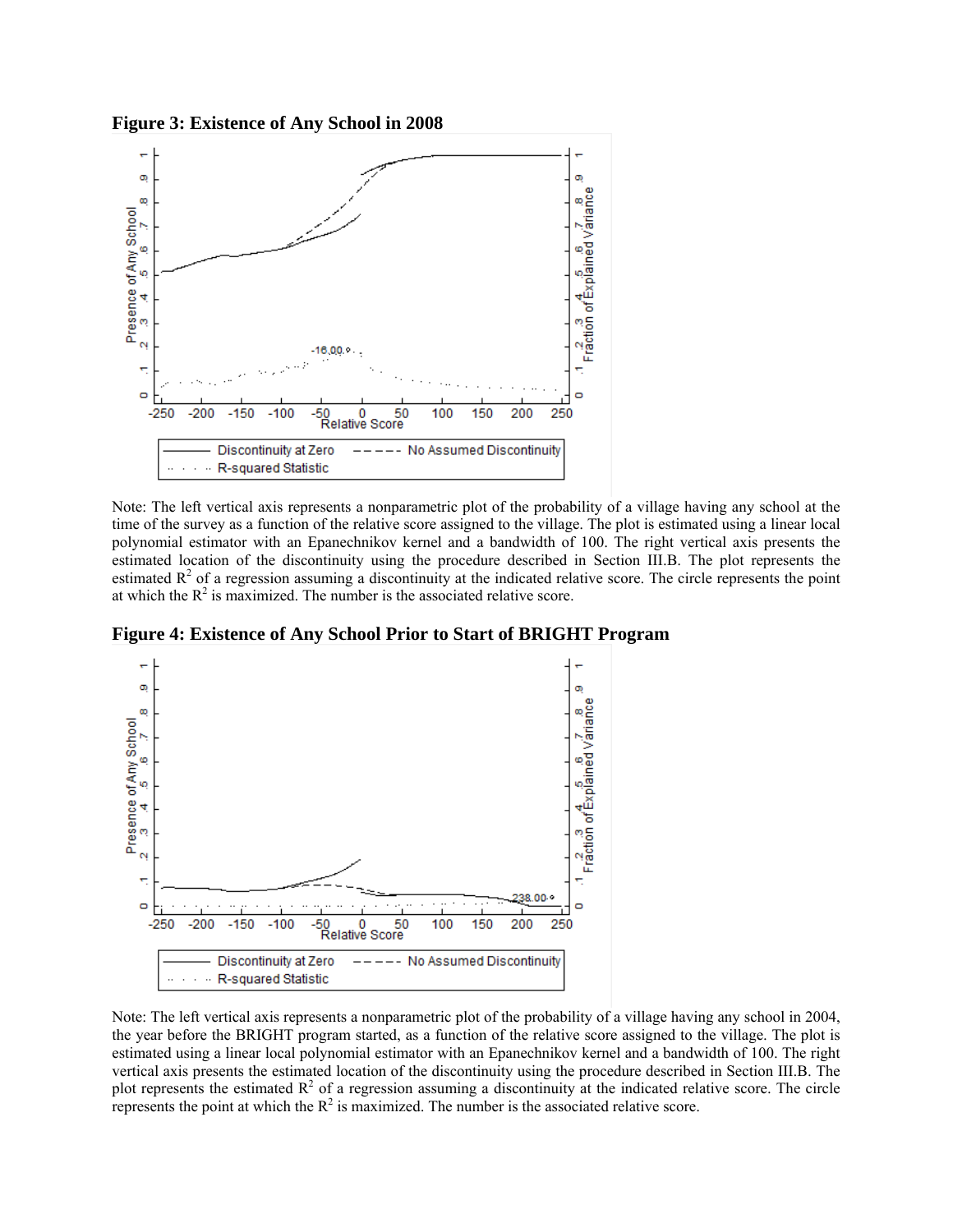**Figure 3: Existence of Any School in 2008**

Note: The left vertical axis represents a nonparametric plot of the probability of a village having any school at the time of the survey as a function of the relative score assigned to the village. The plot is estimated using a linear local polynomial estimator with an Epanechnikov kernel and a bandwidth of 100. The right vertical axis presents the estimated location of the discontinuity using the procedure described in Section III.B. The plot represents the estimated $R^2$ of a regression assuming a discontinuity at the indicated relative score. The circle represents the point at which the $R^2$ is maximized. The number is the associated relative score.

**Figure 4: Existence of Any School Prior to Start of BRIGHT Program**

Note: The left vertical axis represents a nonparametric plot of the probability of a village having any school in 2004, the year before the BRIGHT program started, as a function of the relative score assigned to the village. The plot is estimated using a linear local polynomial estimator with an Epanechnikov kernel and a bandwidth of 100. The right vertical axis presents the estimated location of the discontinuity using the procedure described in Section III.B. The plot represents the estimated $R^2$ of a regression assuming a discontinuity at the indicated relative score. The circle represents the point at which the $R^2$ is maximized. The number is the associated relative score.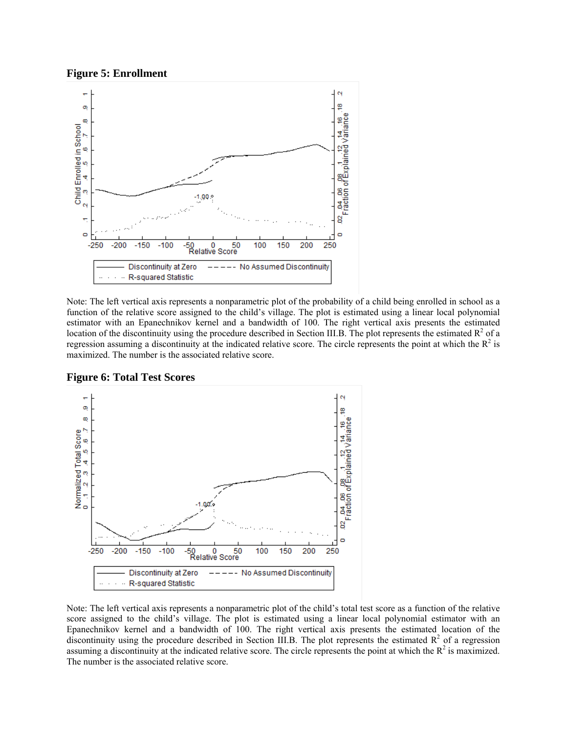**Figure 5: Enrollment**

Note: The left vertical axis represents a nonparametric plot of the probability of a child being enrolled in school as a function of the relative score assigned to the child's village. The plot is estimated using a linear local polynomial estimator with an Epanechnikov kernel and a bandwidth of 100. The right vertical axis presents the estimated location of the discontinuity using the procedure described in Section III.B. The plot represents the estimated $R^2$ of a regression assuming a discontinuity at the indicated relative score. The circle represents the point at which the $R^2$ is maximized. The number is the associated relative score.

**Figure 6: Total Test Scores**

Note: The left vertical axis represents a nonparametric plot of the child's total test score as a function of the relative score assigned to the child's village. The plot is estimated using a linear local polynomial estimator with an Epanechnikov kernel and a bandwidth of 100. The right vertical axis presents the estimated location of the discontinuity using the procedure described in Section III.B. The plot represents the estimated $R^2$ of a regression assuming a discontinuity at the indicated relative score. The circle represents the point at which the $R^2$ is maximized. The number is the associated relative score.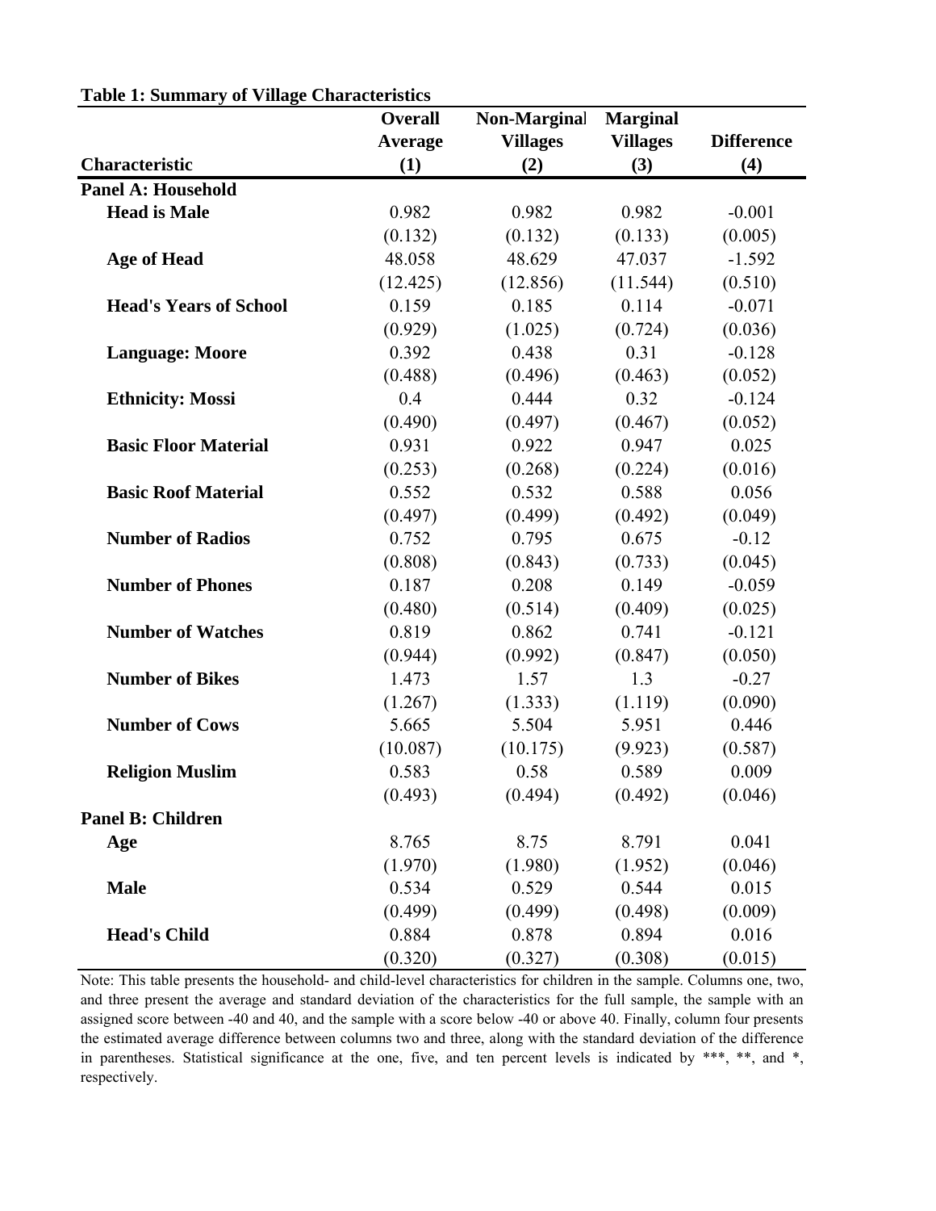**Table 1: Summary of Village Characteristics**

| Characteristic | Overall Average (1) | Non-Marginal Villages (2) | Marginal Villages (3) | Difference (4) |
|---|---|---|---|---|
| **Panel A: Household** | | | | |
| **Head is Male** | 0.982 | 0.982 | 0.982 | -0.001 |
| | (0.132) | (0.132) | (0.133) | (0.005) |
| **Age of Head** | 48.058 | 48.629 | 47.037 | -1.592 |
| | (12.425) | (12.856) | (11.544) | (0.510) |
| **Head's Years of School** | 0.159 | 0.185 | 0.114 | -0.071 |
| | (0.929) | (1.025) | (0.724) | (0.036) |
| **Language: Moore** | 0.392 | 0.438 | 0.31 | -0.128 |
| | (0.488) | (0.496) | (0.463) | (0.052) |
| **Ethnicity: Mossi** | 0.4 | 0.444 | 0.32 | -0.124 |
| | (0.490) | (0.497) | (0.467) | (0.052) |
| **Basic Floor Material** | 0.931 | 0.922 | 0.947 | 0.025 |
| | (0.253) | (0.268) | (0.224) | (0.016) |
| **Basic Roof Material** | 0.552 | 0.532 | 0.588 | 0.056 |
| | (0.497) | (0.499) | (0.492) | (0.049) |
| **Number of Radios** | 0.752 | 0.795 | 0.675 | -0.12 |
| | (0.808) | (0.843) | (0.733) | (0.045) |
| **Number of Phones** | 0.187 | 0.208 | 0.149 | -0.059 |
| | (0.480) | (0.514) | (0.409) | (0.025) |
| **Number of Watches** | 0.819 | 0.862 | 0.741 | -0.121 |
| | (0.944) | (0.992) | (0.847) | (0.050) |
| **Number of Bikes** | 1.473 | 1.57 | 1.3 | -0.27 |
| | (1.267) | (1.333) | (1.119) | (0.090) |
| **Number of Cows** | 5.665 | 5.504 | 5.951 | 0.446 |
| | (10.087) | (10.175) | (9.923) | (0.587) |
| **Religion Muslim** | 0.583 | 0.58 | 0.589 | 0.009 |
| | (0.493) | (0.494) | (0.492) | (0.046) |
| **Panel B: Children** | | | | |
| **Age** | 8.765 | 8.75 | 8.791 | 0.041 |
| | (1.970) | (1.980) | (1.952) | (0.046) |
| **Male** | 0.534 | 0.529 | 0.544 | 0.015 |
| | (0.499) | (0.499) | (0.498) | (0.009) |
| **Head's Child** | 0.884 | 0.878 | 0.894 | 0.016 |
| | (0.320) | (0.327) | (0.308) | (0.015) |

Note: This table presents the household- and child-level characteristics for children in the sample. Columns one, two, and three present the average and standard deviation of the characteristics for the full sample, the sample with an assigned score between -40 and 40, and the sample with a score below -40 or above 40. Finally, column four presents the estimated average difference between columns two and three, along with the standard deviation of the difference in parentheses. Statistical significance at the one, five, and ten percent levels is indicated by ***, **, and *, respectively.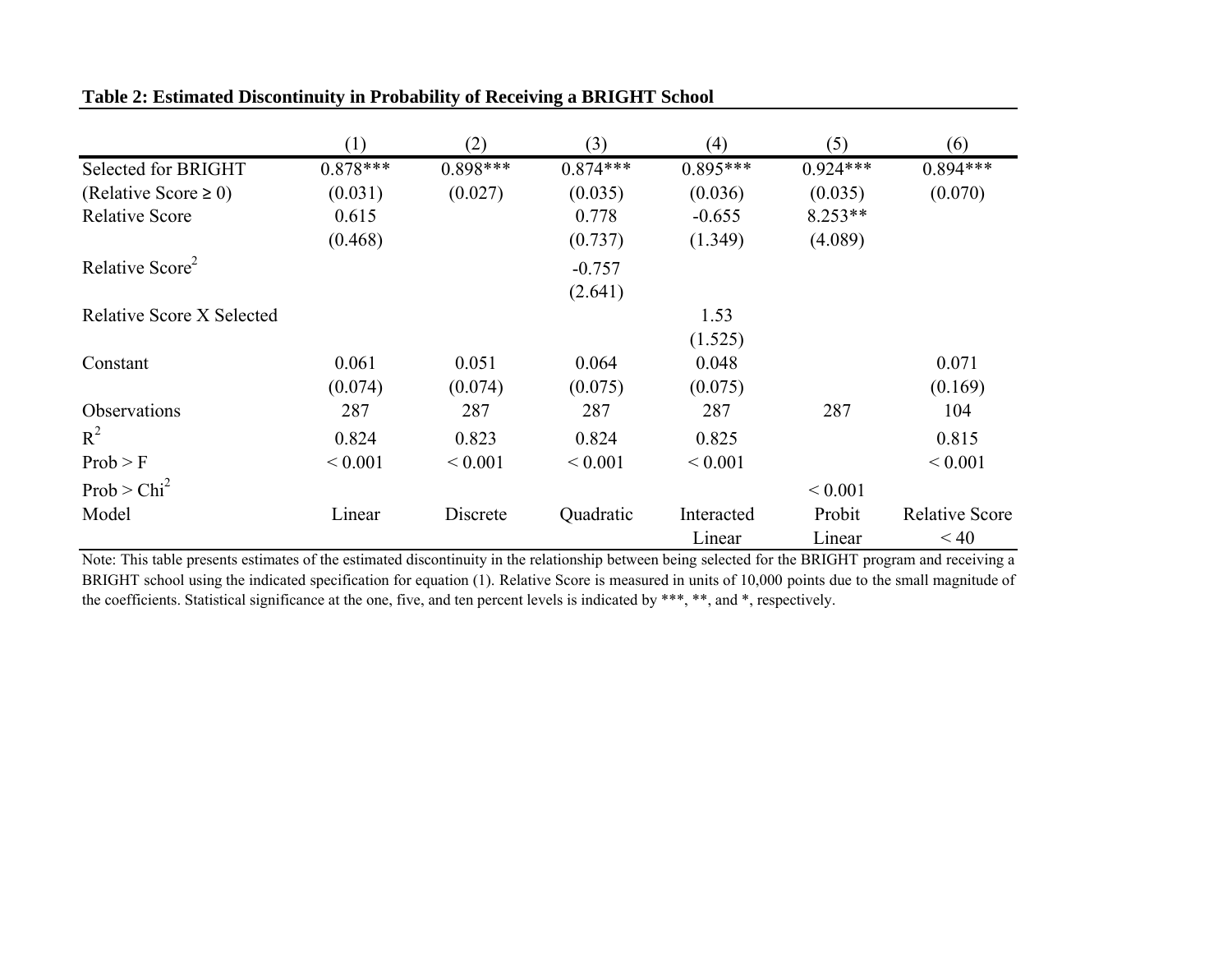**Table 2: Estimated Discontinuity in Probability of Receiving a BRIGHT School**

| | (1) | (2) | (3) | (4) | (5) | (6) |
|---|---|---|---|---|---|---|
| Selected for BRIGHT | 0.878*** | 0.898*** | 0.874*** | 0.895*** | 0.924*** | 0.894*** |
| (Relative Score ≥ 0) | (0.031) | (0.027) | (0.035) | (0.036) | (0.035) | (0.070) |
| Relative Score | 0.615 | | 0.778 | -0.655 | 8.253** | |
| | (0.468) | | (0.737) | (1.349) | (4.089) | |
| Relative Score$^2$ | | | -0.757 | | | |
| | | | (2.641) | | | |
| Relative Score X Selected | | | | 1.53 | | |
| | | | | (1.525) | | |
| Constant | 0.061 | 0.051 | 0.064 | 0.048 | | 0.071 |
| | (0.074) | (0.074) | (0.075) | (0.075) | | (0.169) |
| Observations | 287 | 287 | 287 | 287 | 287 | 104 |
| $R^2$ | 0.824 | 0.823 | 0.824 | 0.825 | | 0.815 |
| Prob > F | < 0.001 | < 0.001 | < 0.001 | < 0.001 | | < 0.001 |
| Prob > Chi$^2$ | | | | | < 0.001 | |
| Model | Linear | Discrete | Quadratic | Interacted Linear | Probit Linear | Relative Score < 40 |

Note: This table presents estimates of the estimated discontinuity in the relationship between being selected for the BRIGHT program and receiving a BRIGHT school using the indicated specification for equation (1). Relative Score is measured in units of 10,000 points due to the small magnitude of the coefficients. Statistical significance at the one, five, and ten percent levels is indicated by ***, **, and *, respectively.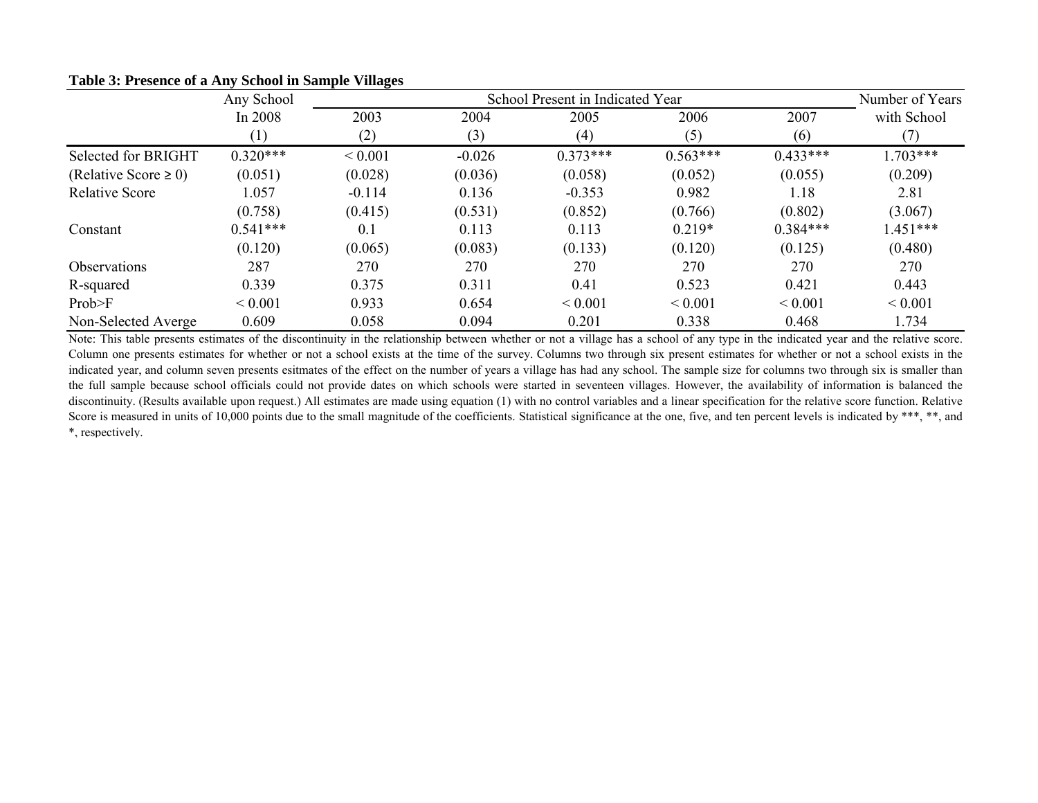**Table 3: Presence of a Any School in Sample Villages**

| | Any School | School Present in Indicated Year | | | | | Number of Years |
|---|---|---|---|---|---|---|---|
| | In 2008 | 2003 | 2004 | 2005 | 2006 | 2007 | with School |
| | (1) | (2) | (3) | (4) | (5) | (6) | (7) |
| Selected for BRIGHT | 0.320*** | < 0.001 | -0.026 | 0.373*** | 0.563*** | 0.433*** | 1.703*** |
| (Relative Score ≥ 0) | (0.051) | (0.028) | (0.036) | (0.058) | (0.052) | (0.055) | (0.209) |
| Relative Score | 1.057 | -0.114 | 0.136 | -0.353 | 0.982 | 1.18 | 2.81 |
| | (0.758) | (0.415) | (0.531) | (0.852) | (0.766) | (0.802) | (3.067) |
| Constant | 0.541*** | 0.1 | 0.113 | 0.113 | 0.219* | 0.384*** | 1.451*** |
| | (0.120) | (0.065) | (0.083) | (0.133) | (0.120) | (0.125) | (0.480) |
| Observations | 287 | 270 | 270 | 270 | 270 | 270 | 270 |
| R-squared | 0.339 | 0.375 | 0.311 | 0.41 | 0.523 | 0.421 | 0.443 |
| Prob>F | < 0.001 | 0.933 | 0.654 | < 0.001 | < 0.001 | < 0.001 | < 0.001 |
| Non-Selected Averge | 0.609 | 0.058 | 0.094 | 0.201 | 0.338 | 0.468 | 1.734 |

Note: This table presents estimates of the discontinuity in the relationship between whether or not a village has a school of any type in the indicated year and the relative score. Column one presents estimates for whether or not a school exists at the time of the survey. Columns two through six present estimates for whether or not a school exists in the indicated year, and column seven presents esitmates of the effect on the number of years a village has had any school. The sample size for columns two through six is smaller than the full sample because school officials could not provide dates on which schools were started in seventeen villages. However, the availability of information is balanced the discontinuity. (Results available upon request.) All estimates are made using equation (1) with no control variables and a linear specification for the relative score function. Relative Score is measured in units of 10,000 points due to the small magnitude of the coefficients. Statistical significance at the one, five, and ten percent levels is indicated by ***, **, and *, respectively.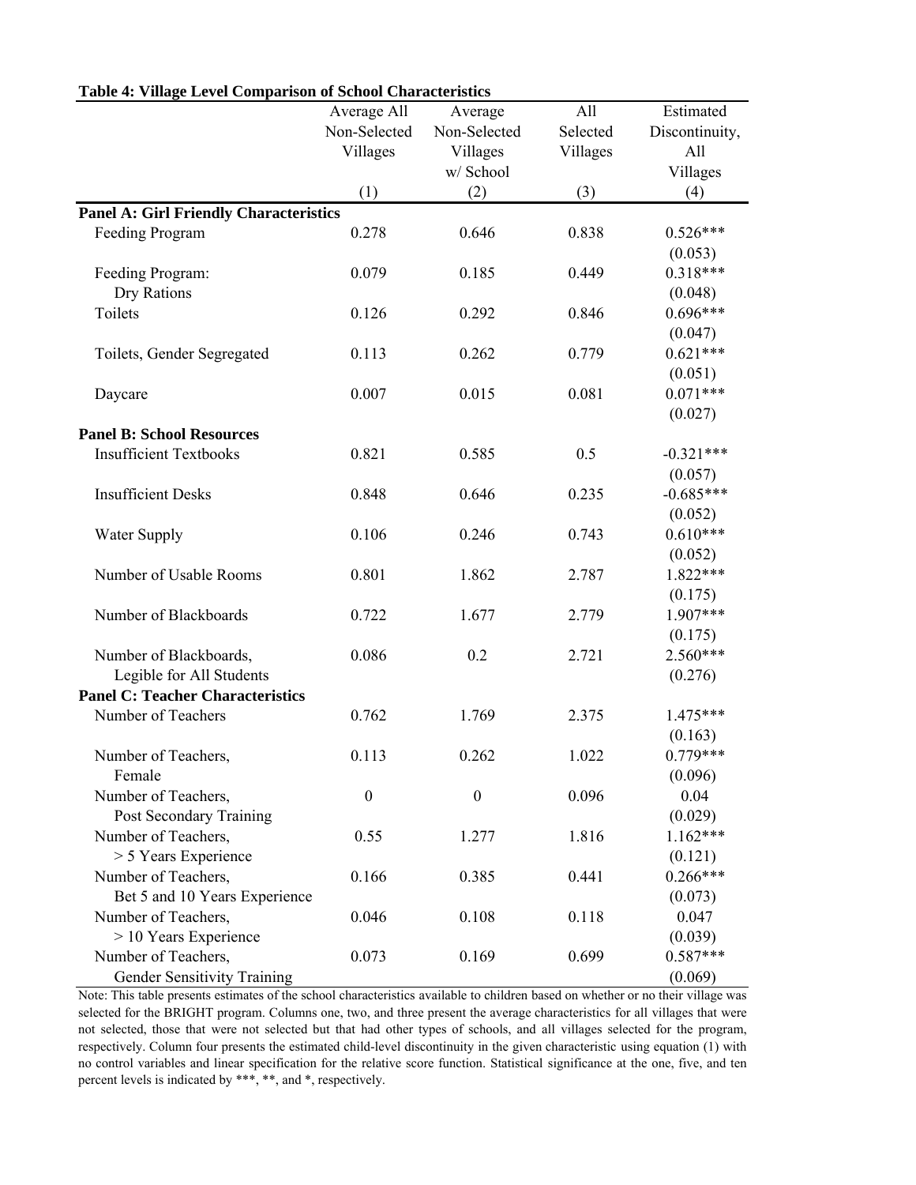**Table 4: Village Level Comparison of School Characteristics**

| | Average All Non-Selected Villages | Average Non-Selected Villages w/ School | All Selected Villages | Estimated Discontinuity, All Villages |
|---|---|---|---|---|
| | (1) | (2) | (3) | (4) |
| **Panel A: Girl Friendly Characteristics** | | | | |
| Feeding Program | 0.278 | 0.646 | 0.838 | 0.526*** |
| | | | | (0.053) |
| Feeding Program: Dry Rations | 0.079 | 0.185 | 0.449 | 0.318*** |
| | | | | (0.048) |
| Toilets | 0.126 | 0.292 | 0.846 | 0.696*** |
| | | | | (0.047) |
| Toilets, Gender Segregated | 0.113 | 0.262 | 0.779 | 0.621*** |
| | | | | (0.051) |
| Daycare | 0.007 | 0.015 | 0.081 | 0.071*** |
| | | | | (0.027) |
| **Panel B: School Resources** | | | | |
| Insufficient Textbooks | 0.821 | 0.585 | 0.5 | -0.321*** |
| | | | | (0.057) |
| Insufficient Desks | 0.848 | 0.646 | 0.235 | -0.685*** |
| | | | | (0.052) |
| Water Supply | 0.106 | 0.246 | 0.743 | 0.610*** |
| | | | | (0.052) |
| Number of Usable Rooms | 0.801 | 1.862 | 2.787 | 1.822*** |
| | | | | (0.175) |
| Number of Blackboards | 0.722 | 1.677 | 2.779 | 1.907*** |
| | | | | (0.175) |
| Number of Blackboards, Legible for All Students | 0.086 | 0.2 | 2.721 | 2.560*** |
| | | | | (0.276) |
| **Panel C: Teacher Characteristics** | | | | |
| Number of Teachers | 0.762 | 1.769 | 2.375 | 1.475*** |
| | | | | (0.163) |
| Number of Teachers, Female | 0.113 | 0.262 | 1.022 | 0.779*** |
| | | | | (0.096) |
| Number of Teachers, Post Secondary Training | 0 | 0 | 0.096 | 0.04 |
| | | | | (0.029) |
| Number of Teachers, > 5 Years Experience | 0.55 | 1.277 | 1.816 | 1.162*** |
| | | | | (0.121) |
| Number of Teachers, Bet 5 and 10 Years Experience | 0.166 | 0.385 | 0.441 | 0.266*** |
| | | | | (0.073) |
| Number of Teachers, > 10 Years Experience | 0.046 | 0.108 | 0.118 | 0.047 |
| | | | | (0.039) |
| Number of Teachers, Gender Sensitivity Training | 0.073 | 0.169 | 0.699 | 0.587*** |
| | | | | (0.069) |

Note: This table presents estimates of the school characteristics available to children based on whether or no their village was selected for the BRIGHT program. Columns one, two, and three present the average characteristics for all villages that were not selected, those that were not selected but that had other types of schools, and all villages selected for the program, respectively. Column four presents the estimated child-level discontinuity in the given characteristic using equation (1) with no control variables and linear specification for the relative score function. Statistical significance at the one, five, and ten percent levels is indicated by ***, **, and *, respectively.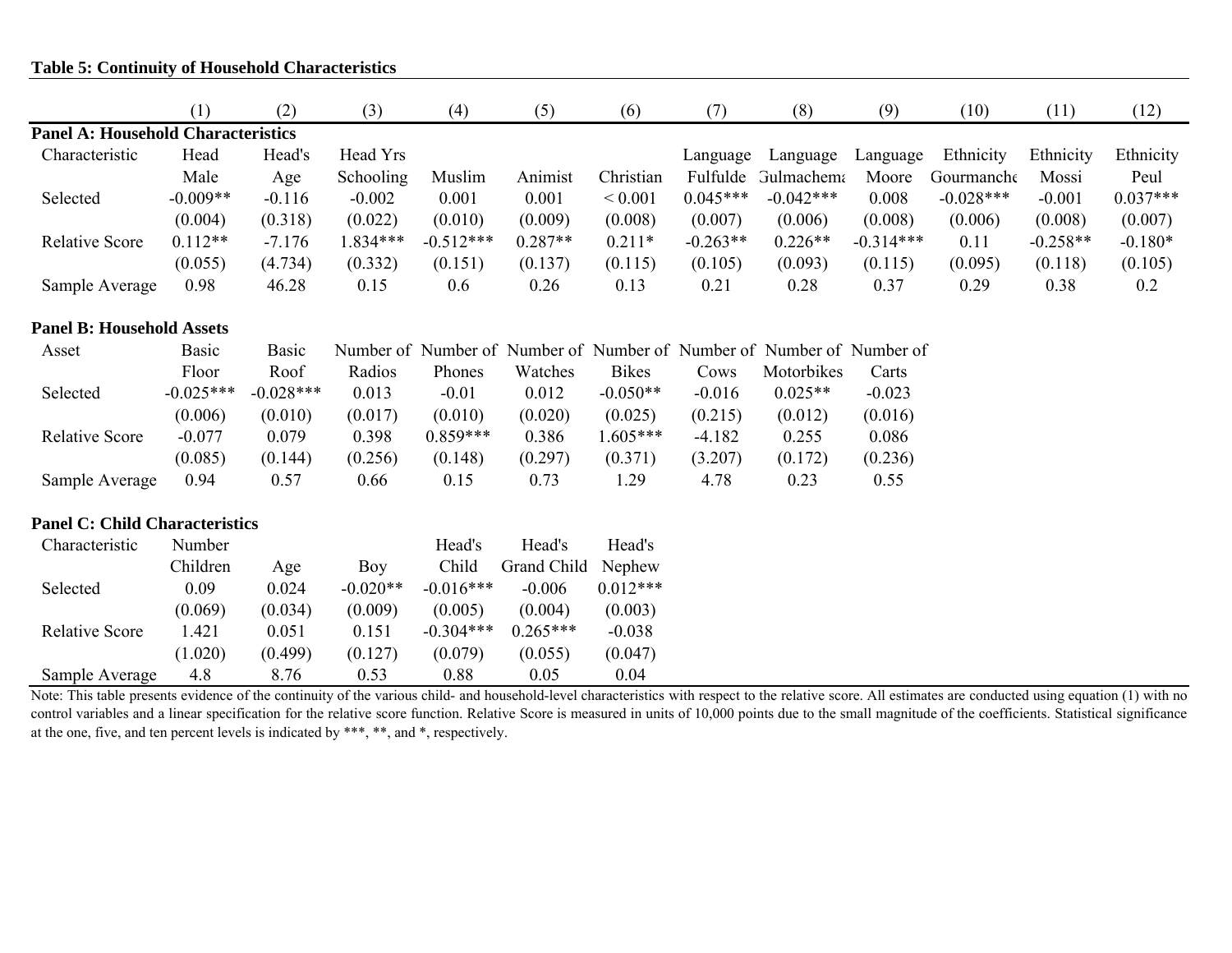**Table 5: Continuity of Household Characteristics**

| | (1) | (2) | (3) | (4) | (5) | (6) | (7) | (8) | (9) | (10) | (11) | (12) |
|---|---|---|---|---|---|---|---|---|---|---|---|---|
| **Panel A: Household Characteristics** | | | | | | | | | | | | |
| Characteristic | Head Male | Head's Age | Head Yrs Schooling | Muslim | Animist | Christian | Language Fulfulde | Language Gulmachema | Language Moore | Ethnicity Gourmanche | Ethnicity Mossi | Ethnicity Peul |
| Selected | -0.009** | -0.116 | -0.002 | 0.001 | 0.001 | < 0.001 | 0.045*** | -0.042*** | 0.008 | -0.028*** | -0.001 | 0.037*** |
| | (0.004) | (0.318) | (0.022) | (0.010) | (0.009) | (0.008) | (0.007) | (0.006) | (0.008) | (0.006) | (0.008) | (0.007) |
| Relative Score | 0.112** | -7.176 | 1.834*** | -0.512*** | 0.287** | 0.211* | -0.263** | 0.226** | -0.314*** | 0.11 | -0.258** | -0.180* |
| | (0.055) | (4.734) | (0.332) | (0.151) | (0.137) | (0.115) | (0.105) | (0.093) | (0.115) | (0.095) | (0.118) | (0.105) |
| Sample Average | 0.98 | 46.28 | 0.15 | 0.6 | 0.26 | 0.13 | 0.21 | 0.28 | 0.37 | 0.29 | 0.38 | 0.2 |
| **Panel B: Household Assets** | | | | | | | | | | | | |
| Asset | Basic Floor | Basic Roof | Number of Radios | Number of Phones | Number of Watches | Number of Bikes | Number of Cows | Number of Motorbikes | Number of Carts | | | |
| Selected | -0.025*** | -0.028*** | 0.013 | -0.01 | 0.012 | -0.050** | -0.016 | 0.025** | -0.023 | | | |
| | (0.006) | (0.010) | (0.017) | (0.010) | (0.020) | (0.025) | (0.215) | (0.012) | (0.016) | | | |
| Relative Score | -0.077 | 0.079 | 0.398 | 0.859*** | 0.386 | 1.605*** | -4.182 | 0.255 | 0.086 | | | |
| | (0.085) | (0.144) | (0.256) | (0.148) | (0.297) | (0.371) | (3.207) | (0.172) | (0.236) | | | |
| Sample Average | 0.94 | 0.57 | 0.66 | 0.15 | 0.73 | 1.29 | 4.78 | 0.23 | 0.55 | | | |
| **Panel C: Child Characteristics** | | | | | | | | | | | | |
| Characteristic | Number Children | Age | Boy | Head's Child | Head's Grand Child | Head's Nephew | | | | | | |
| Selected | 0.09 | 0.024 | -0.020** | -0.016*** | -0.006 | 0.012*** | | | | | | |
| | (0.069) | (0.034) | (0.009) | (0.005) | (0.004) | (0.003) | | | | | | |
| Relative Score | 1.421 | 0.051 | 0.151 | -0.304*** | 0.265*** | -0.038 | | | | | | |
| | (1.020) | (0.499) | (0.127) | (0.079) | (0.055) | (0.047) | | | | | | |
| Sample Average | 4.8 | 8.76 | 0.53 | 0.88 | 0.05 | 0.04 | | | | | | |

Note: This table presents evidence of the continuity of the various child- and household-level characteristics with respect to the relative score. All estimates are conducted using equation (1) with no control variables and a linear specification for the relative score function. Relative Score is measured in units of 10,000 points due to the small magnitude of the coefficients. Statistical significance at the one, five, and ten percent levels is indicated by ***, **, and *, respectively.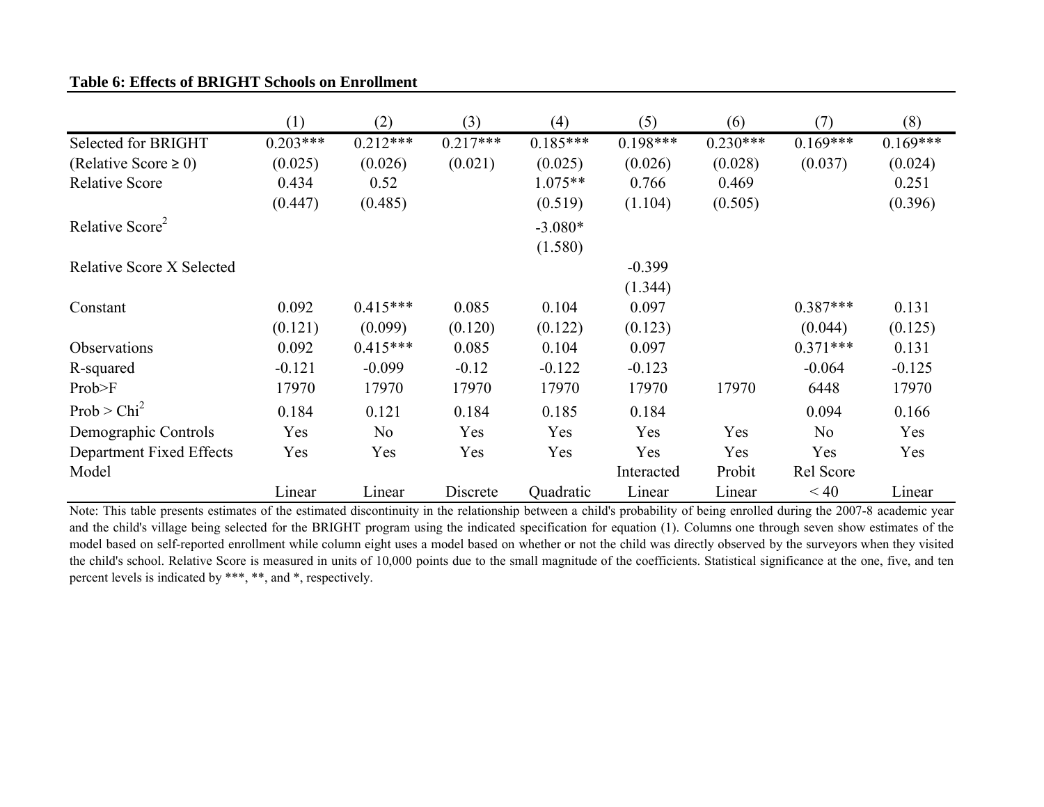**Table 6: Effects of BRIGHT Schools on Enrollment**

| | (1) | (2) | (3) | (4) | (5) | (6) | (7) | (8) |
|---|---|---|---|---|---|---|---|---|
| Selected for BRIGHT | 0.203*** | 0.212*** | 0.217*** | 0.185*** | 0.198*** | 0.230*** | 0.169*** | 0.169*** |
| (Relative Score ≥ 0) | (0.025) | (0.026) | (0.021) | (0.025) | (0.026) | (0.028) | (0.037) | (0.024) |
| Relative Score | 0.434 | 0.52 | | 1.075** | 0.766 | 0.469 | | 0.251 |
| | (0.447) | (0.485) | | (0.519) | (1.104) | (0.505) | | (0.396) |
| Relative Score$^2$ | | | | -3.080* | | | | |
| | | | | (1.580) | | | | |
| Relative Score X Selected | | | | | -0.399 | | | |
| | | | | | (1.344) | | | |
| Constant | 0.092 | 0.415*** | 0.085 | 0.104 | 0.097 | | 0.387*** | 0.131 |
| | (0.121) | (0.099) | (0.120) | (0.122) | (0.123) | | (0.044) | (0.125) |
| Observations | 0.092 | 0.415*** | 0.085 | 0.104 | 0.097 | | 0.371*** | 0.131 |
| R-squared | -0.121 | -0.099 | -0.12 | -0.122 | -0.123 | | -0.064 | -0.125 |
| Prob>F | 17970 | 17970 | 17970 | 17970 | 17970 | 17970 | 6448 | 17970 |
| Prob > Chi$^2$ | 0.184 | 0.121 | 0.184 | 0.185 | 0.184 | | 0.094 | 0.166 |
| Demographic Controls | Yes | No | Yes | Yes | Yes | Yes | No | Yes |
| Department Fixed Effects | Yes | Yes | Yes | Yes | Yes | Yes | Yes | Yes |
| Model | Linear | Linear | Discrete | Quadratic | Interacted Linear | Probit Linear | Rel Score < 40 | Linear |

Note: This table presents estimates of the estimated discontinuity in the relationship between a child's probability of being enrolled during the 2007-8 academic year and the child's village being selected for the BRIGHT program using the indicated specification for equation (1). Columns one through seven show estimates of the model based on self-reported enrollment while column eight uses a model based on whether or not the child was directly observed by the surveyors when they visited the child's school. Relative Score is measured in units of 10,000 points due to the small magnitude of the coefficients. Statistical significance at the one, five, and ten percent levels is indicated by ***, **, and *, respectively.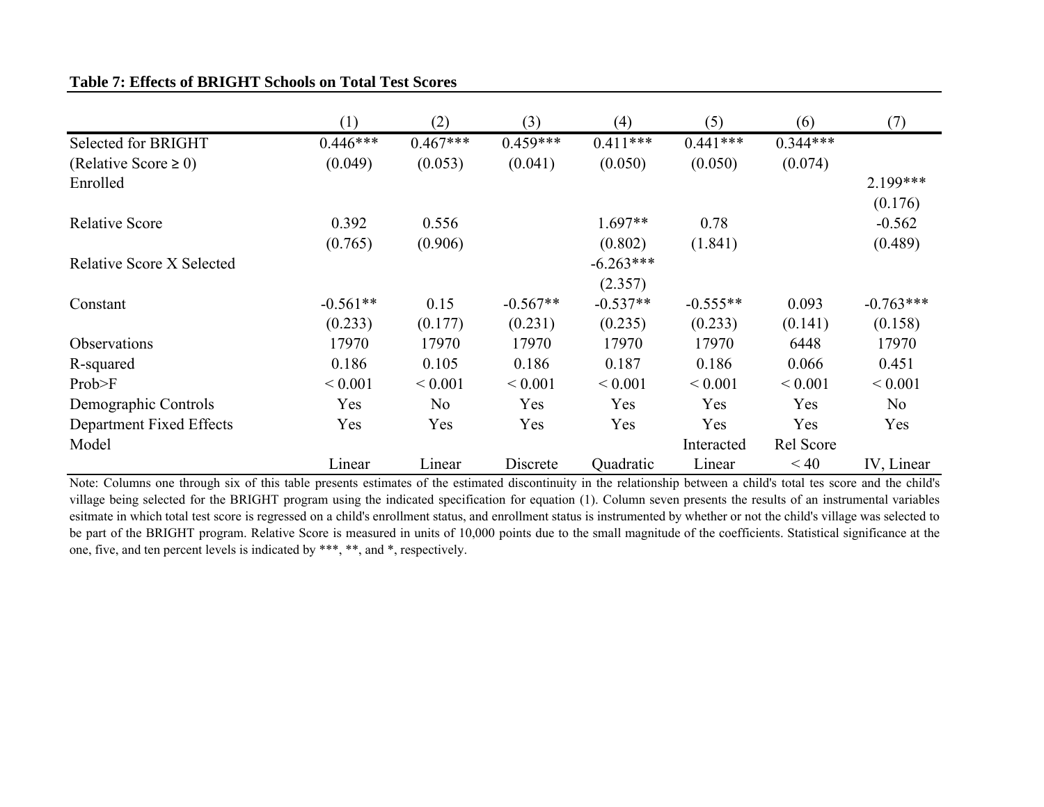**Table 7: Effects of BRIGHT Schools on Total Test Scores**

| | (1) | (2) | (3) | (4) | (5) | (6) | (7) |
|---|---|---|---|---|---|---|---|
| Selected for BRIGHT | 0.446*** | 0.467*** | 0.459*** | 0.411*** | 0.441*** | 0.344*** | |
| (Relative Score ≥ 0) | (0.049) | (0.053) | (0.041) | (0.050) | (0.050) | (0.074) | |
| Enrolled | | | | | | | 2.199*** |
| | | | | | | | (0.176) |
| Relative Score | 0.392 | 0.556 | | 1.697** | 0.78 | | -0.562 |
| | (0.765) | (0.906) | | (0.802) | (1.841) | | (0.489) |
| Relative Score X Selected | | | | -6.263*** | | | |
| | | | | (2.357) | | | |
| Constant | -0.561** | 0.15 | -0.567** | -0.537** | -0.555** | 0.093 | -0.763*** |
| | (0.233) | (0.177) | (0.231) | (0.235) | (0.233) | (0.141) | (0.158) |
| Observations | 17970 | 17970 | 17970 | 17970 | 17970 | 6448 | 17970 |
| R-squared | 0.186 | 0.105 | 0.186 | 0.187 | 0.186 | 0.066 | 0.451 |
| Prob>F | < 0.001 | < 0.001 | < 0.001 | < 0.001 | < 0.001 | < 0.001 | < 0.001 |
| Demographic Controls | Yes | No | Yes | Yes | Yes | Yes | No |
| Department Fixed Effects | Yes | Yes | Yes | Yes | Yes | Yes | Yes |
| Model | Linear | Linear | Discrete | Quadratic | Interacted Linear | Rel Score < 40 | IV, Linear |

Note: Columns one through six of this table presents estimates of the estimated discontinuity in the relationship between a child's total tes score and the child's village being selected for the BRIGHT program using the indicated specification for equation (1). Column seven presents the results of an instrumental variables esitmate in which total test score is regressed on a child's enrollment status, and enrollment status is instrumented by whether or not the child's village was selected to be part of the BRIGHT program. Relative Score is measured in units of 10,000 points due to the small magnitude of the coefficients. Statistical significance at the one, five, and ten percent levels is indicated by ***, **, and *, respectively.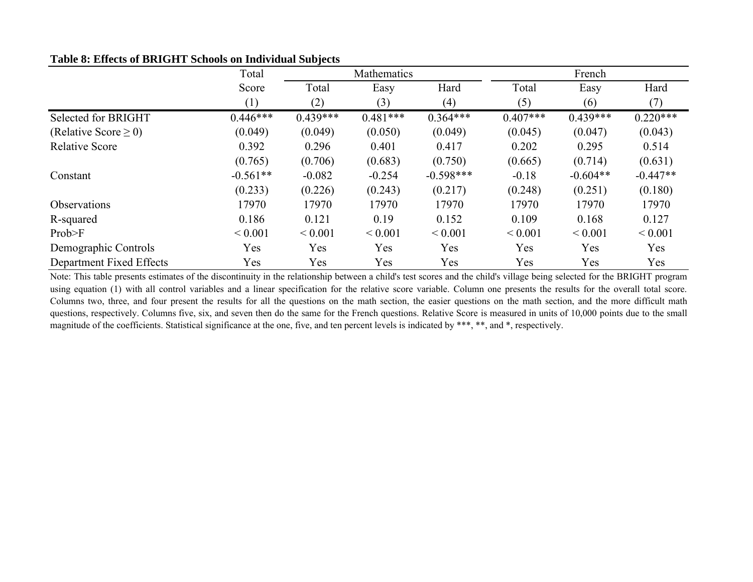**Table 8: Effects of BRIGHT Schools on Individual Subjects**

| | Total | Mathematics | | | French | | |
|---|---|---|---|---|---|---|---|
| | Score | Total | Easy | Hard | Total | Easy | Hard |
| | (1) | (2) | (3) | (4) | (5) | (6) | (7) |
| Selected for BRIGHT | 0.446*** | 0.439*** | 0.481*** | 0.364*** | 0.407*** | 0.439*** | 0.220*** |
| (Relative Score ≥ 0) | (0.049) | (0.049) | (0.050) | (0.049) | (0.045) | (0.047) | (0.043) |
| Relative Score | 0.392 | 0.296 | 0.401 | 0.417 | 0.202 | 0.295 | 0.514 |
| | (0.765) | (0.706) | (0.683) | (0.750) | (0.665) | (0.714) | (0.631) |
| Constant | -0.561** | -0.082 | -0.254 | -0.598*** | -0.18 | -0.604** | -0.447** |
| | (0.233) | (0.226) | (0.243) | (0.217) | (0.248) | (0.251) | (0.180) |
| Observations | 17970 | 17970 | 17970 | 17970 | 17970 | 17970 | 17970 |
| R-squared | 0.186 | 0.121 | 0.19 | 0.152 | 0.109 | 0.168 | 0.127 |
| Prob>F | < 0.001 | < 0.001 | < 0.001 | < 0.001 | < 0.001 | < 0.001 | < 0.001 |
| Demographic Controls | Yes | Yes | Yes | Yes | Yes | Yes | Yes |
| Department Fixed Effects | Yes | Yes | Yes | Yes | Yes | Yes | Yes |

Note: This table presents estimates of the discontinuity in the relationship between a child's test scores and the child's village being selected for the BRIGHT program using equation (1) with all control variables and a linear specification for the relative score variable. Column one presents the results for the overall total score. Columns two, three, and four present the results for all the questions on the math section, the easier questions on the math section, and the more difficult math questions, respectively. Columns five, six, and seven then do the same for the French questions. Relative Score is measured in units of 10,000 points due to the small magnitude of the coefficients. Statistical significance at the one, five, and ten percent levels is indicated by ***, **, and *, respectively.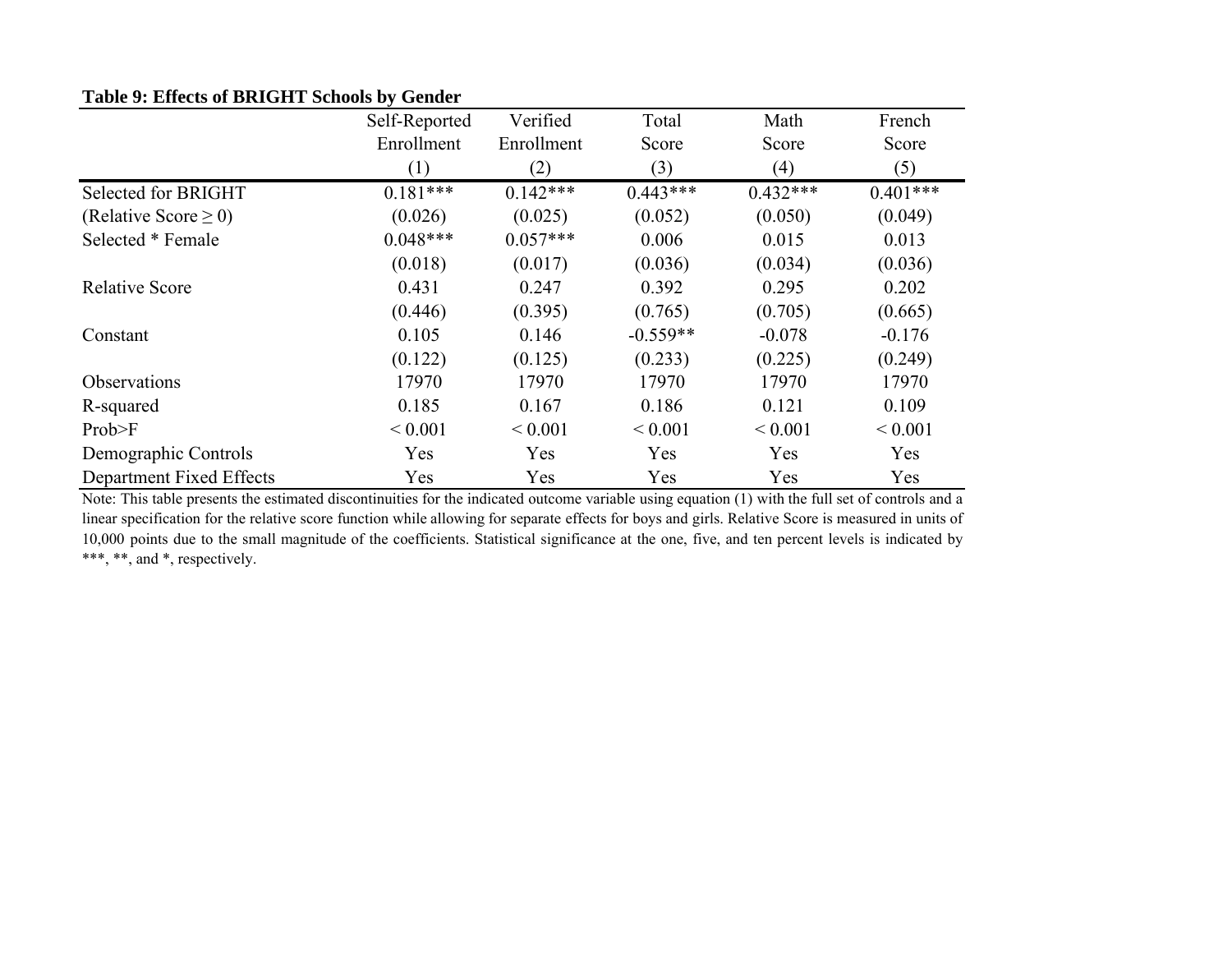**Table 9: Effects of BRIGHT Schools by Gender**

| | Self-Reported Enrollment (1) | Verified Enrollment (2) | Total Score (3) | Math Score (4) | French Score (5) |
|---|---|---|---|---|---|
| Selected for BRIGHT | 0.181*** | 0.142*** | 0.443*** | 0.432*** | 0.401*** |
| (Relative Score ≥ 0) | (0.026) | (0.025) | (0.052) | (0.050) | (0.049) |
| Selected * Female | 0.048*** | 0.057*** | 0.006 | 0.015 | 0.013 |
| | (0.018) | (0.017) | (0.036) | (0.034) | (0.036) |
| Relative Score | 0.431 | 0.247 | 0.392 | 0.295 | 0.202 |
| | (0.446) | (0.395) | (0.765) | (0.705) | (0.665) |
| Constant | 0.105 | 0.146 | -0.559** | -0.078 | -0.176 |
| | (0.122) | (0.125) | (0.233) | (0.225) | (0.249) |
| Observations | 17970 | 17970 | 17970 | 17970 | 17970 |
| R-squared | 0.185 | 0.167 | 0.186 | 0.121 | 0.109 |
| Prob>F | < 0.001 | < 0.001 | < 0.001 | < 0.001 | < 0.001 |
| Demographic Controls | Yes | Yes | Yes | Yes | Yes |
| Department Fixed Effects | Yes | Yes | Yes | Yes | Yes |

Note: This table presents the estimated discontinuities for the indicated outcome variable using equation (1) with the full set of controls and a linear specification for the relative score function while allowing for separate effects for boys and girls. Relative Score is measured in units of 10,000 points due to the small magnitude of the coefficients. Statistical significance at the one, five, and ten percent levels is indicated by ***, **, and *, respectively.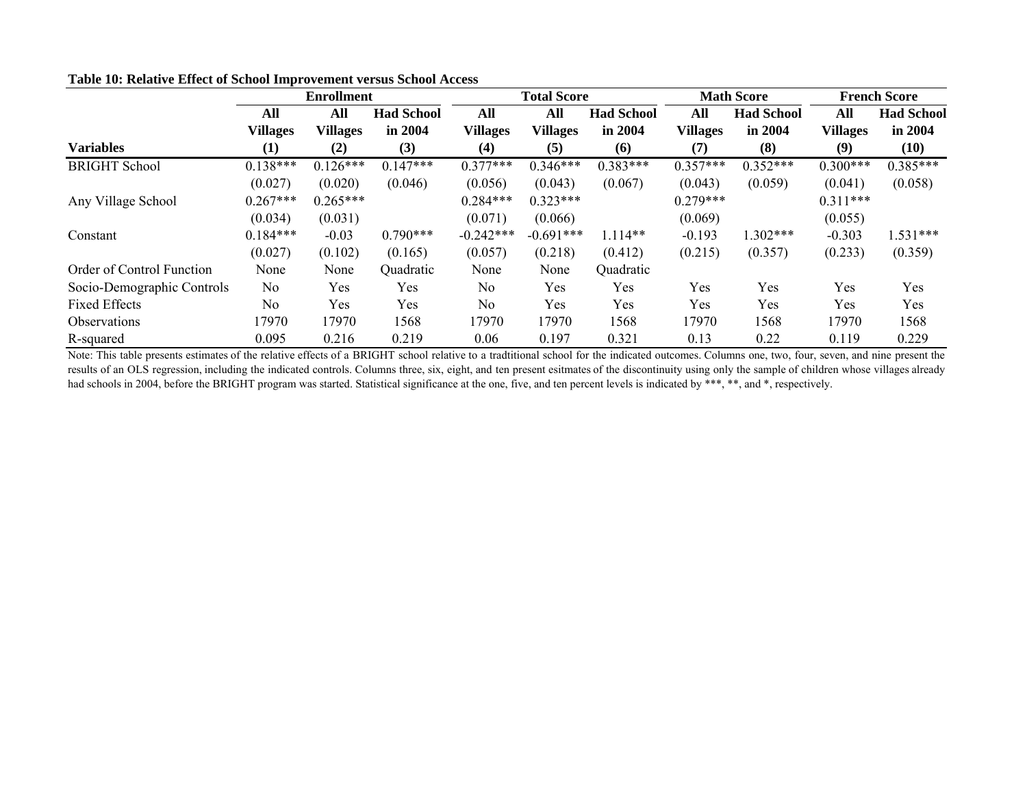**Table 10: Relative Effect of School Improvement versus School Access**

| | Enrollment | | | Total Score | | | Math Score | | French Score | |
|---|---|---|---|---|---|---|---|---|---|---|
| | All Villages | All Villages | Had School in 2004 | All Villages | All Villages | Had School in 2004 | All Villages | Had School in 2004 | All Villages | Had School in 2004 |
| **Variables** | **(1)** | **(2)** | **(3)** | **(4)** | **(5)** | **(6)** | **(7)** | **(8)** | **(9)** | **(10)** |
| BRIGHT School | 0.138*** | 0.126*** | 0.147*** | 0.377*** | 0.346*** | 0.383*** | 0.357*** | 0.352*** | 0.300*** | 0.385*** |
| | (0.027) | (0.020) | (0.046) | (0.056) | (0.043) | (0.067) | (0.043) | (0.059) | (0.041) | (0.058) |
| Any Village School | 0.267*** | 0.265*** | | 0.284*** | 0.323*** | | 0.279*** | | 0.311*** | |
| | (0.034) | (0.031) | | (0.071) | (0.066) | | (0.069) | | (0.055) | |
| Constant | 0.184*** | -0.03 | 0.790*** | -0.242*** | -0.691*** | 1.114** | -0.193 | 1.302*** | -0.303 | 1.531*** |
| | (0.027) | (0.102) | (0.165) | (0.057) | (0.218) | (0.412) | (0.215) | (0.357) | (0.233) | (0.359) |
| Order of Control Function | None | None | Quadratic | None | None | Quadratic | | | | |
| Socio-Demographic Controls | No | Yes | Yes | No | Yes | Yes | Yes | Yes | Yes | Yes |
| Fixed Effects | No | Yes | Yes | No | Yes | Yes | Yes | Yes | Yes | Yes |
| Observations | 17970 | 17970 | 1568 | 17970 | 17970 | 1568 | 17970 | 1568 | 17970 | 1568 |
| R-squared | 0.095 | 0.216 | 0.219 | 0.06 | 0.197 | 0.321 | 0.13 | 0.22 | 0.119 | 0.229 |

Note: This table presents estimates of the relative effects of a BRIGHT school relative to a tradtitional school for the indicated outcomes. Columns one, two, four, seven, and nine present the results of an OLS regression, including the indicated controls. Columns three, six, eight, and ten present esitmates of the discontinuity using only the sample of children whose villages already had schools in 2004, before the BRIGHT program was started. Statistical significance at the one, five, and ten percent levels is indicated by ***, **, and *, respectively.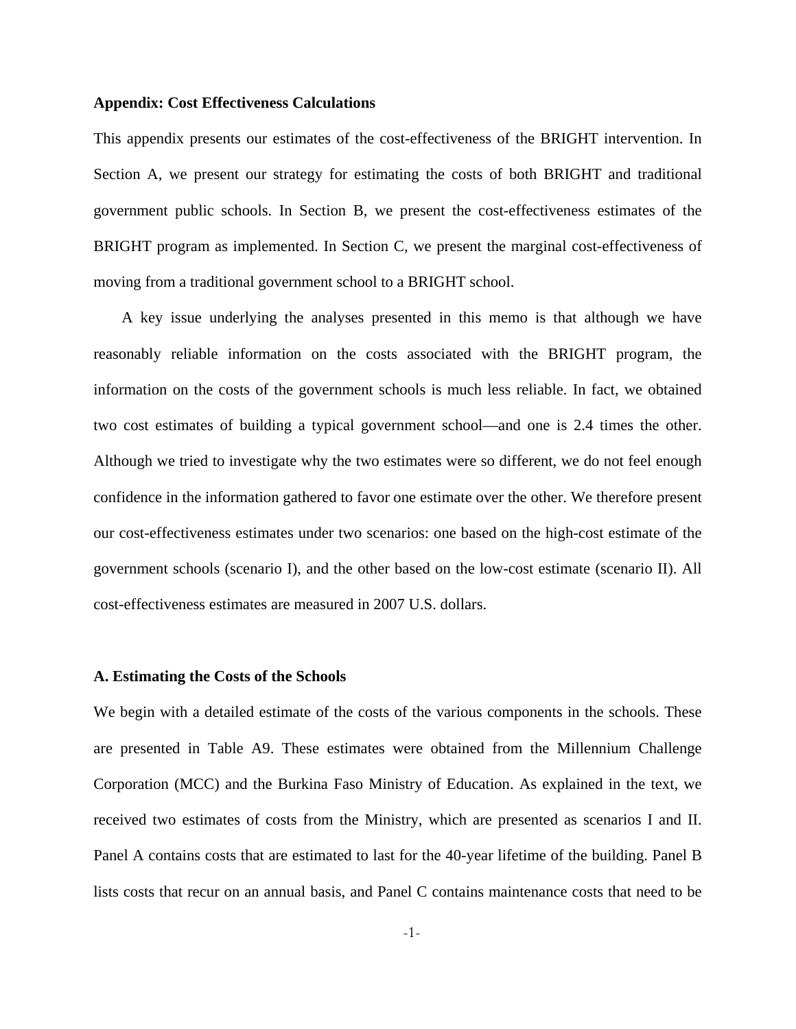**Appendix: Cost Effectiveness Calculations**

This appendix presents our estimates of the cost-effectiveness of the BRIGHT intervention. In Section A, we present our strategy for estimating the costs of both BRIGHT and traditional government public schools. In Section B, we present the cost-effectiveness estimates of the BRIGHT program as implemented. In Section C, we present the marginal cost-effectiveness of moving from a traditional government school to a BRIGHT school.

A key issue underlying the analyses presented in this memo is that although we have reasonably reliable information on the costs associated with the BRIGHT program, the information on the costs of the government schools is much less reliable. In fact, we obtained two cost estimates of building a typical government school—and one is 2.4 times the other. Although we tried to investigate why the two estimates were so different, we do not feel enough confidence in the information gathered to favor one estimate over the other. We therefore present our cost-effectiveness estimates under two scenarios: one based on the high-cost estimate of the government schools (scenario I), and the other based on the low-cost estimate (scenario II). All cost-effectiveness estimates are measured in 2007 U.S. dollars.

**A. Estimating the Costs of the Schools**

We begin with a detailed estimate of the costs of the various components in the schools. These are presented in Table A9. These estimates were obtained from the Millennium Challenge Corporation (MCC) and the Burkina Faso Ministry of Education. As explained in the text, we received two estimates of costs from the Ministry, which are presented as scenarios I and II. Panel A contains costs that are estimated to last for the 40-year lifetime of the building. Panel B lists costs that recur on an annual basis, and Panel C contains maintenance costs that need to be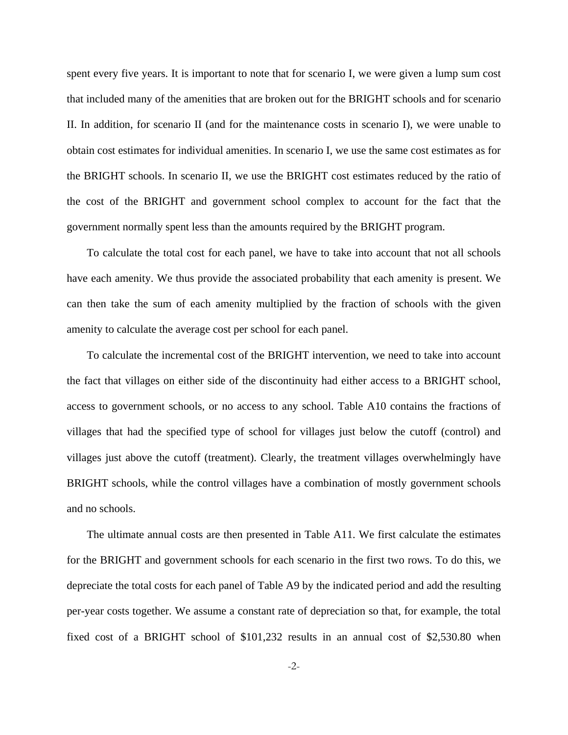spent every five years. It is important to note that for scenario I, we were given a lump sum cost that included many of the amenities that are broken out for the BRIGHT schools and for scenario II. In addition, for scenario II (and for the maintenance costs in scenario I), we were unable to obtain cost estimates for individual amenities. In scenario I, we use the same cost estimates as for the BRIGHT schools. In scenario II, we use the BRIGHT cost estimates reduced by the ratio of the cost of the BRIGHT and government school complex to account for the fact that the government normally spent less than the amounts required by the BRIGHT program.

To calculate the total cost for each panel, we have to take into account that not all schools have each amenity. We thus provide the associated probability that each amenity is present. We can then take the sum of each amenity multiplied by the fraction of schools with the given amenity to calculate the average cost per school for each panel.

To calculate the incremental cost of the BRIGHT intervention, we need to take into account the fact that villages on either side of the discontinuity had either access to a BRIGHT school, access to government schools, or no access to any school. Table A10 contains the fractions of villages that had the specified type of school for villages just below the cutoff (control) and villages just above the cutoff (treatment). Clearly, the treatment villages overwhelmingly have BRIGHT schools, while the control villages have a combination of mostly government schools and no schools.

The ultimate annual costs are then presented in Table A11. We first calculate the estimates for the BRIGHT and government schools for each scenario in the first two rows. To do this, we depreciate the total costs for each panel of Table A9 by the indicated period and add the resulting per-year costs together. We assume a constant rate of depreciation so that, for example, the total fixed cost of a BRIGHT school of $101,232 results in an annual cost of $2,530.80 when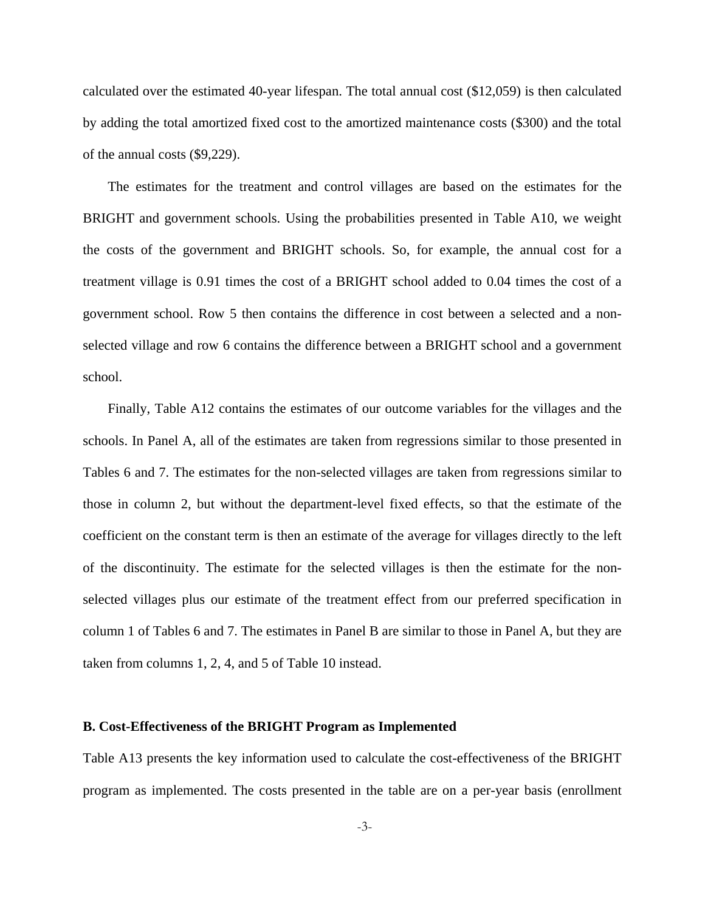calculated over the estimated 40-year lifespan. The total annual cost ($12,059) is then calculated by adding the total amortized fixed cost to the amortized maintenance costs ($300) and the total of the annual costs ($9,229).

The estimates for the treatment and control villages are based on the estimates for the BRIGHT and government schools. Using the probabilities presented in Table A10, we weight the costs of the government and BRIGHT schools. So, for example, the annual cost for a treatment village is 0.91 times the cost of a BRIGHT school added to 0.04 times the cost of a government school. Row 5 then contains the difference in cost between a selected and a non-selected village and row 6 contains the difference between a BRIGHT school and a government school.

Finally, Table A12 contains the estimates of our outcome variables for the villages and the schools. In Panel A, all of the estimates are taken from regressions similar to those presented in Tables 6 and 7. The estimates for the non-selected villages are taken from regressions similar to those in column 2, but without the department-level fixed effects, so that the estimate of the coefficient on the constant term is then an estimate of the average for villages directly to the left of the discontinuity. The estimate for the selected villages is then the estimate for the non-selected villages plus our estimate of the treatment effect from our preferred specification in column 1 of Tables 6 and 7. The estimates in Panel B are similar to those in Panel A, but they are taken from columns 1, 2, 4, and 5 of Table 10 instead.

### B. Cost-Effectiveness of the BRIGHT Program as Implemented

Table A13 presents the key information used to calculate the cost-effectiveness of the BRIGHT program as implemented. The costs presented in the table are on a per-year basis (enrollment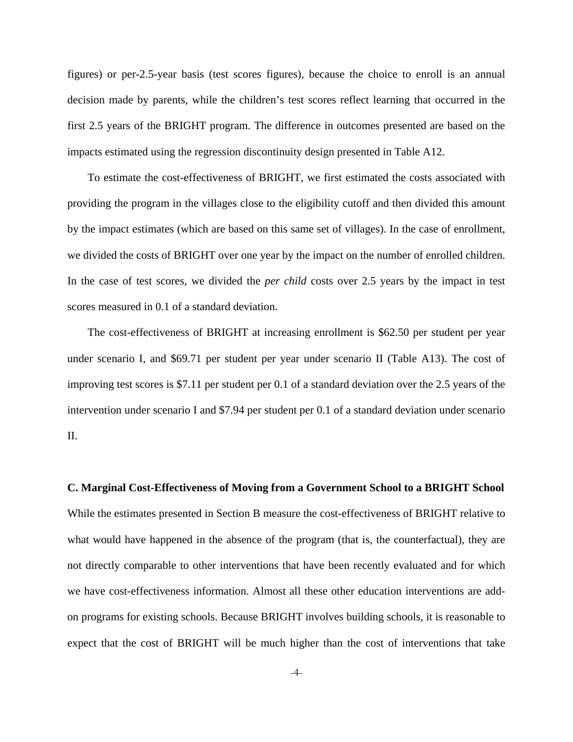figures) or per-2.5-year basis (test scores figures), because the choice to enroll is an annual decision made by parents, while the children's test scores reflect learning that occurred in the first 2.5 years of the BRIGHT program. The difference in outcomes presented are based on the impacts estimated using the regression discontinuity design presented in Table A12.

To estimate the cost-effectiveness of BRIGHT, we first estimated the costs associated with providing the program in the villages close to the eligibility cutoff and then divided this amount by the impact estimates (which are based on this same set of villages). In the case of enrollment, we divided the costs of BRIGHT over one year by the impact on the number of enrolled children. In the case of test scores, we divided the *per child* costs over 2.5 years by the impact in test scores measured in 0.1 of a standard deviation.

The cost-effectiveness of BRIGHT at increasing enrollment is $62.50 per student per year under scenario I, and $69.71 per student per year under scenario II (Table A13). The cost of improving test scores is $7.11 per student per 0.1 of a standard deviation over the 2.5 years of the intervention under scenario I and $7.94 per student per 0.1 of a standard deviation under scenario II.

### C. Marginal Cost-Effectiveness of Moving from a Government School to a BRIGHT School

While the estimates presented in Section B measure the cost-effectiveness of BRIGHT relative to what would have happened in the absence of the program (that is, the counterfactual), they are not directly comparable to other interventions that have been recently evaluated and for which we have cost-effectiveness information. Almost all these other education interventions are add-on programs for existing schools. Because BRIGHT involves building schools, it is reasonable to expect that the cost of BRIGHT will be much higher than the cost of interventions that take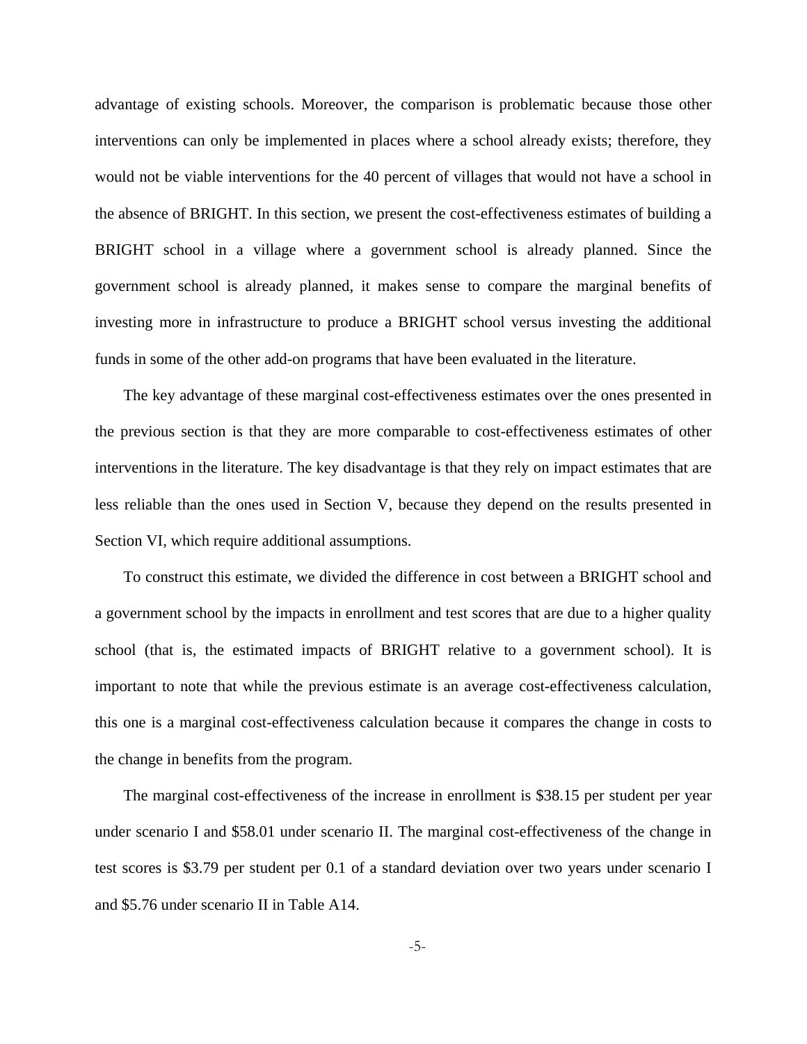advantage of existing schools. Moreover, the comparison is problematic because those other interventions can only be implemented in places where a school already exists; therefore, they would not be viable interventions for the 40 percent of villages that would not have a school in the absence of BRIGHT. In this section, we present the cost-effectiveness estimates of building a BRIGHT school in a village where a government school is already planned. Since the government school is already planned, it makes sense to compare the marginal benefits of investing more in infrastructure to produce a BRIGHT school versus investing the additional funds in some of the other add-on programs that have been evaluated in the literature.

The key advantage of these marginal cost-effectiveness estimates over the ones presented in the previous section is that they are more comparable to cost-effectiveness estimates of other interventions in the literature. The key disadvantage is that they rely on impact estimates that are less reliable than the ones used in Section V, because they depend on the results presented in Section VI, which require additional assumptions.

To construct this estimate, we divided the difference in cost between a BRIGHT school and a government school by the impacts in enrollment and test scores that are due to a higher quality school (that is, the estimated impacts of BRIGHT relative to a government school). It is important to note that while the previous estimate is an average cost-effectiveness calculation, this one is a marginal cost-effectiveness calculation because it compares the change in costs to the change in benefits from the program.

The marginal cost-effectiveness of the increase in enrollment is $38.15 per student per year under scenario I and $58.01 under scenario II. The marginal cost-effectiveness of the change in test scores is $3.79 per student per 0.1 of a standard deviation over two years under scenario I and $5.76 under scenario II in Table A14.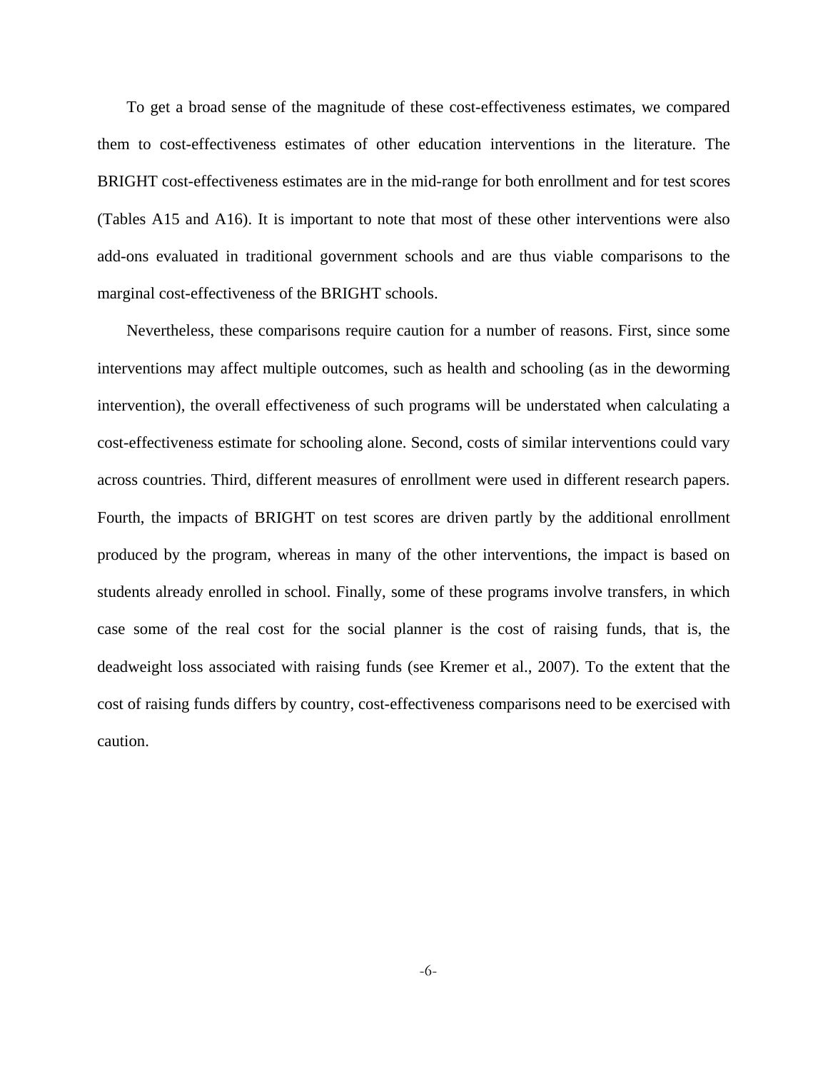To get a broad sense of the magnitude of these cost-effectiveness estimates, we compared them to cost-effectiveness estimates of other education interventions in the literature. The BRIGHT cost-effectiveness estimates are in the mid-range for both enrollment and for test scores (Tables A15 and A16). It is important to note that most of these other interventions were also add-ons evaluated in traditional government schools and are thus viable comparisons to the marginal cost-effectiveness of the BRIGHT schools.

Nevertheless, these comparisons require caution for a number of reasons. First, since some interventions may affect multiple outcomes, such as health and schooling (as in the deworming intervention), the overall effectiveness of such programs will be understated when calculating a cost-effectiveness estimate for schooling alone. Second, costs of similar interventions could vary across countries. Third, different measures of enrollment were used in different research papers. Fourth, the impacts of BRIGHT on test scores are driven partly by the additional enrollment produced by the program, whereas in many of the other interventions, the impact is based on students already enrolled in school. Finally, some of these programs involve transfers, in which case some of the real cost for the social planner is the cost of raising funds, that is, the deadweight loss associated with raising funds (see Kremer et al., 2007). To the extent that the cost of raising funds differs by country, cost-effectiveness comparisons need to be exercised with caution.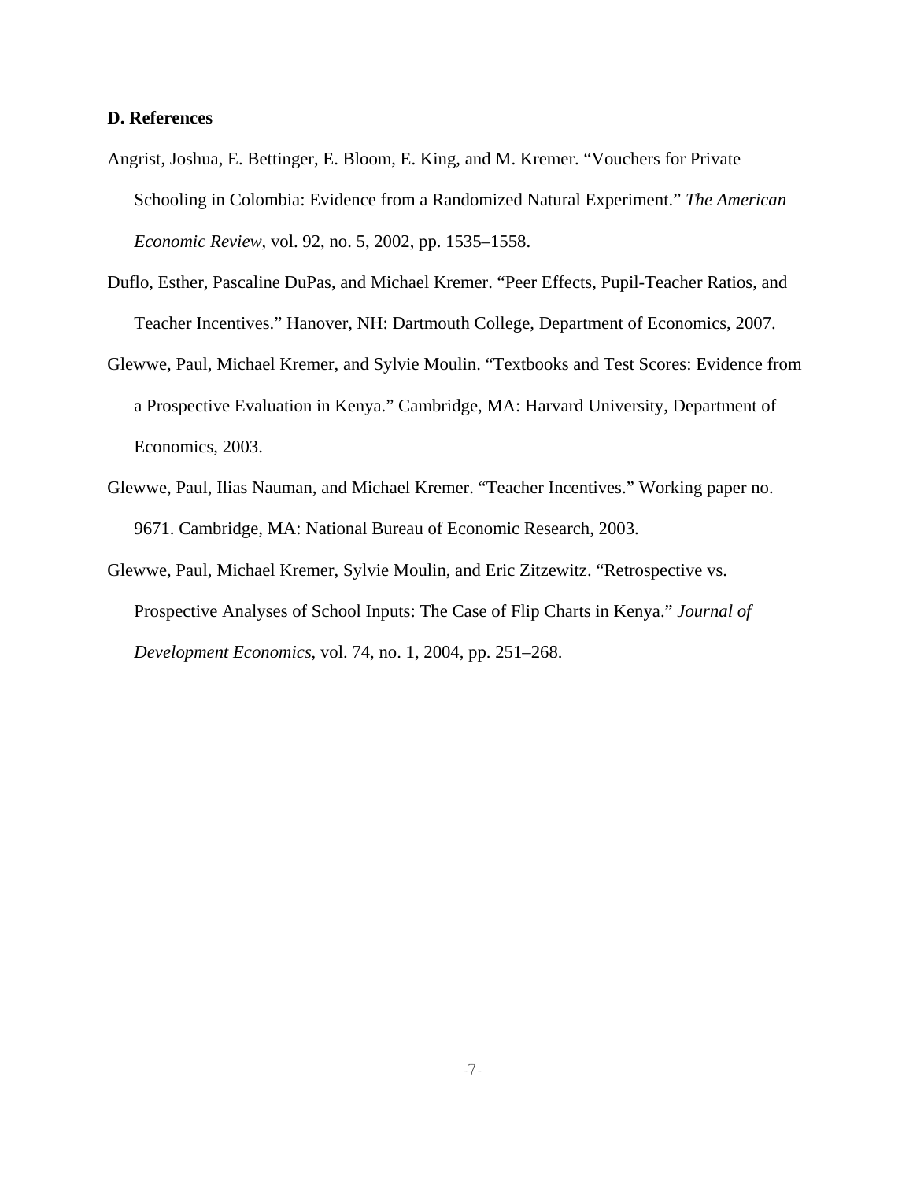### D. References

Angrist, Joshua, E. Bettinger, E. Bloom, E. King, and M. Kremer. "Vouchers for Private Schooling in Colombia: Evidence from a Randomized Natural Experiment." *The American Economic Review*, vol. 92, no. 5, 2002, pp. 1535–1558.

Duflo, Esther, Pascaline DuPas, and Michael Kremer. "Peer Effects, Pupil-Teacher Ratios, and Teacher Incentives." Hanover, NH: Dartmouth College, Department of Economics, 2007.

Glewwe, Paul, Michael Kremer, and Sylvie Moulin. "Textbooks and Test Scores: Evidence from a Prospective Evaluation in Kenya." Cambridge, MA: Harvard University, Department of Economics, 2003.

Glewwe, Paul, Ilias Nauman, and Michael Kremer. "Teacher Incentives." Working paper no. 9671. Cambridge, MA: National Bureau of Economic Research, 2003.

Glewwe, Paul, Michael Kremer, Sylvie Moulin, and Eric Zitzewitz. "Retrospective vs. Prospective Analyses of School Inputs: The Case of Flip Charts in Kenya." *Journal of Development Economics*, vol. 74, no. 1, 2004, pp. 251–268.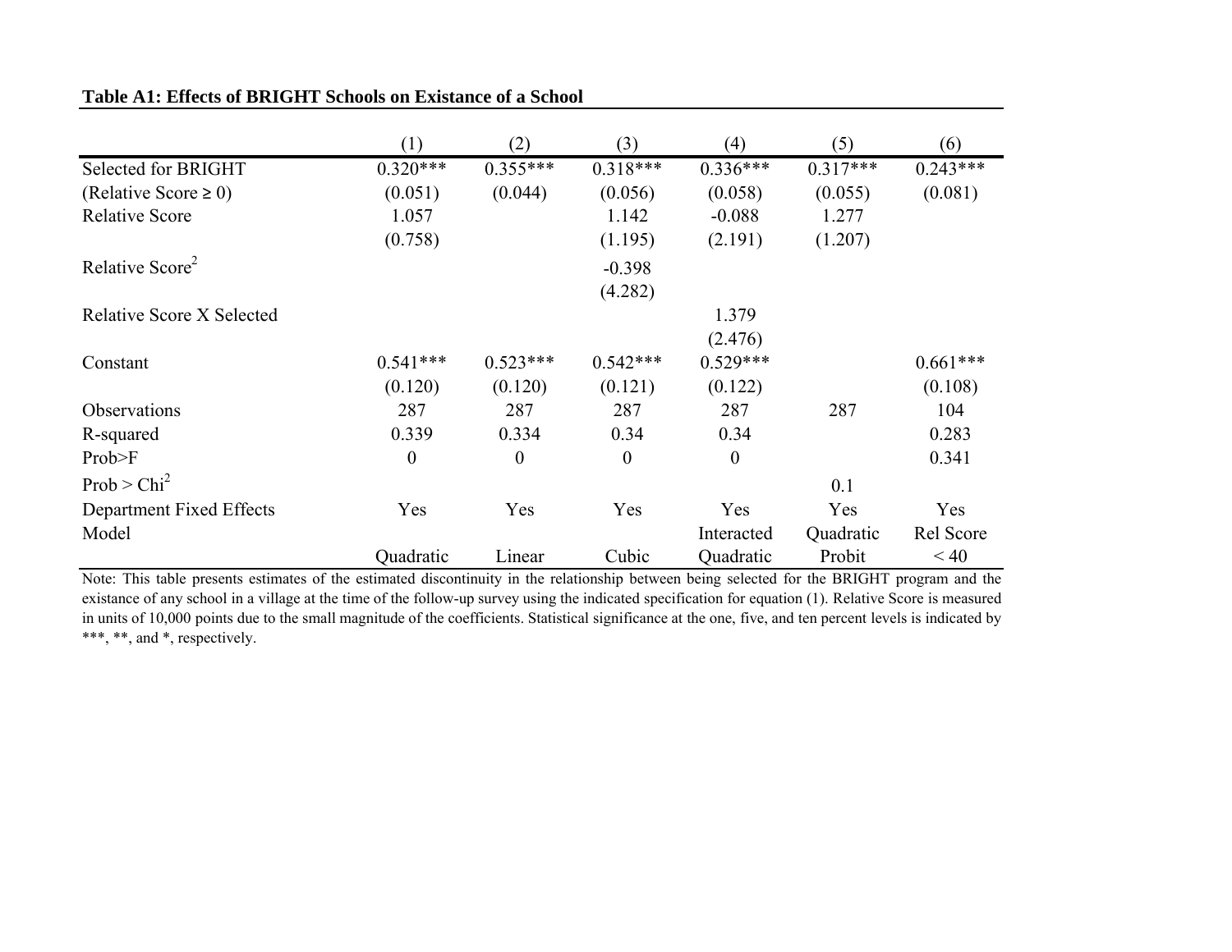**Table A1: Effects of BRIGHT Schools on Existance of a School**

| | (1) | (2) | (3) | (4) | (5) | (6) |
|---|---|---|---|---|---|---|
| Selected for BRIGHT | 0.320*** | 0.355*** | 0.318*** | 0.336*** | 0.317*** | 0.243*** |
| (Relative Score ≥ 0) | (0.051) | (0.044) | (0.056) | (0.058) | (0.055) | (0.081) |
| Relative Score | 1.057 | | 1.142 | -0.088 | 1.277 | |
| | (0.758) | | (1.195) | (2.191) | (1.207) | |
| Relative Score$^2$ | | | -0.398 | | | |
| | | | (4.282) | | | |
| Relative Score X Selected | | | | 1.379 | | |
| | | | | (2.476) | | |
| Constant | 0.541*** | 0.523*** | 0.542*** | 0.529*** | | 0.661*** |
| | (0.120) | (0.120) | (0.121) | (0.122) | | (0.108) |
| Observations | 287 | 287 | 287 | 287 | 287 | 104 |
| R-squared | 0.339 | 0.334 | 0.34 | 0.34 | | 0.283 |
| Prob>F | 0 | 0 | 0 | 0 | | 0.341 |
| Prob > Chi$^2$ | | | | | 0.1 | |
| Department Fixed Effects | Yes | Yes | Yes | Yes | Yes | Yes |
| Model | Quadratic | Linear | Cubic | Interacted Quadratic | Quadratic Probit | Rel Score < 40 |

Note: This table presents estimates of the estimated discontinuity in the relationship between being selected for the BRIGHT program and the existance of any school in a village at the time of the follow-up survey using the indicated specification for equation (1). Relative Score is measured in units of 10,000 points due to the small magnitude of the coefficients. Statistical significance at the one, five, and ten percent levels is indicated by ***, **, and *, respectively.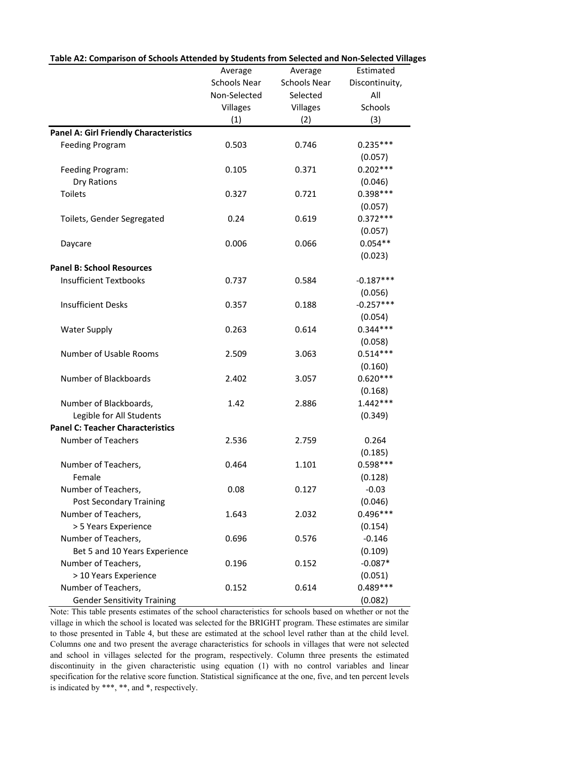**Table A2: Comparison of Schools Attended by Students from Selected and Non-Selected Villages**

| | Average Schools Near Non-Selected Villages (1) | Average Schools Near Selected Villages (2) | Estimated Discontinuity, All Schools (3) |
|---|---|---|---|
| **Panel A: Girl Friendly Characteristics** | | | |
| Feeding Program | 0.503 | 0.746 | 0.235*** |
| | | | (0.057) |
| Feeding Program: Dry Rations | 0.105 | 0.371 | 0.202*** |
| | | | (0.046) |
| Toilets | 0.327 | 0.721 | 0.398*** |
| | | | (0.057) |
| Toilets, Gender Segregated | 0.24 | 0.619 | 0.372*** |
| | | | (0.057) |
| Daycare | 0.006 | 0.066 | 0.054** |
| | | | (0.023) |
| **Panel B: School Resources** | | | |
| Insufficient Textbooks | 0.737 | 0.584 | -0.187*** |
| | | | (0.056) |
| Insufficient Desks | 0.357 | 0.188 | -0.257*** |
| | | | (0.054) |
| Water Supply | 0.263 | 0.614 | 0.344*** |
| | | | (0.058) |
| Number of Usable Rooms | 2.509 | 3.063 | 0.514*** |
| | | | (0.160) |
| Number of Blackboards | 2.402 | 3.057 | 0.620*** |
| | | | (0.168) |
| Number of Blackboards, Legible for All Students | 1.42 | 2.886 | 1.442*** |
| | | | (0.349) |
| **Panel C: Teacher Characteristics** | | | |
| Number of Teachers | 2.536 | 2.759 | 0.264 |
| | | | (0.185) |
| Number of Teachers, Female | 0.464 | 1.101 | 0.598*** |
| | | | (0.128) |
| Number of Teachers, Post Secondary Training | 0.08 | 0.127 | -0.03 |
| | | | (0.046) |
| Number of Teachers, > 5 Years Experience | 1.643 | 2.032 | 0.496*** |
| | | | (0.154) |
| Number of Teachers, Bet 5 and 10 Years Experience | 0.696 | 0.576 | -0.146 |
| | | | (0.109) |
| Number of Teachers, > 10 Years Experience | 0.196 | 0.152 | -0.087* |
| | | | (0.051) |
| Number of Teachers, Gender Sensitivity Training | 0.152 | 0.614 | 0.489*** |
| | | | (0.082) |

Note: This table presents estimates of the school characteristics for schools based on whether or not the village in which the school is located was selected for the BRIGHT program. These estimates are similar to those presented in Table 4, but these are estimated at the school level rather than at the child level. Columns one and two present the average characteristics for schools in villages that were not selected and school in villages selected for the program, respectively. Column three presents the estimated discontinuity in the given characteristic using equation (1) with no control variables and linear specification for the relative score function. Statistical significance at the one, five, and ten percent levels is indicated by ***, **, and *, respectively.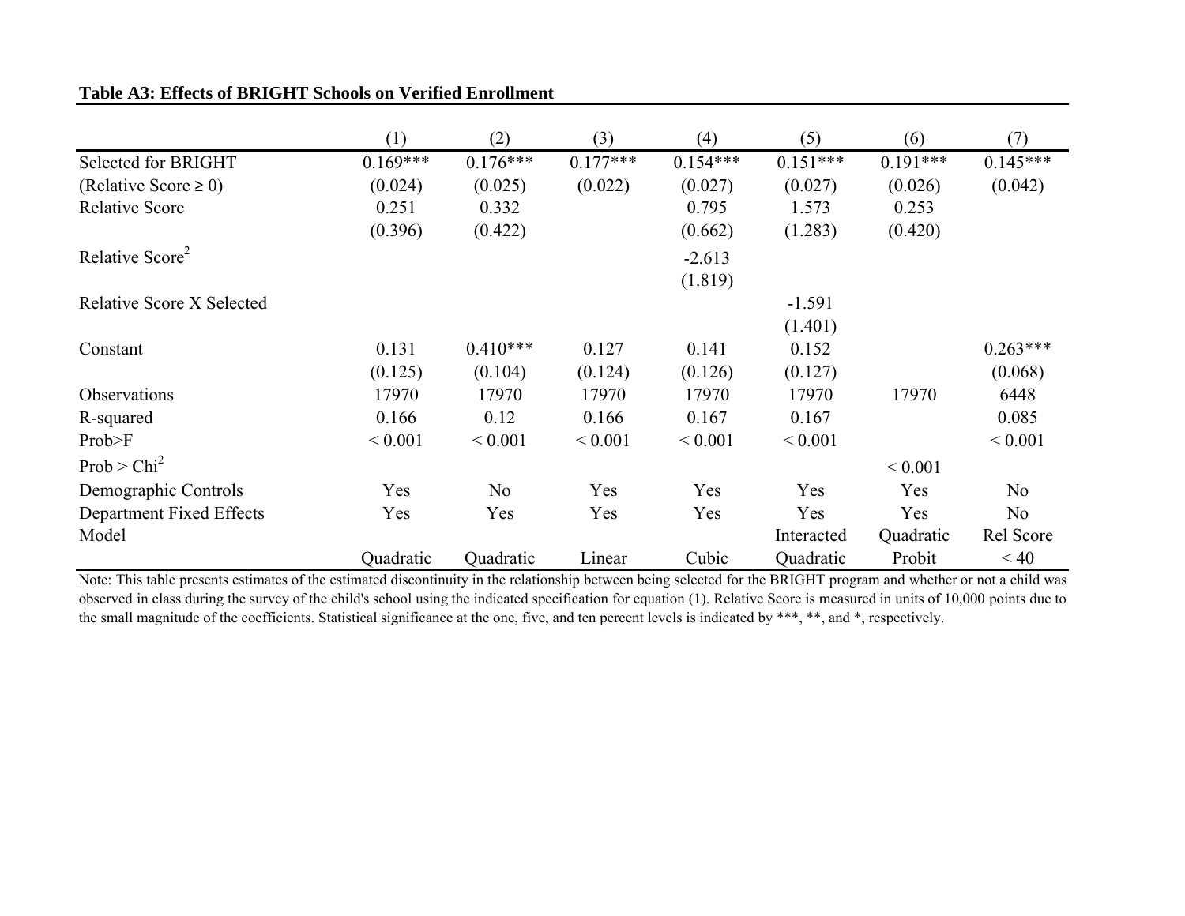**Table A3: Effects of BRIGHT Schools on Verified Enrollment**

| | (1) | (2) | (3) | (4) | (5) | (6) | (7) |
|---|---|---|---|---|---|---|---|
| Selected for BRIGHT | 0.169*** | 0.176*** | 0.177*** | 0.154*** | 0.151*** | 0.191*** | 0.145*** |
| (Relative Score ≥ 0) | (0.024) | (0.025) | (0.022) | (0.027) | (0.027) | (0.026) | (0.042) |
| Relative Score | 0.251 | 0.332 | | 0.795 | 1.573 | 0.253 | |
| | (0.396) | (0.422) | | (0.662) | (1.283) | (0.420) | |
| Relative Score$^2$ | | | | -2.613 | | | |
| | | | | (1.819) | | | |
| Relative Score X Selected | | | | | -1.591 | | |
| | | | | | (1.401) | | |
| Constant | 0.131 | 0.410*** | 0.127 | 0.141 | 0.152 | | 0.263*** |
| | (0.125) | (0.104) | (0.124) | (0.126) | (0.127) | | (0.068) |
| Observations | 17970 | 17970 | 17970 | 17970 | 17970 | 17970 | 6448 |
| R-squared | 0.166 | 0.12 | 0.166 | 0.167 | 0.167 | | 0.085 |
| Prob>F | < 0.001 | < 0.001 | < 0.001 | < 0.001 | < 0.001 | | < 0.001 |
| Prob > Chi$^2$ | | | | | | < 0.001 | |
| Demographic Controls | Yes | No | Yes | Yes | Yes | Yes | No |
| Department Fixed Effects | Yes | Yes | Yes | Yes | Yes | Yes | No |
| Model | Quadratic | Quadratic | Linear | Cubic | Interacted Quadratic | Quadratic Probit | Rel Score < 40 |

Note: This table presents estimates of the estimated discontinuity in the relationship between being selected for the BRIGHT program and whether or not a child was observed in class during the survey of the child's school using the indicated specification for equation (1). Relative Score is measured in units of 10,000 points due to the small magnitude of the coefficients. Statistical significance at the one, five, and ten percent levels is indicated by ***, **, and *, respectively.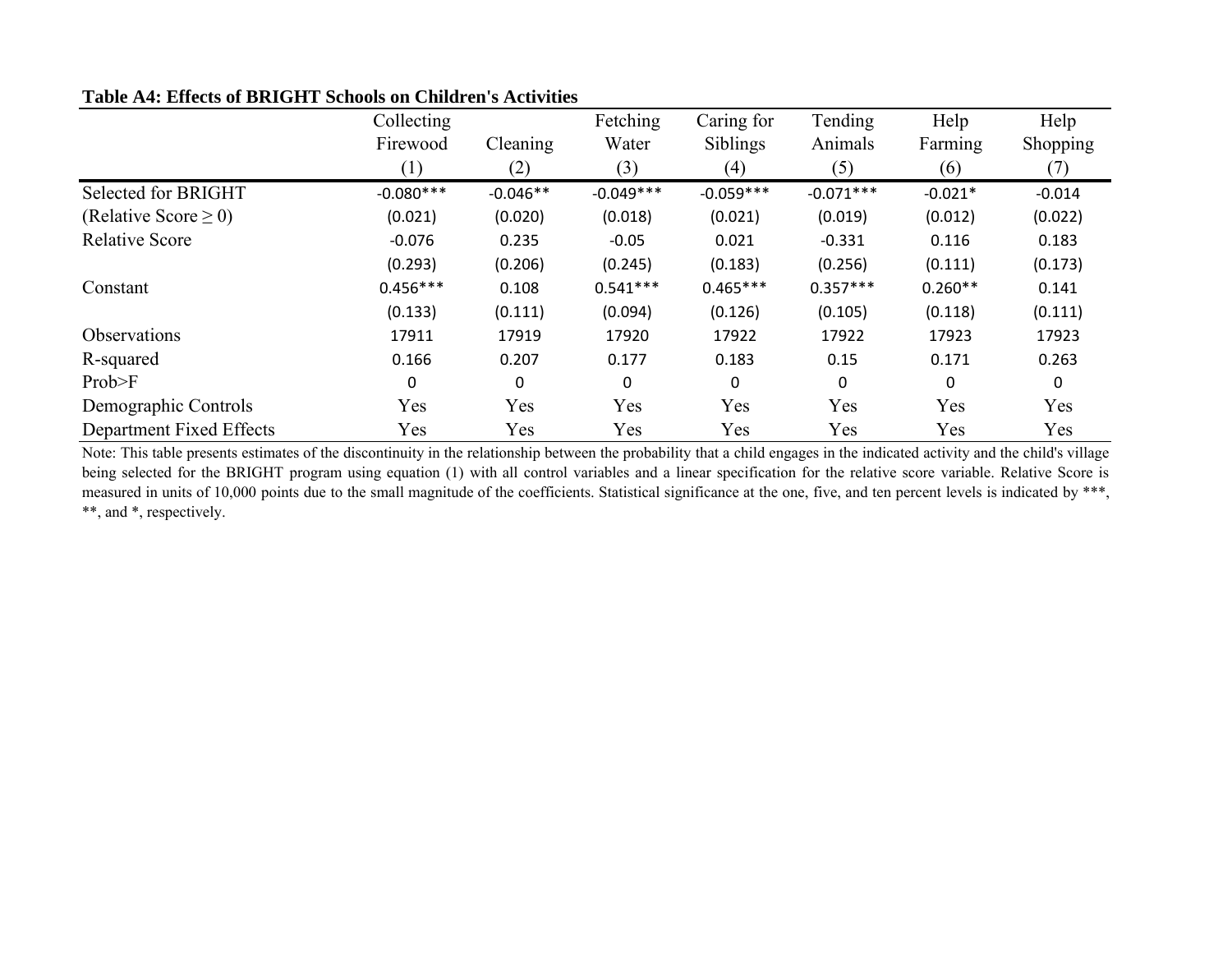**Table A4: Effects of BRIGHT Schools on Children's Activities**

| | Collecting Firewood (1) | Cleaning (2) | Fetching Water (3) | Caring for Siblings (4) | Tending Animals (5) | Help Farming (6) | Help Shopping (7) |
|---|---|---|---|---|---|---|---|
| Selected for BRIGHT | -0.080*** | -0.046** | -0.049*** | -0.059*** | -0.071*** | -0.021* | -0.014 |
| (Relative Score ≥ 0) | (0.021) | (0.020) | (0.018) | (0.021) | (0.019) | (0.012) | (0.022) |
| Relative Score | -0.076 | 0.235 | -0.05 | 0.021 | -0.331 | 0.116 | 0.183 |
| | (0.293) | (0.206) | (0.245) | (0.183) | (0.256) | (0.111) | (0.173) |
| Constant | 0.456*** | 0.108 | 0.541*** | 0.465*** | 0.357*** | 0.260** | 0.141 |
| | (0.133) | (0.111) | (0.094) | (0.126) | (0.105) | (0.118) | (0.111) |
| Observations | 17911 | 17919 | 17920 | 17922 | 17922 | 17923 | 17923 |
| R-squared | 0.166 | 0.207 | 0.177 | 0.183 | 0.15 | 0.171 | 0.263 |
| Prob>F | 0 | 0 | 0 | 0 | 0 | 0 | 0 |
| Demographic Controls | Yes | Yes | Yes | Yes | Yes | Yes | Yes |
| Department Fixed Effects | Yes | Yes | Yes | Yes | Yes | Yes | Yes |

Note: This table presents estimates of the discontinuity in the relationship between the probability that a child engages in the indicated activity and the child's village being selected for the BRIGHT program using equation (1) with all control variables and a linear specification for the relative score variable. Relative Score is measured in units of 10,000 points due to the small magnitude of the coefficients. Statistical significance at the one, five, and ten percent levels is indicated by ***, **, and *, respectively.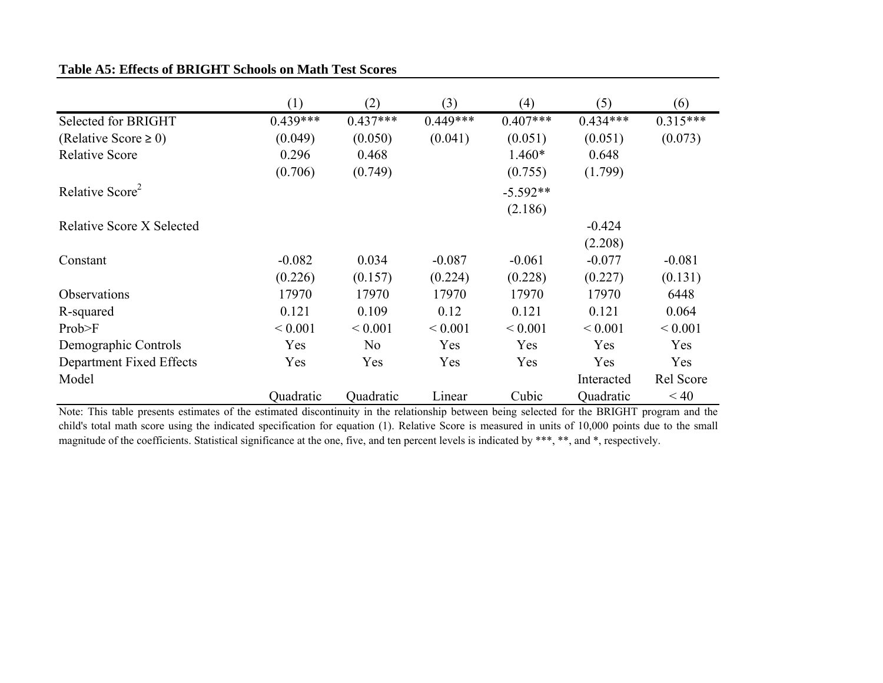**Table A5: Effects of BRIGHT Schools on Math Test Scores**

| | (1) | (2) | (3) | (4) | (5) | (6) |
|---|---|---|---|---|---|---|
| Selected for BRIGHT | 0.439*** | 0.437*** | 0.449*** | 0.407*** | 0.434*** | 0.315*** |
| (Relative Score ≥ 0) | (0.049) | (0.050) | (0.041) | (0.051) | (0.051) | (0.073) |
| Relative Score | 0.296 | 0.468 | | 1.460* | 0.648 | |
| | (0.706) | (0.749) | | (0.755) | (1.799) | |
| Relative Score$^2$ | | | | -5.592** | | |
| | | | | (2.186) | | |
| Relative Score X Selected | | | | | -0.424 | |
| | | | | | (2.208) | |
| Constant | -0.082 | 0.034 | -0.087 | -0.061 | -0.077 | -0.081 |
| | (0.226) | (0.157) | (0.224) | (0.228) | (0.227) | (0.131) |
| Observations | 17970 | 17970 | 17970 | 17970 | 17970 | 6448 |
| R-squared | 0.121 | 0.109 | 0.12 | 0.121 | 0.121 | 0.064 |
| Prob>F | < 0.001 | < 0.001 | < 0.001 | < 0.001 | < 0.001 | < 0.001 |
| Demographic Controls | Yes | No | Yes | Yes | Yes | Yes |
| Department Fixed Effects | Yes | Yes | Yes | Yes | Yes | Yes |
| Model | Quadratic | Quadratic | Linear | Cubic | Interacted Quadratic | Rel Score < 40 |

Note: This table presents estimates of the estimated discontinuity in the relationship between being selected for the BRIGHT program and the child's total math score using the indicated specification for equation (1). Relative Score is measured in units of 10,000 points due to the small magnitude of the coefficients. Statistical significance at the one, five, and ten percent levels is indicated by ***, **, and *, respectively.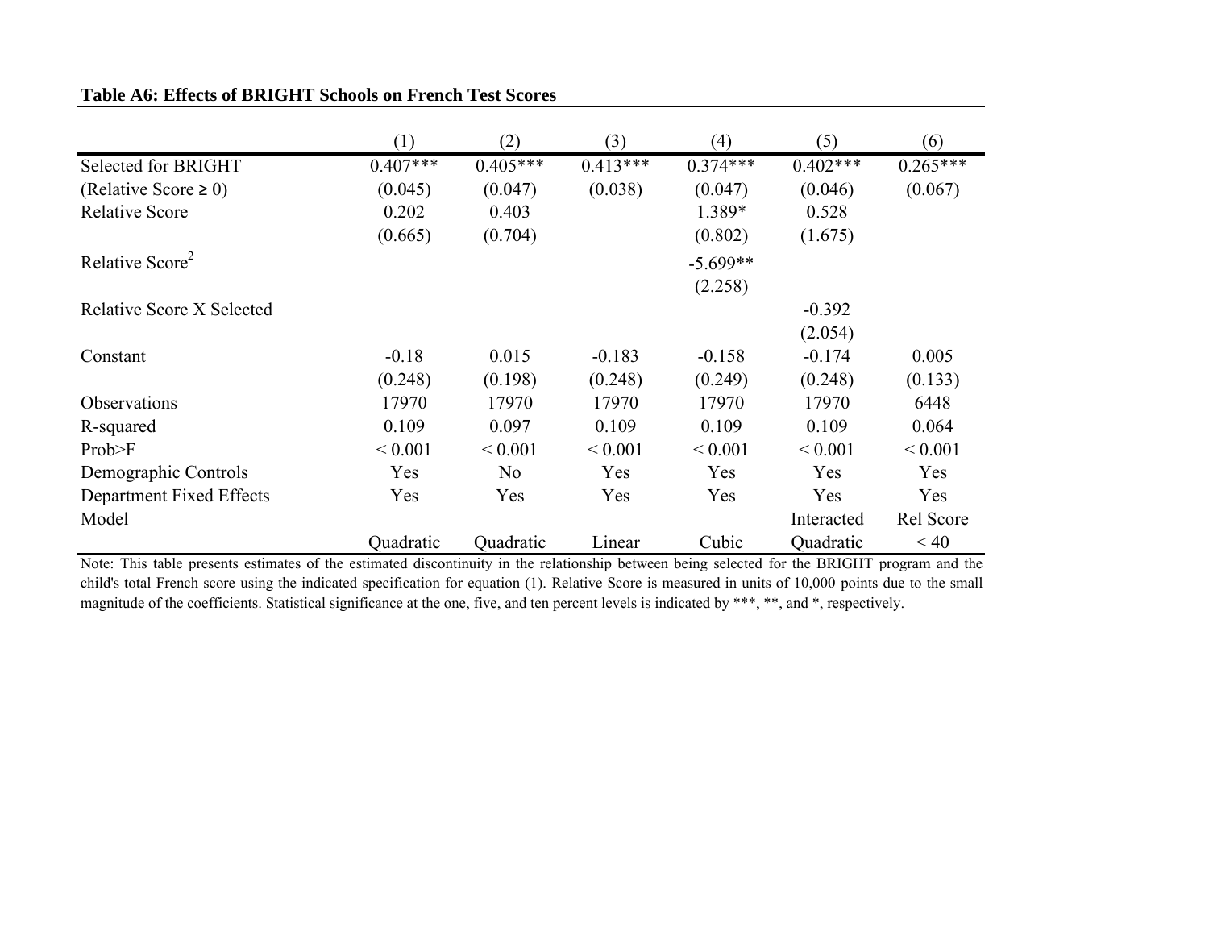**Table A6: Effects of BRIGHT Schools on French Test Scores**

| | (1) | (2) | (3) | (4) | (5) | (6) |
|---|---|---|---|---|---|---|
| Selected for BRIGHT | 0.407*** | 0.405*** | 0.413*** | 0.374*** | 0.402*** | 0.265*** |
| (Relative Score ≥ 0) | (0.045) | (0.047) | (0.038) | (0.047) | (0.046) | (0.067) |
| Relative Score | 0.202 | 0.403 | | 1.389* | 0.528 | |
| | (0.665) | (0.704) | | (0.802) | (1.675) | |
| Relative Score$^2$ | | | | -5.699** | | |
| | | | | (2.258) | | |
| Relative Score X Selected | | | | | -0.392 | |
| | | | | | (2.054) | |
| Constant | -0.18 | 0.015 | -0.183 | -0.158 | -0.174 | 0.005 |
| | (0.248) | (0.198) | (0.248) | (0.249) | (0.248) | (0.133) |
| Observations | 17970 | 17970 | 17970 | 17970 | 17970 | 6448 |
| R-squared | 0.109 | 0.097 | 0.109 | 0.109 | 0.109 | 0.064 |
| Prob>F | < 0.001 | < 0.001 | < 0.001 | < 0.001 | < 0.001 | < 0.001 |
| Demographic Controls | Yes | No | Yes | Yes | Yes | Yes |
| Department Fixed Effects | Yes | Yes | Yes | Yes | Yes | Yes |
| Model | Quadratic | Quadratic | Linear | Cubic | Interacted Quadratic | Rel Score < 40 |

Note: This table presents estimates of the estimated discontinuity in the relationship between being selected for the BRIGHT program and the child's total French score using the indicated specification for equation (1). Relative Score is measured in units of 10,000 points due to the small magnitude of the coefficients. Statistical significance at the one, five, and ten percent levels is indicated by ***, **, and *, respectively.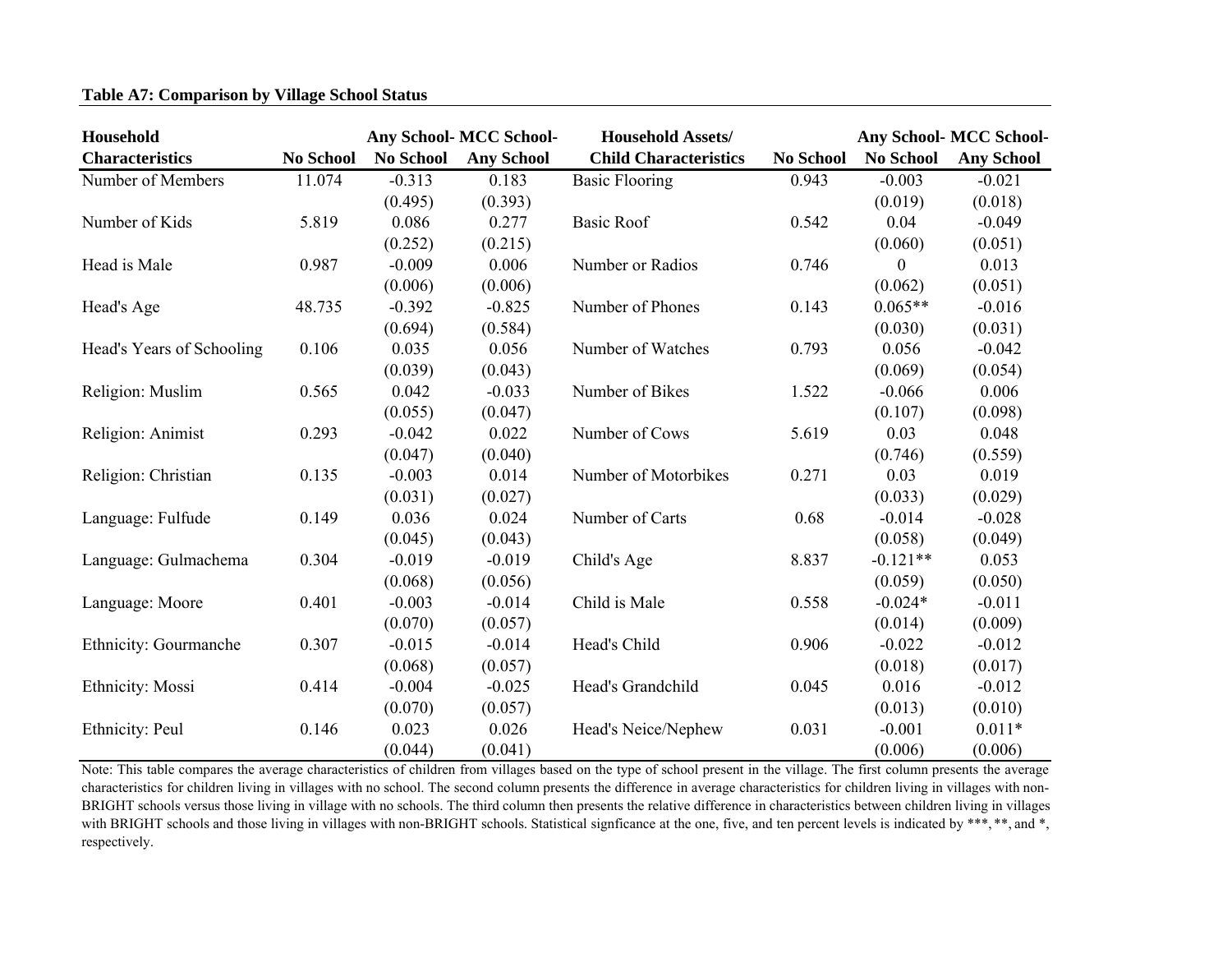**Table A7: Comparison by Village School Status**

| Household Characteristics | No School | Any School- No School | MCC School- Any School | Household Assets/ Child Characteristics | No School | Any School- No School | MCC School- Any School |
|---|---|---|---|---|---|---|---|
| Number of Members | 11.074 | -0.313 | 0.183 | Basic Flooring | 0.943 | -0.003 | -0.021 |
| | | (0.495) | (0.393) | | | (0.019) | (0.018) |
| Number of Kids | 5.819 | 0.086 | 0.277 | Basic Roof | 0.542 | 0.04 | -0.049 |
| | | (0.252) | (0.215) | | | (0.060) | (0.051) |
| Head is Male | 0.987 | -0.009 | 0.006 | Number or Radios | 0.746 | 0 | 0.013 |
| | | (0.006) | (0.006) | | | (0.062) | (0.051) |
| Head's Age | 48.735 | -0.392 | -0.825 | Number of Phones | 0.143 | 0.065** | -0.016 |
| | | (0.694) | (0.584) | | | (0.030) | (0.031) |
| Head's Years of Schooling | 0.106 | 0.035 | 0.056 | Number of Watches | 0.793 | 0.056 | -0.042 |
| | | (0.039) | (0.043) | | | (0.069) | (0.054) |
| Religion: Muslim | 0.565 | 0.042 | -0.033 | Number of Bikes | 1.522 | -0.066 | 0.006 |
| | | (0.055) | (0.047) | | | (0.107) | (0.098) |
| Religion: Animist | 0.293 | -0.042 | 0.022 | Number of Cows | 5.619 | 0.03 | 0.048 |
| | | (0.047) | (0.040) | | | (0.746) | (0.559) |
| Religion: Christian | 0.135 | -0.003 | 0.014 | Number of Motorbikes | 0.271 | 0.03 | 0.019 |
| | | (0.031) | (0.027) | | | (0.033) | (0.029) |
| Language: Fulfude | 0.149 | 0.036 | 0.024 | Number of Carts | 0.68 | -0.014 | -0.028 |
| | | (0.045) | (0.043) | | | (0.058) | (0.049) |
| Language: Gulmachema | 0.304 | -0.019 | -0.019 | Child's Age | 8.837 | -0.121** | 0.053 |
| | | (0.068) | (0.056) | | | (0.059) | (0.050) |
| Language: Moore | 0.401 | -0.003 | -0.014 | Child is Male | 0.558 | -0.024* | -0.011 |
| | | (0.070) | (0.057) | | | (0.014) | (0.009) |
| Ethnicity: Gourmanche | 0.307 | -0.015 | -0.014 | Head's Child | 0.906 | -0.022 | -0.012 |
| | | (0.068) | (0.057) | | | (0.018) | (0.017) |
| Ethnicity: Mossi | 0.414 | -0.004 | -0.025 | Head's Grandchild | 0.045 | 0.016 | -0.012 |
| | | (0.070) | (0.057) | | | (0.013) | (0.010) |
| Ethnicity: Peul | 0.146 | 0.023 | 0.026 | Head's Neice/Nephew | 0.031 | -0.001 | 0.011* |
| | | (0.044) | (0.041) | | | (0.006) | (0.006) |

Note: This table compares the average characteristics of children from villages based on the type of school present in the village. The first column presents the average characteristics for children living in villages with no school. The second column presents the difference in average characteristics for children living in villages with non-BRIGHT schools versus those living in village with no schools. The third column then presents the relative difference in characteristics between children living in villages with BRIGHT schools and those living in villages with non-BRIGHT schools. Statistical signficance at the one, five, and ten percent levels is indicated by ***, **, and *, respectively.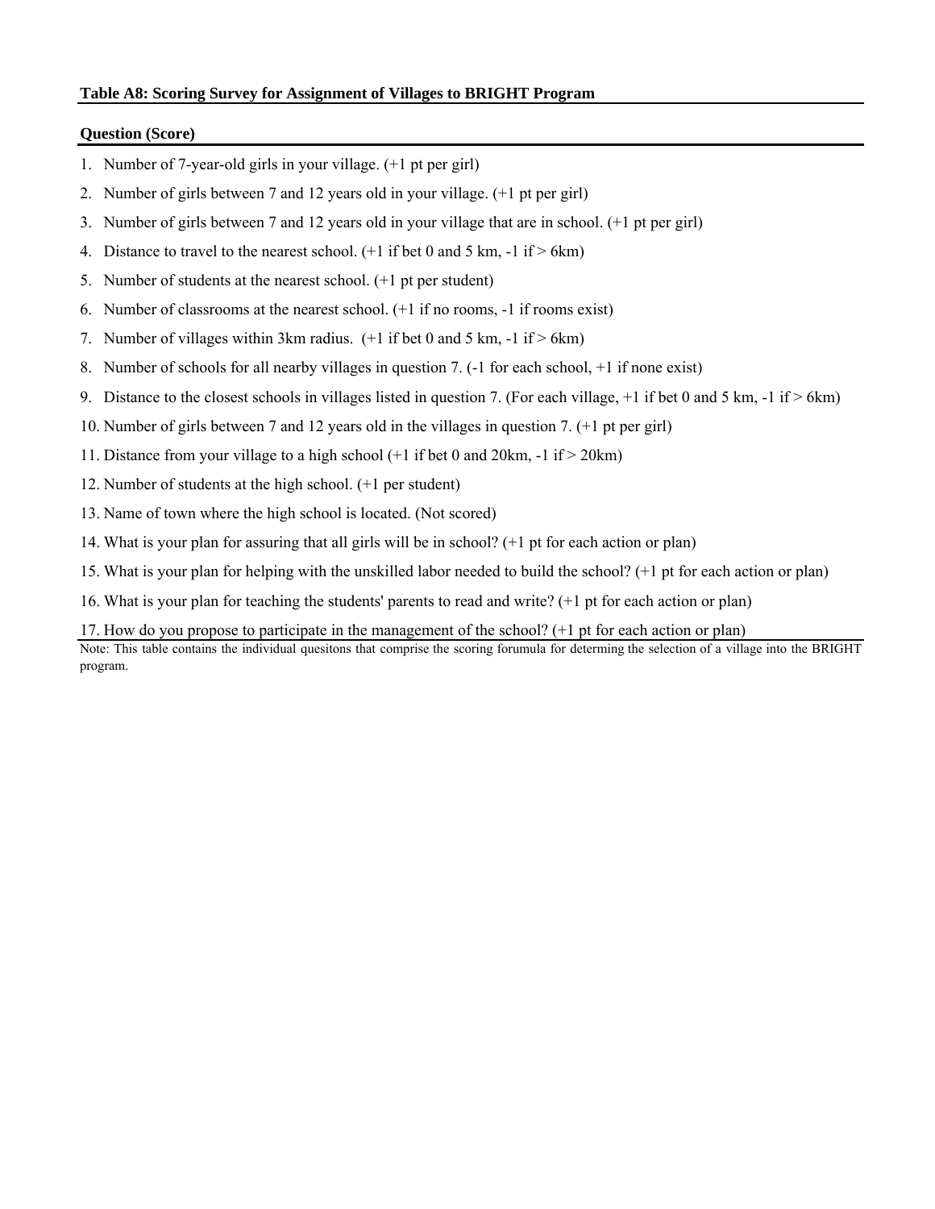**Table A8: Scoring Survey for Assignment of Villages to BRIGHT Program**

**Question (Score)**

1. Number of 7-year-old girls in your village. (+1 pt per girl)
2. Number of girls between 7 and 12 years old in your village. (+1 pt per girl)
3. Number of girls between 7 and 12 years old in your village that are in school. (+1 pt per girl)
4. Distance to travel to the nearest school. (+1 if bet 0 and 5 km, -1 if > 6km)
5. Number of students at the nearest school. (+1 pt per student)
6. Number of classrooms at the nearest school. (+1 if no rooms, -1 if rooms exist)
7. Number of villages within 3km radius. (+1 if bet 0 and 5 km, -1 if > 6km)
8. Number of schools for all nearby villages in question 7. (-1 for each school, +1 if none exist)
9. Distance to the closest schools in villages listed in question 7. (For each village, +1 if bet 0 and 5 km, -1 if > 6km)
10. Number of girls between 7 and 12 years old in the villages in question 7. (+1 pt per girl)
11. Distance from your village to a high school (+1 if bet 0 and 20km, -1 if > 20km)
12. Number of students at the high school. (+1 per student)
13. Name of town where the high school is located. (Not scored)
14. What is your plan for assuring that all girls will be in school? (+1 pt for each action or plan)
15. What is your plan for helping with the unskilled labor needed to build the school? (+1 pt for each action or plan)
16. What is your plan for teaching the students' parents to read and write? (+1 pt for each action or plan)
17. How do you propose to participate in the management of the school? (+1 pt for each action or plan)

Note: This table contains the individual quesitons that comprise the scoring forumula for determing the selection of a village into the BRIGHT program.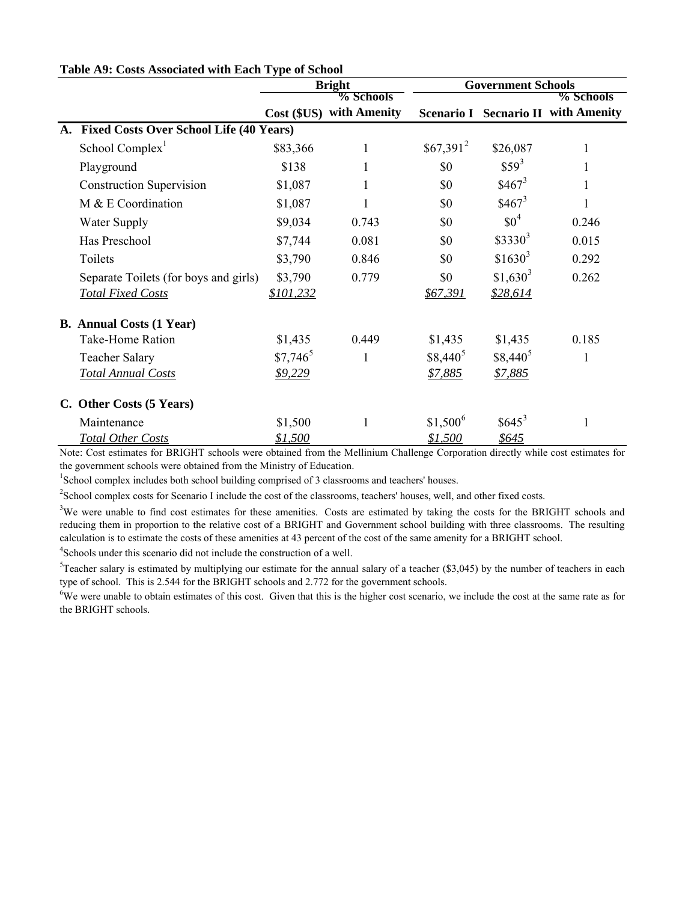**Table A9: Costs Associated with Each Type of School**

| | Bright | | Government Schools | | |
|---|---|---|---|---|---|
| | Cost ($US) | % Schools with Amenity | Scenario I | Secnario II | % Schools with Amenity |
| **A. Fixed Costs Over School Life (40 Years)** | | | | | |
| School Complex[1] | $83,366 | 1 | $67,391[2] | $26,087 | 1 |
| Playground | $138 | 1 | $0 | $59[3] | 1 |
| Construction Supervision | $1,087 | 1 | $0 | $467[3] | 1 |
| M & E Coordination | $1,087 | 1 | $0 | $467[3] | 1 |
| Water Supply | $9,034 | 0.743 | $0 | $0[4] | 0.246 |
| Has Preschool | $7,744 | 0.081 | $0 | $3330[3] | 0.015 |
| Toilets | $3,790 | 0.846 | $0 | $1630[3] | 0.292 |
| Separate Toilets (for boys and girls) | $3,790 | 0.779 | $0 | $1,630[3] | 0.262 |
| *Total Fixed Costs* | *$101,232* | | *$67,391* | *$28,614* | |
| **B. Annual Costs (1 Year)** | | | | | |
| Take-Home Ration | $1,435 | 0.449 | $1,435 | $1,435 | 0.185 |
| Teacher Salary | $7,746[5] | 1 | $8,440[5] | $8,440[5] | 1 |
| *Total Annual Costs* | *$9,229* | | *$7,885* | *$7,885* | |
| **C. Other Costs (5 Years)** | | | | | |
| Maintenance | $1,500 | 1 | $1,500[6] | $645[3] | 1 |
| *Total Other Costs* | *$1,500* | | *$1,500* | *$645* | |

Note: Cost estimates for BRIGHT schools were obtained from the Mellinium Challenge Corporation directly while cost estimates for the government schools were obtained from the Ministry of Education.

[1]School complex includes both school building comprised of 3 classrooms and teachers' houses.

[2]School complex costs for Scenario I include the cost of the classrooms, teachers' houses, well, and other fixed costs.

[3]We were unable to find cost estimates for these amenities. Costs are estimated by taking the costs for the BRIGHT schools and reducing them in proportion to the relative cost of a BRIGHT and Government school building with three classrooms. The resulting calculation is to estimate the costs of these amenities at 43 percent of the cost of the same amenity for a BRIGHT school.

[4]Schools under this scenario did not include the construction of a well.

[5]Teacher salary is estimated by multiplying our estimate for the annual salary of a teacher ($3,045) by the number of teachers in each type of school. This is 2.544 for the BRIGHT schools and 2.772 for the government schools.

[6]We were unable to obtain estimates of this cost. Given that this is the higher cost scenario, we include the cost at the same rate as for the BRIGHT schools.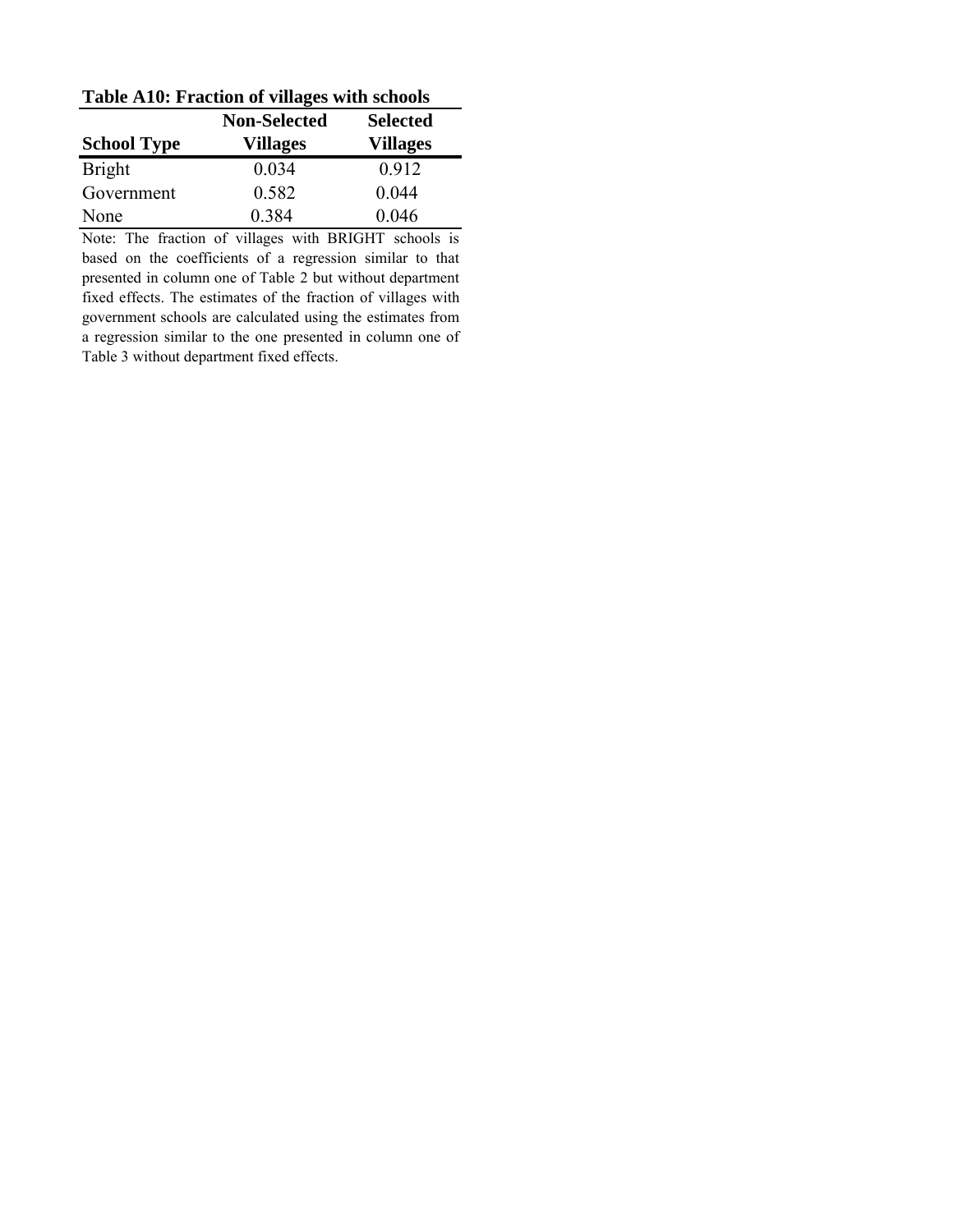**Table A10: Fraction of villages with schools**

| School Type | Non-Selected Villages | Selected Villages |
|---|---|---|
| Bright | 0.034 | 0.912 |
| Government | 0.582 | 0.044 |
| None | 0.384 | 0.046 |

Note: The fraction of villages with BRIGHT schools is based on the coefficients of a regression similar to that presented in column one of Table 2 but without department fixed effects. The estimates of the fraction of villages with government schools are calculated using the estimates from a regression similar to the one presented in column one of Table 3 without department fixed effects.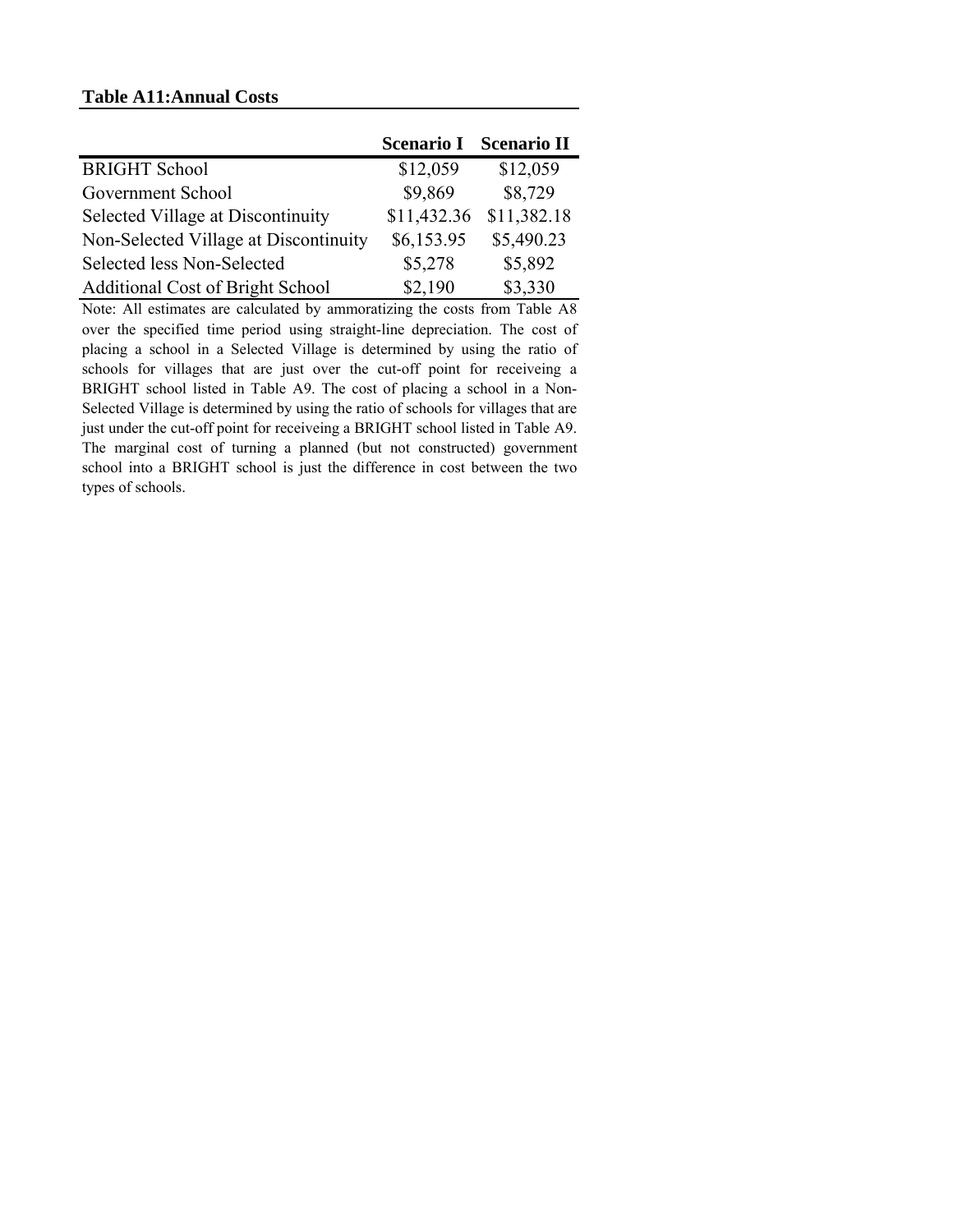**Table A11:Annual Costs**

| | Scenario I | Scenario II |
|---|---|---|
| BRIGHT School | $12,059 | $12,059 |
| Government School | $9,869 | $8,729 |
| Selected Village at Discontinuity | $11,432.36 | $11,382.18 |
| Non-Selected Village at Discontinuity | $6,153.95 | $5,490.23 |
| Selected less Non-Selected | $5,278 | $5,892 |
| Additional Cost of Bright School | $2,190 | $3,330 |

Note: All estimates are calculated by ammoratizing the costs from Table A8 over the specified time period using straight-line depreciation. The cost of placing a school in a Selected Village is determined by using the ratio of schools for villages that are just over the cut-off point for receiveing a BRIGHT school listed in Table A9. The cost of placing a school in a Non-Selected Village is determined by using the ratio of schools for villages that are just under the cut-off point for receiveing a BRIGHT school listed in Table A9. The marginal cost of turning a planned (but not constructed) government school into a BRIGHT school is just the difference in cost between the two types of schools.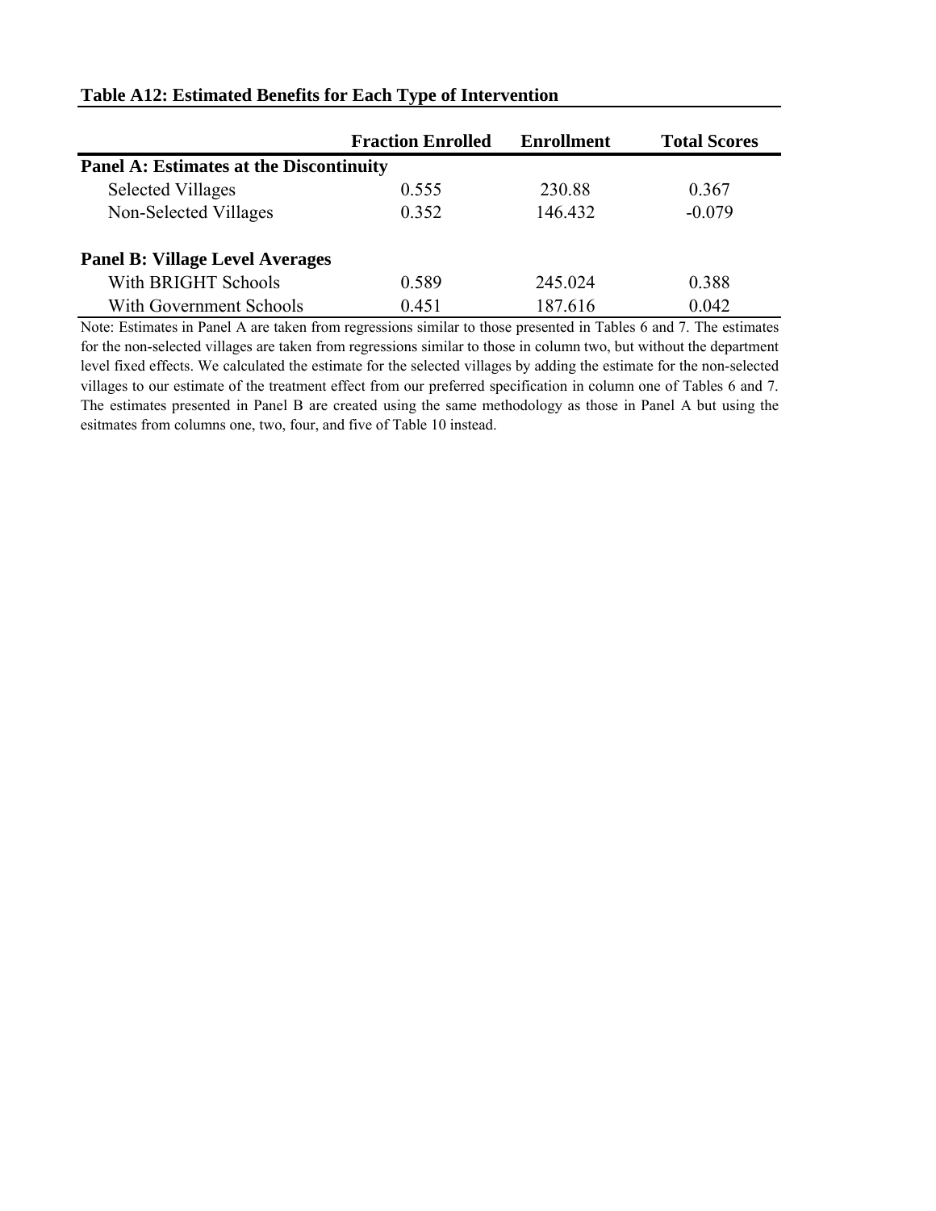**Table A12: Estimated Benefits for Each Type of Intervention**

| | Fraction Enrolled | Enrollment | Total Scores |
|---|---|---|---|
| **Panel A: Estimates at the Discontinuity** | | | |
| Selected Villages | 0.555 | 230.88 | 0.367 |
| Non-Selected Villages | 0.352 | 146.432 | -0.079 |
| | | | |
| **Panel B: Village Level Averages** | | | |
| With BRIGHT Schools | 0.589 | 245.024 | 0.388 |
| With Government Schools | 0.451 | 187.616 | 0.042 |

Note: Estimates in Panel A are taken from regressions similar to those presented in Tables 6 and 7. The estimates for the non-selected villages are taken from regressions similar to those in column two, but without the department level fixed effects. We calculated the estimate for the selected villages by adding the estimate for the non-selected villages to our estimate of the treatment effect from our preferred specification in column one of Tables 6 and 7. The estimates presented in Panel B are created using the same methodology as those in Panel A but using the esitmates from columns one, two, four, and five of Table 10 instead.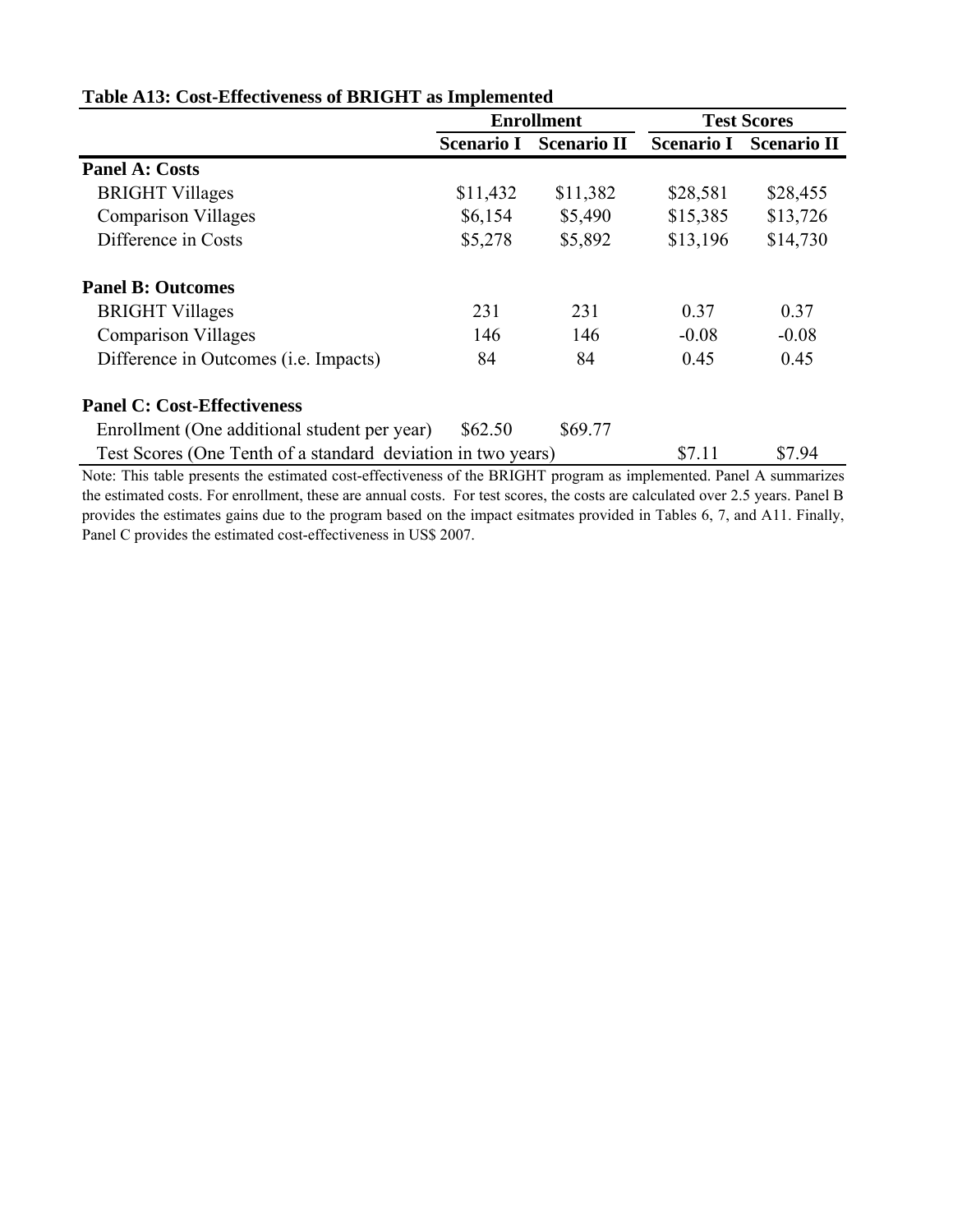**Table A13: Cost-Effectiveness of BRIGHT as Implemented**

| | Enrollment | | Test Scores | |
|---|---|---|---|---|
| | Scenario I | Scenario II | Scenario I | Scenario II |
| **Panel A: Costs** | | | | |
| BRIGHT Villages | $11,432 | $11,382 | $28,581 | $28,455 |
| Comparison Villages | $6,154 | $5,490 | $15,385 | $13,726 |
| Difference in Costs | $5,278 | $5,892 | $13,196 | $14,730 |
| **Panel B: Outcomes** | | | | |
| BRIGHT Villages | 231 | 231 | 0.37 | 0.37 |
| Comparison Villages | 146 | 146 | -0.08 | -0.08 |
| Difference in Outcomes (i.e. Impacts) | 84 | 84 | 0.45 | 0.45 |
| **Panel C: Cost-Effectiveness** | | | | |
| Enrollment (One additional student per year) | $62.50 | $69.77 | | |
| Test Scores (One Tenth of a standard deviation in two years) | | | $7.11 | $7.94 |

Note: This table presents the estimated cost-effectiveness of the BRIGHT program as implemented. Panel A summarizes the estimated costs. For enrollment, these are annual costs. For test scores, the costs are calculated over 2.5 years. Panel B provides the estimates gains due to the program based on the impact esitmates provided in Tables 6, 7, and A11. Finally, Panel C provides the estimated cost-effectiveness in US$ 2007.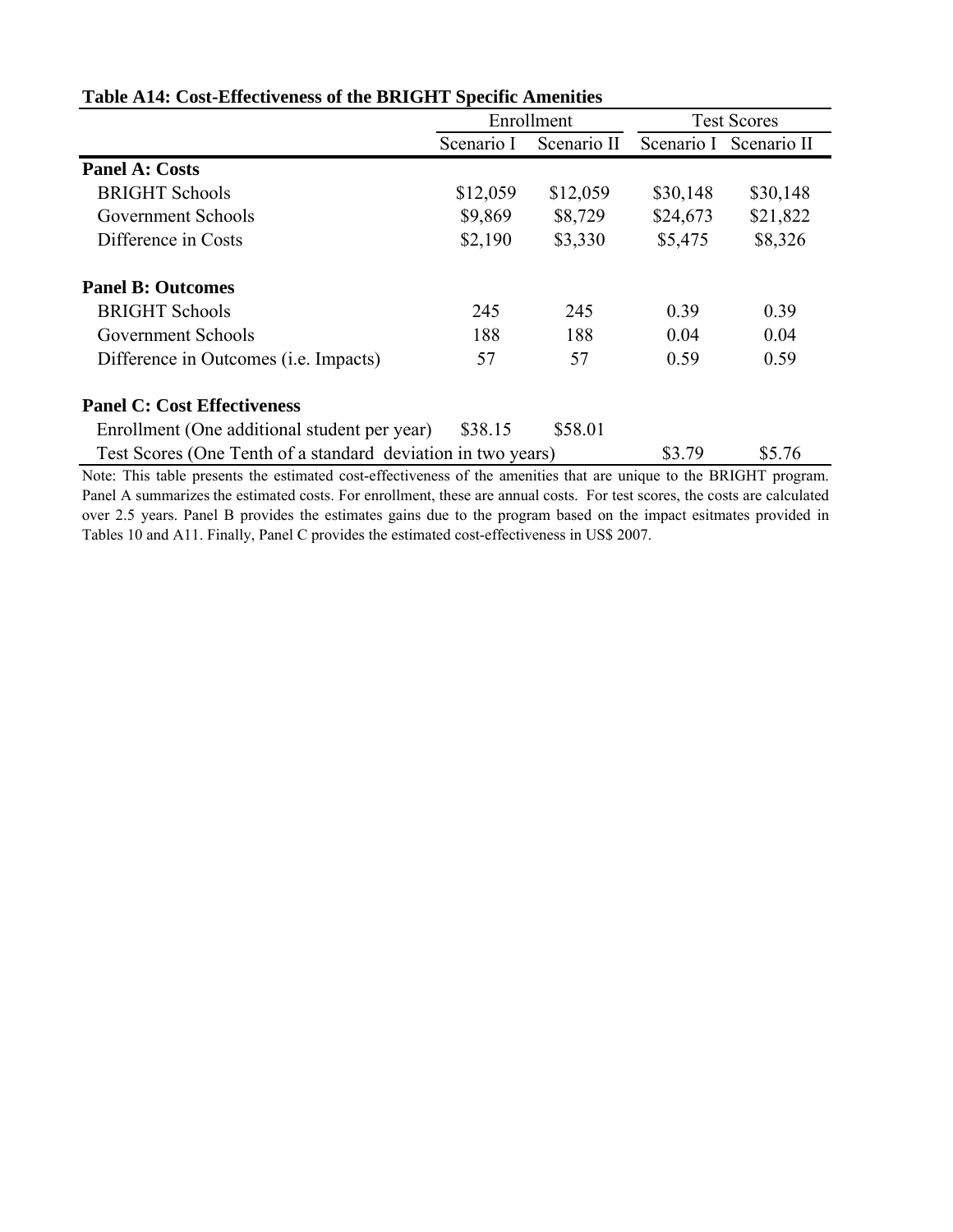**Table A14: Cost-Effectiveness of the BRIGHT Specific Amenities**

| | Enrollment | | Test Scores | |
|---|---|---|---|---|
| | Scenario I | Scenario II | Scenario I | Scenario II |
| **Panel A: Costs** | | | | |
| BRIGHT Schools | $12,059 | $12,059 | $30,148 | $30,148 |
| Government Schools | $9,869 | $8,729 | $24,673 | $21,822 |
| Difference in Costs | $2,190 | $3,330 | $5,475 | $8,326 |
| **Panel B: Outcomes** | | | | |
| BRIGHT Schools | 245 | 245 | 0.39 | 0.39 |
| Government Schools | 188 | 188 | 0.04 | 0.04 |
| Difference in Outcomes (i.e. Impacts) | 57 | 57 | 0.59 | 0.59 |
| **Panel C: Cost Effectiveness** | | | | |
| Enrollment (One additional student per year) | $38.15 | $58.01 | | |
| Test Scores (One Tenth of a standard deviation in two years) | | | $3.79 | $5.76 |

Note: This table presents the estimated cost-effectiveness of the amenities that are unique to the BRIGHT program. Panel A summarizes the estimated costs. For enrollment, these are annual costs. For test scores, the costs are calculated over 2.5 years. Panel B provides the estimates gains due to the program based on the impact esitmates provided in Tables 10 and A11. Finally, Panel C provides the estimated cost-effectiveness in US$ 2007.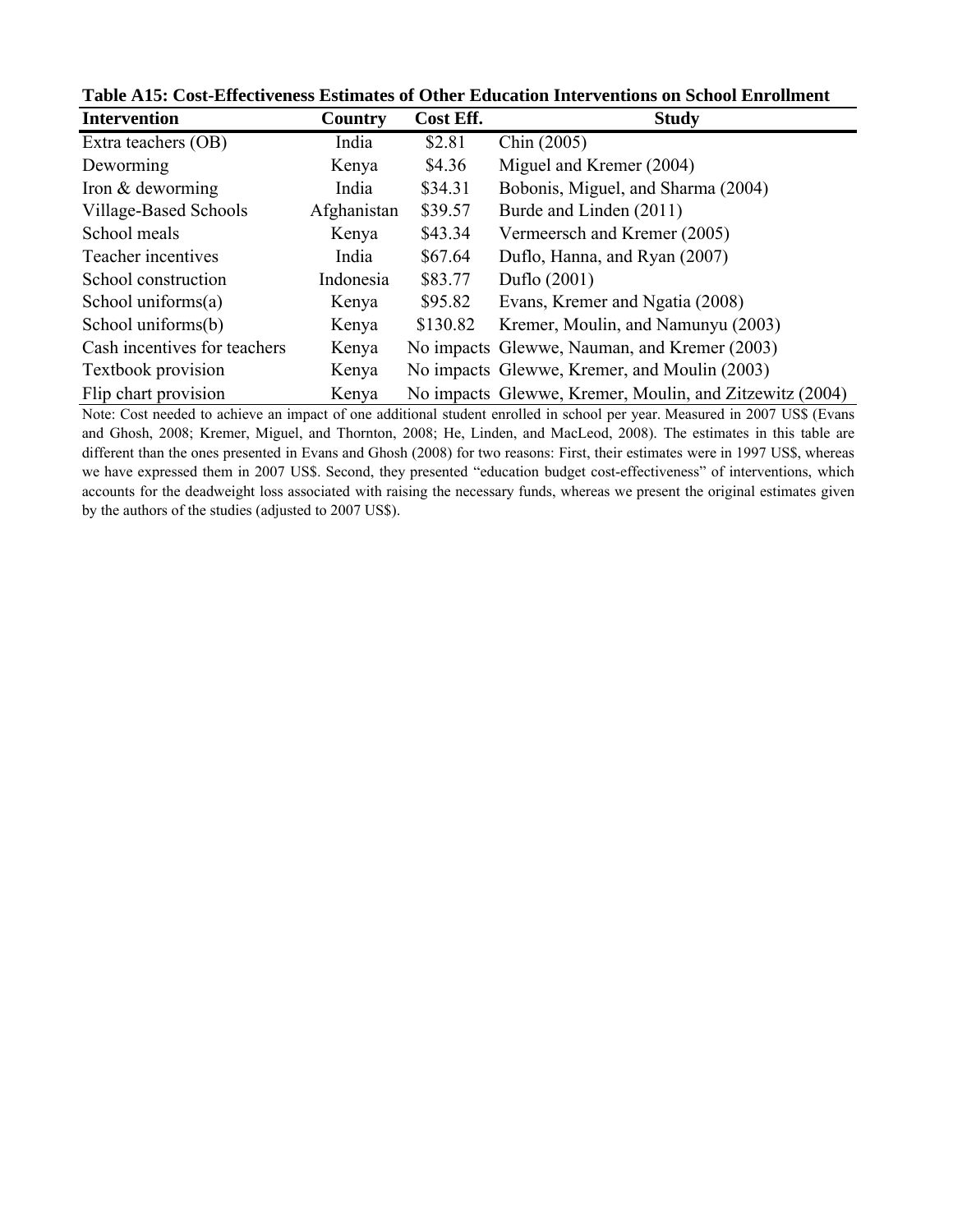**Table A15: Cost-Effectiveness Estimates of Other Education Interventions on School Enrollment**

| Intervention | Country | Cost Eff. | Study |
|---|---|---|---|
| Extra teachers (OB) | India | $2.81 | Chin (2005) |
| Deworming | Kenya | $4.36 | Miguel and Kremer (2004) |
| Iron & deworming | India | $34.31 | Bobonis, Miguel, and Sharma (2004) |
| Village-Based Schools | Afghanistan | $39.57 | Burde and Linden (2011) |
| School meals | Kenya | $43.34 | Vermeersch and Kremer (2005) |
| Teacher incentives | India | $67.64 | Duflo, Hanna, and Ryan (2007) |
| School construction | Indonesia | $83.77 | Duflo (2001) |
| School uniforms(a) | Kenya | $95.82 | Evans, Kremer and Ngatia (2008) |
| School uniforms(b) | Kenya | $130.82 | Kremer, Moulin, and Namunyu (2003) |
| Cash incentives for teachers | Kenya | No impacts | Glewwe, Nauman, and Kremer (2003) |
| Textbook provision | Kenya | No impacts | Glewwe, Kremer, and Moulin (2003) |
| Flip chart provision | Kenya | No impacts | Glewwe, Kremer, Moulin, and Zitzewitz (2004) |

Note: Cost needed to achieve an impact of one additional student enrolled in school per year. Measured in 2007 US$ (Evans and Ghosh, 2008; Kremer, Miguel, and Thornton, 2008; He, Linden, and MacLeod, 2008). The estimates in this table are different than the ones presented in Evans and Ghosh (2008) for two reasons: First, their estimates were in 1997 US$, whereas we have expressed them in 2007 US$. Second, they presented "education budget cost-effectiveness" of interventions, which accounts for the deadweight loss associated with raising the necessary funds, whereas we present the original estimates given by the authors of the studies (adjusted to 2007 US$).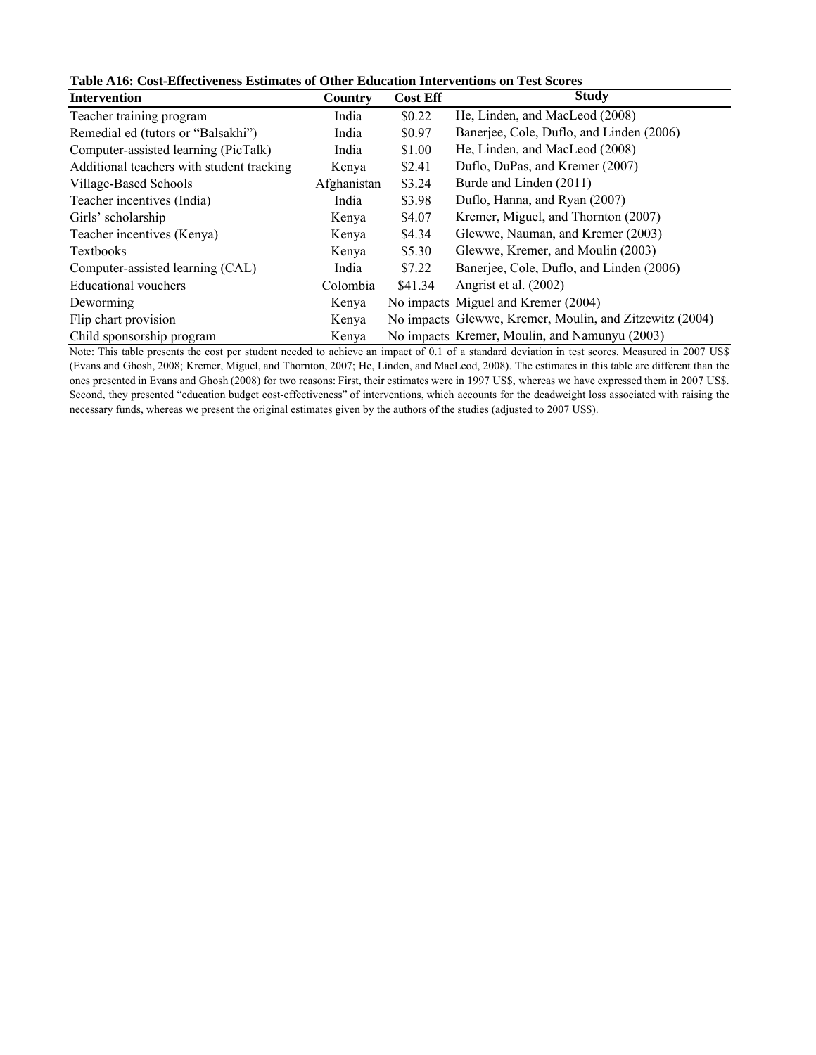**Table A16: Cost-Effectiveness Estimates of Other Education Interventions on Test Scores**

| Intervention | Country | Cost Eff | Study |
|---|---|---|---|
| Teacher training program | India | $0.22 | He, Linden, and MacLeod (2008) |
| Remedial ed (tutors or "Balsakhi") | India | $0.97 | Banerjee, Cole, Duflo, and Linden (2006) |
| Computer-assisted learning (PicTalk) | India | $1.00 | He, Linden, and MacLeod (2008) |
| Additional teachers with student tracking | Kenya | $2.41 | Duflo, DuPas, and Kremer (2007) |
| Village-Based Schools | Afghanistan | $3.24 | Burde and Linden (2011) |
| Teacher incentives (India) | India | $3.98 | Duflo, Hanna, and Ryan (2007) |
| Girls' scholarship | Kenya | $4.07 | Kremer, Miguel, and Thornton (2007) |
| Teacher incentives (Kenya) | Kenya | $4.34 | Glewwe, Nauman, and Kremer (2003) |
| Textbooks | Kenya | $5.30 | Glewwe, Kremer, and Moulin (2003) |
| Computer-assisted learning (CAL) | India | $7.22 | Banerjee, Cole, Duflo, and Linden (2006) |
| Educational vouchers | Colombia | $41.34 | Angrist et al. (2002) |
| Deworming | Kenya | No impacts | Miguel and Kremer (2004) |
| Flip chart provision | Kenya | No impacts | Glewwe, Kremer, Moulin, and Zitzewitz (2004) |
| Child sponsorship program | Kenya | No impacts | Kremer, Moulin, and Namunyu (2003) |

Note: This table presents the cost per student needed to achieve an impact of 0.1 of a standard deviation in test scores. Measured in 2007 US$ (Evans and Ghosh, 2008; Kremer, Miguel, and Thornton, 2007; He, Linden, and MacLeod, 2008). The estimates in this table are different than the ones presented in Evans and Ghosh (2008) for two reasons: First, their estimates were in 1997 US$, whereas we have expressed them in 2007 US$. Second, they presented "education budget cost-effectiveness" of interventions, which accounts for the deadweight loss associated with raising the necessary funds, whereas we present the original estimates given by the authors of the studies (adjusted to 2007 US$).